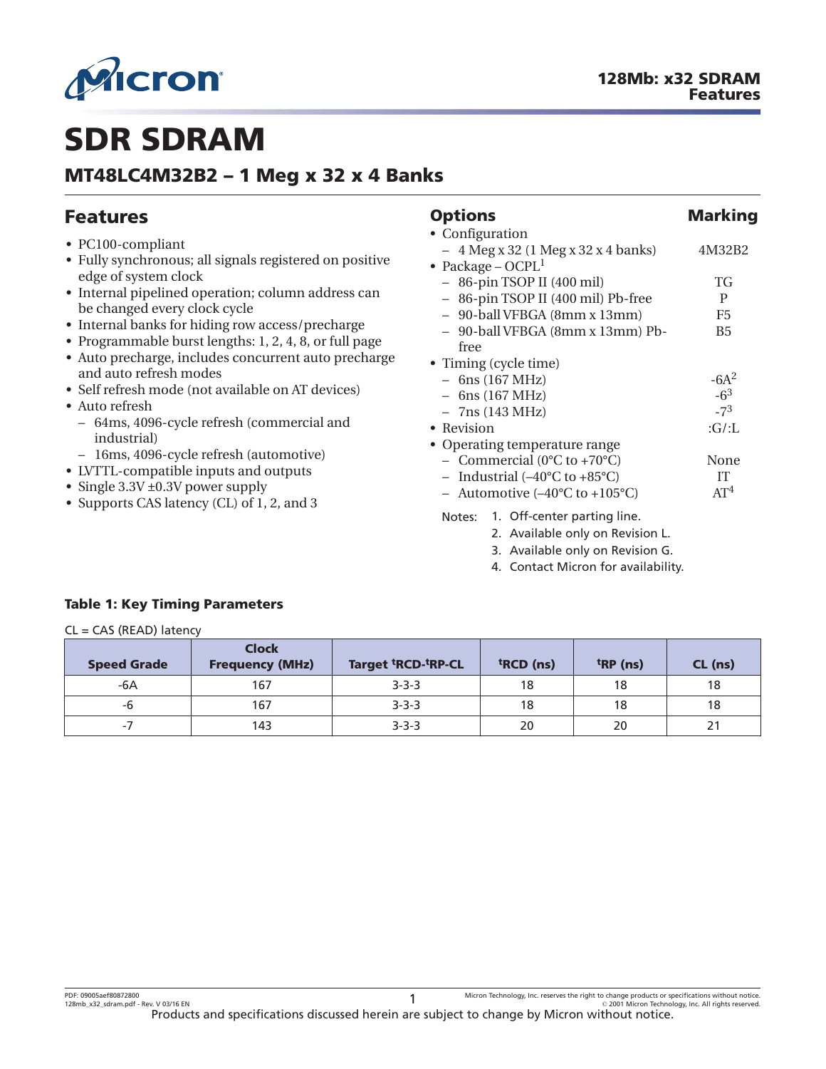# SDR SDRAM

## MT48LC4M32B2 – 1 Meg x 32 x 4 Banks

## Features

- PC100-compliant
- Fully synchronous; all signals registered on positive edge of system clock
- Internal pipelined operation; column address can be changed every clock cycle
- Internal banks for hiding row access/precharge
- Programmable burst lengths: 1, 2, 4, 8, or full page
- Auto precharge, includes concurrent auto precharge and auto refresh modes
- Self refresh mode (not available on AT devices)
- Auto refresh
  - 64ms, 4096-cycle refresh (commercial and industrial)
  - 16ms, 4096-cycle refresh (automotive)
- LVTTL-compatible inputs and outputs
- Single 3.3V ±0.3V power supply
- Supports CAS latency (CL) of 1, 2, and 3

## Options

| Options | Marking |
|---|---|
| • Configuration | |
| – 4 Meg x 32 (1 Meg x 32 x 4 banks) | 4M32B2 |
| • Package – OCPL[1] | |
| – 86-pin TSOP II (400 mil) | TG |
| – 86-pin TSOP II (400 mil) Pb-free | P |
| – 90-ball VFBGA (8mm x 13mm) | F5 |
| – 90-ball VFBGA (8mm x 13mm) Pb-free | B5 |
| • Timing (cycle time) | |
| – 6ns (167 MHz) | -6A[2] |
| – 6ns (167 MHz) | -6[3] |
| – 7ns (143 MHz) | -7[3] |
| • Revision | :G/:L |
| • Operating temperature range | |
| – Commercial (0°C to +70°C) | None |
| – Industrial (–40°C to +85°C) | IT |
| – Automotive (–40°C to +105°C) | AT[4] |

Notes:
1. Off-center parting line.
2. Available only on Revision L.
3. Available only on Revision G.
4. Contact Micron for availability.

**Table 1: Key Timing Parameters**

CL = CAS (READ) latency

| Speed Grade | Clock Frequency (MHz) | Target tRCD-tRP-CL | tRCD (ns) | tRP (ns) | CL (ns) |
|---|---|---|---|---|---|
| -6A | 167 | 3-3-3 | 18 | 18 | 18 |
| -6 | 167 | 3-3-3 | 18 | 18 | 18 |
| -7 | 143 | 3-3-3 | 20 | 20 | 21 |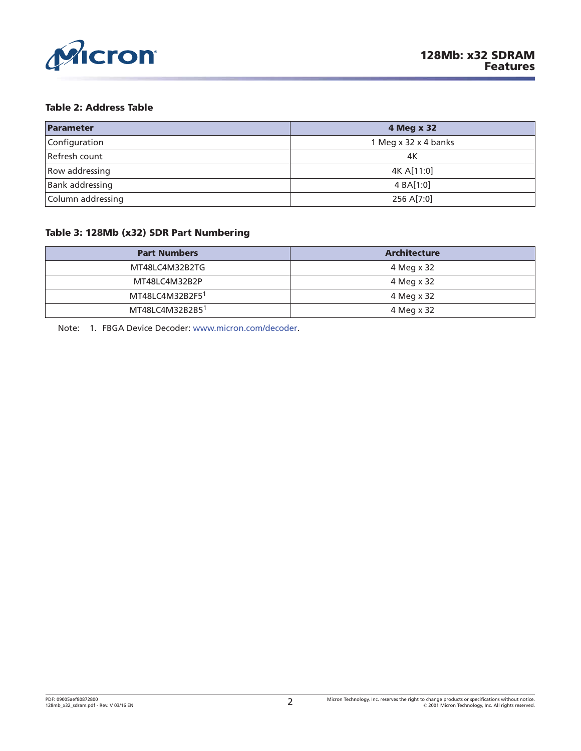**Table 2: Address Table**

| Parameter | 4 Meg x 32 |
| --- | --- |
| Configuration | 1 Meg x 32 x 4 banks |
| Refresh count | 4K |
| Row addressing | 4K A[11:0] |
| Bank addressing | 4 BA[1:0] |
| Column addressing | 256 A[7:0] |

**Table 3: 128Mb (x32) SDR Part Numbering**

| Part Numbers | Architecture |
| --- | --- |
| MT48LC4M32B2TG | 4 Meg x 32 |
| MT48LC4M32B2P | 4 Meg x 32 |
| MT48LC4M32B2F5[1] | 4 Meg x 32 |
| MT48LC4M32B2B5[1] | 4 Meg x 32 |

Note: 1. FBGA Device Decoder: www.micron.com/decoder.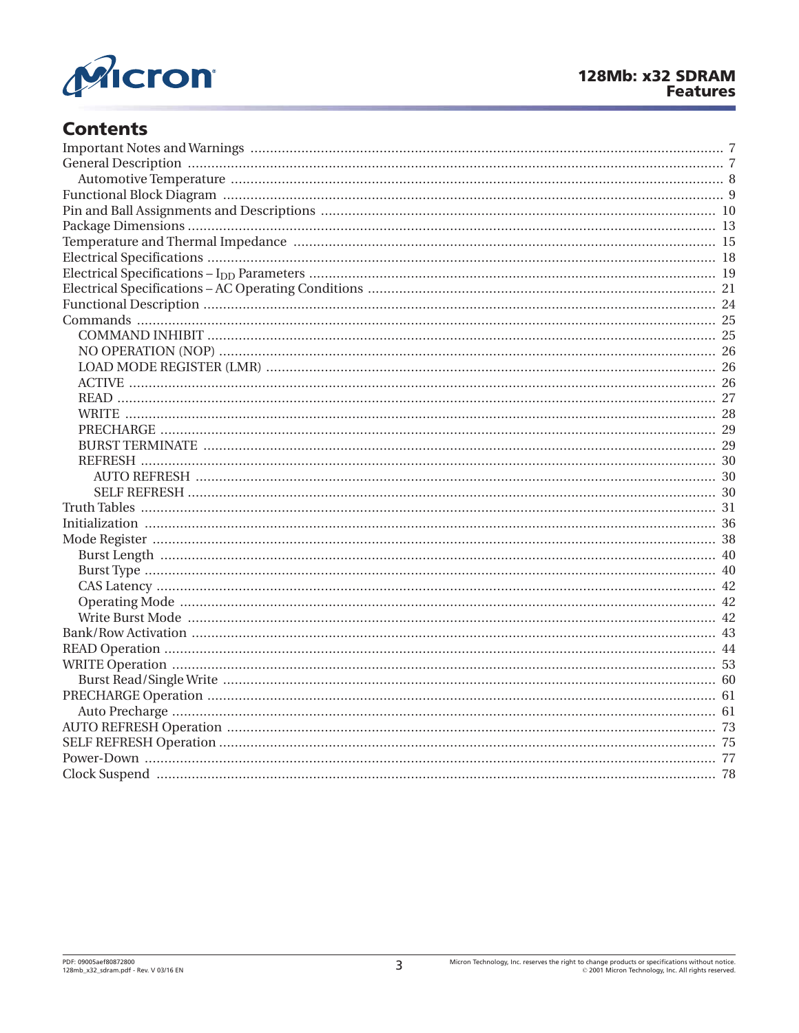## Contents

- Important Notes and Warnings ... 7
- General Description ... 7
  - Automotive Temperature ... 8
- Functional Block Diagram ... 9
- Pin and Ball Assignments and Descriptions ... 10
- Package Dimensions ... 13
- Temperature and Thermal Impedance ... 15
- Electrical Specifications ... 18
- Electrical Specifications – $I_{DD}$ Parameters ... 19
- Electrical Specifications – AC Operating Conditions ... 21
- Functional Description ... 24
- Commands ... 25
  - COMMAND INHIBIT ... 25
  - NO OPERATION (NOP) ... 26
  - LOAD MODE REGISTER (LMR) ... 26
  - ACTIVE ... 26
  - READ ... 27
  - WRITE ... 28
  - PRECHARGE ... 29
  - BURST TERMINATE ... 29
  - REFRESH ... 30
    - AUTO REFRESH ... 30
    - SELF REFRESH ... 30
- Truth Tables ... 31
- Initialization ... 36
- Mode Register ... 38
  - Burst Length ... 40
  - Burst Type ... 40
  - CAS Latency ... 42
  - Operating Mode ... 42
  - Write Burst Mode ... 42
- Bank/Row Activation ... 43
- READ Operation ... 44
- WRITE Operation ... 53
  - Burst Read/Single Write ... 60
- PRECHARGE Operation ... 61
  - Auto Precharge ... 61
- AUTO REFRESH Operation ... 73
- SELF REFRESH Operation ... 75
- Power-Down ... 77
- Clock Suspend ... 78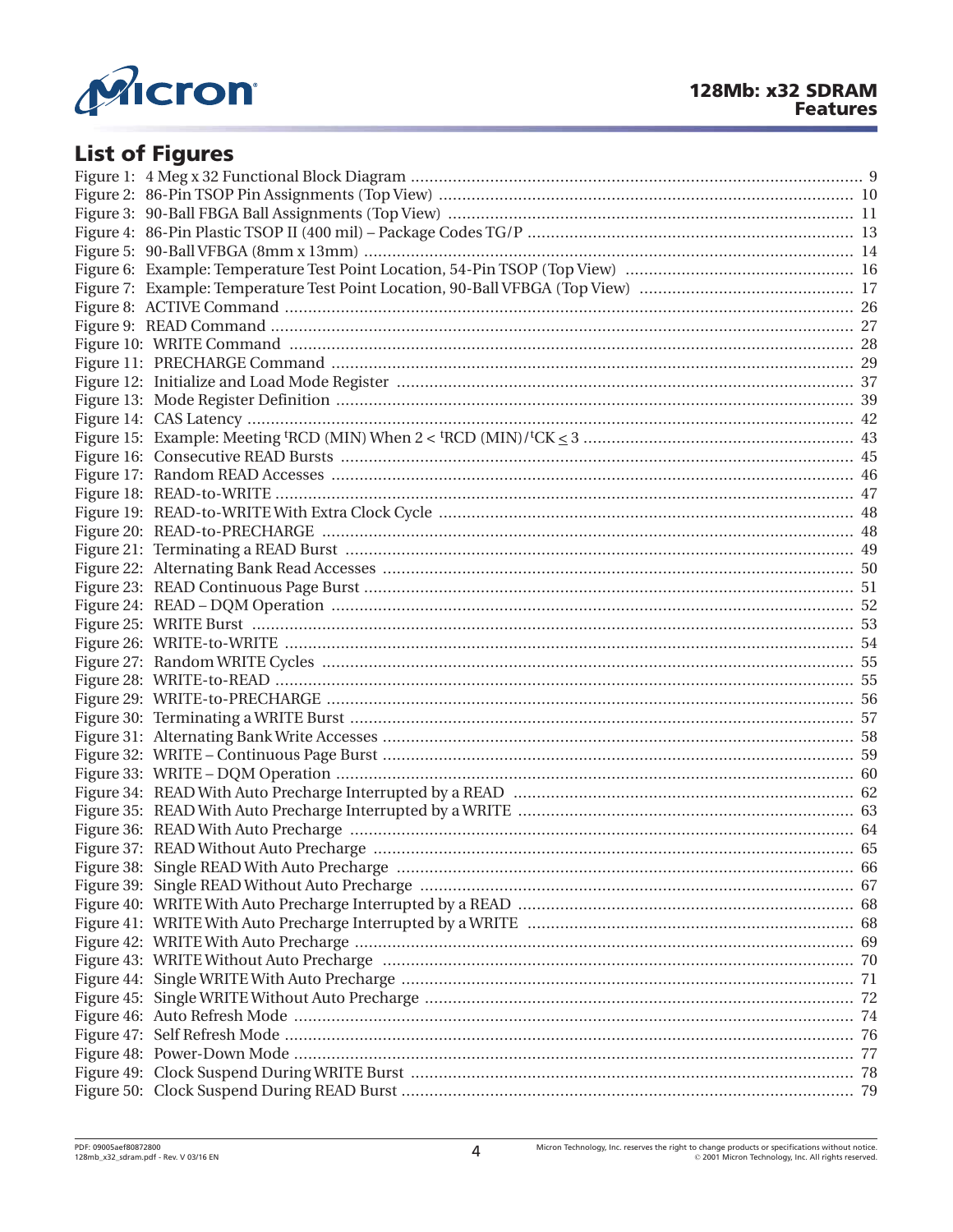## List of Figures

Figure 1: 4 Meg x 32 Functional Block Diagram ........ 9
Figure 2: 86-Pin TSOP Pin Assignments (Top View) ........ 10
Figure 3: 90-Ball FBGA Ball Assignments (Top View) ........ 11
Figure 4: 86-Pin Plastic TSOP II (400 mil) – Package Codes TG/P ........ 13
Figure 5: 90-Ball VFBGA (8mm x 13mm) ........ 14
Figure 6: Example: Temperature Test Point Location, 54-Pin TSOP (Top View) ........ 16
Figure 7: Example: Temperature Test Point Location, 90-Ball VFBGA (Top View) ........ 17
Figure 8: ACTIVE Command ........ 26
Figure 9: READ Command ........ 27
Figure 10: WRITE Command ........ 28
Figure 11: PRECHARGE Command ........ 29
Figure 12: Initialize and Load Mode Register ........ 37
Figure 13: Mode Register Definition ........ 39
Figure 14: CAS Latency ........ 42
Figure 15: Example: Meeting $^{t}$RCD (MIN) When 2 < $^{t}$RCD (MIN)/$^{t}$CK ≤ 3 ........ 43
Figure 16: Consecutive READ Bursts ........ 45
Figure 17: Random READ Accesses ........ 46
Figure 18: READ-to-WRITE ........ 47
Figure 19: READ-to-WRITE With Extra Clock Cycle ........ 48
Figure 20: READ-to-PRECHARGE ........ 48
Figure 21: Terminating a READ Burst ........ 49
Figure 22: Alternating Bank Read Accesses ........ 50
Figure 23: READ Continuous Page Burst ........ 51
Figure 24: READ – DQM Operation ........ 52
Figure 25: WRITE Burst ........ 53
Figure 26: WRITE-to-WRITE ........ 54
Figure 27: Random WRITE Cycles ........ 55
Figure 28: WRITE-to-READ ........ 55
Figure 29: WRITE-to-PRECHARGE ........ 56
Figure 30: Terminating a WRITE Burst ........ 57
Figure 31: Alternating Bank Write Accesses ........ 58
Figure 32: WRITE – Continuous Page Burst ........ 59
Figure 33: WRITE – DQM Operation ........ 60
Figure 34: READ With Auto Precharge Interrupted by a READ ........ 62
Figure 35: READ With Auto Precharge Interrupted by a WRITE ........ 63
Figure 36: READ With Auto Precharge ........ 64
Figure 37: READ Without Auto Precharge ........ 65
Figure 38: Single READ With Auto Precharge ........ 66
Figure 39: Single READ Without Auto Precharge ........ 67
Figure 40: WRITE With Auto Precharge Interrupted by a READ ........ 68
Figure 41: WRITE With Auto Precharge Interrupted by a WRITE ........ 68
Figure 42: WRITE With Auto Precharge ........ 69
Figure 43: WRITE Without Auto Precharge ........ 70
Figure 44: Single WRITE With Auto Precharge ........ 71
Figure 45: Single WRITE Without Auto Precharge ........ 72
Figure 46: Auto Refresh Mode ........ 74
Figure 47: Self Refresh Mode ........ 76
Figure 48: Power-Down Mode ........ 77
Figure 49: Clock Suspend During WRITE Burst ........ 78
Figure 50: Clock Suspend During READ Burst ........ 79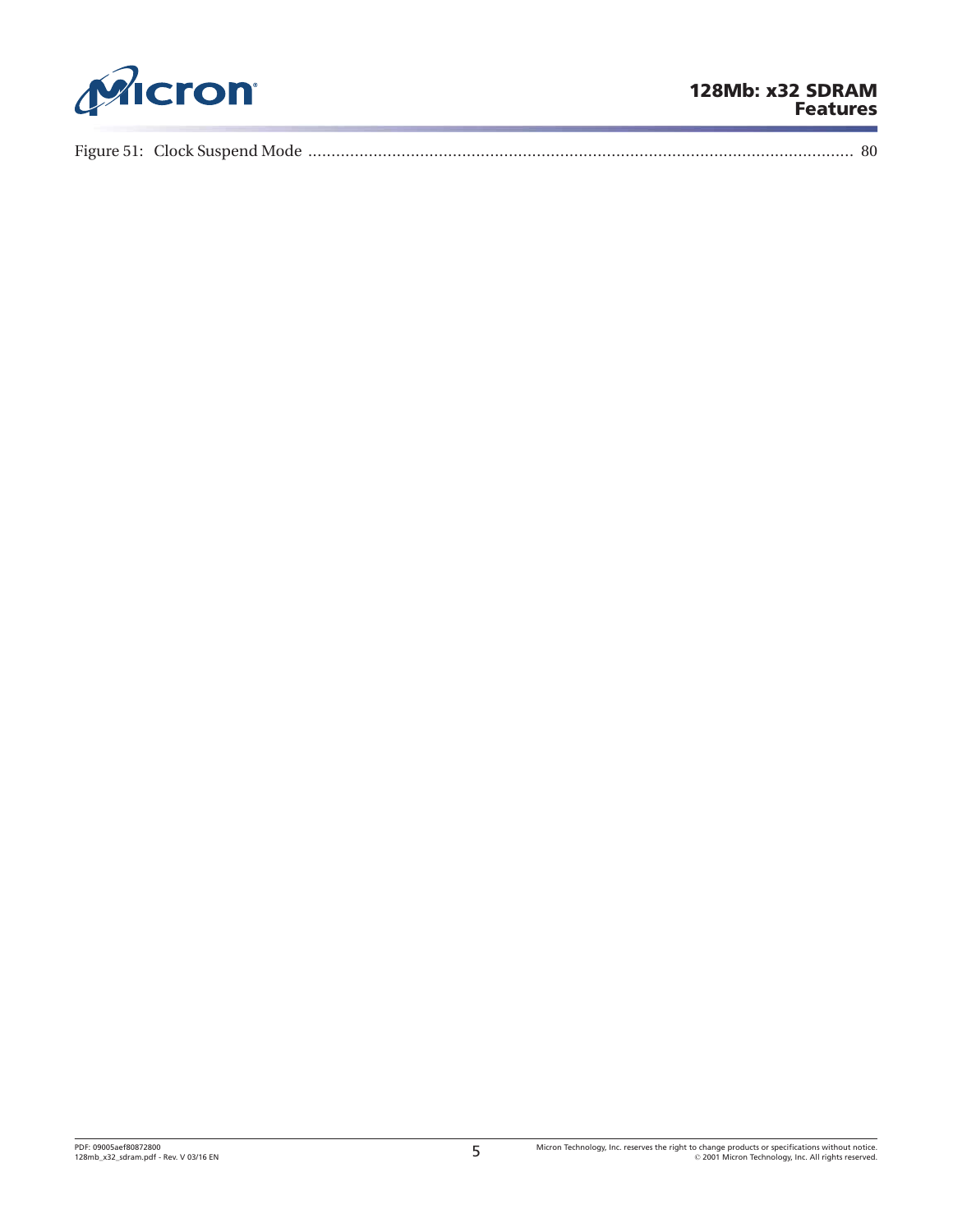Figure 51: Clock Suspend Mode ........................................................................................................................ 80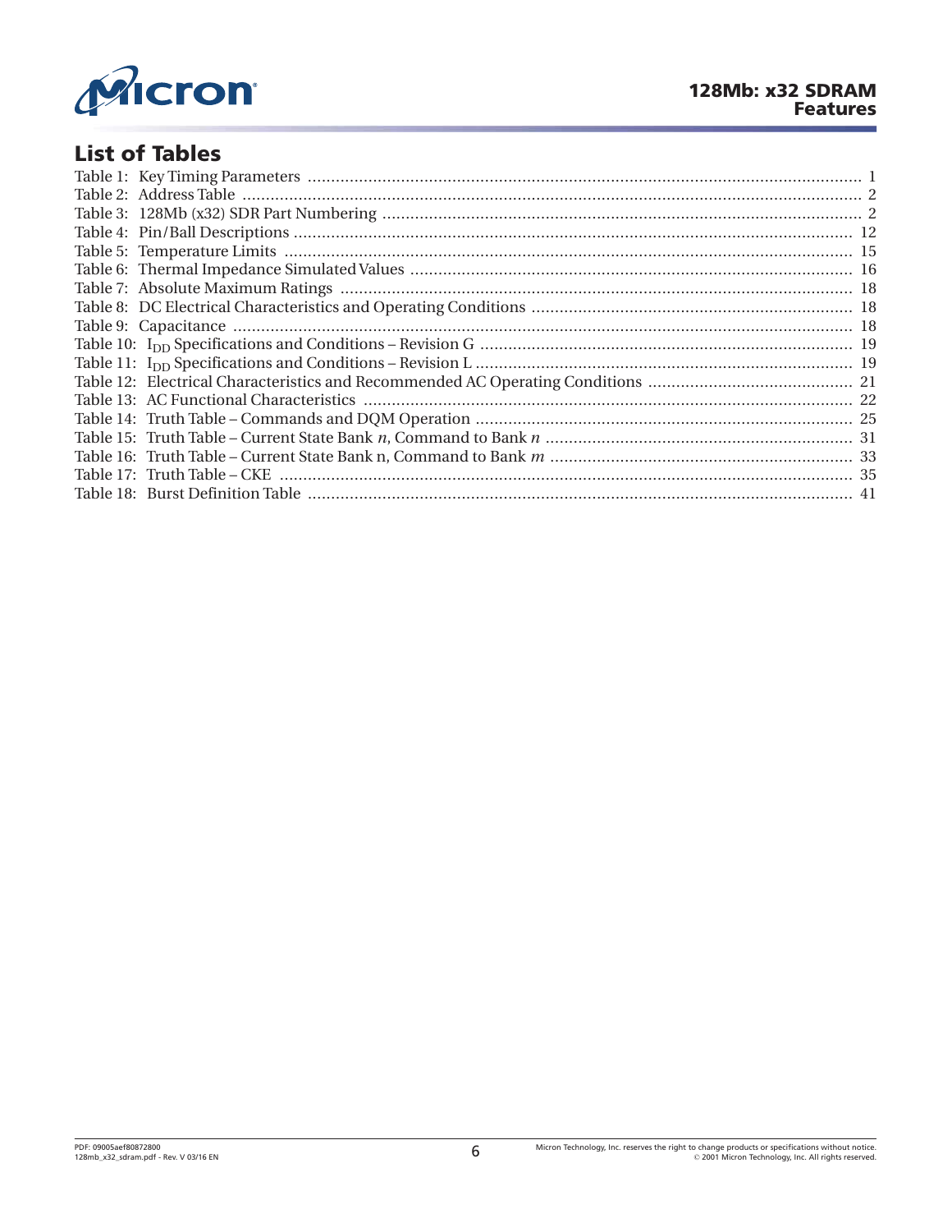## List of Tables

Table 1: Key Timing Parameters ..................................................... 1
Table 2: Address Table ..................................................... 2
Table 3: 128Mb (x32) SDR Part Numbering ..................................................... 2
Table 4: Pin/Ball Descriptions ..................................................... 12
Table 5: Temperature Limits ..................................................... 15
Table 6: Thermal Impedance Simulated Values ..................................................... 16
Table 7: Absolute Maximum Ratings ..................................................... 18
Table 8: DC Electrical Characteristics and Operating Conditions ..................................................... 18
Table 9: Capacitance ..................................................... 18
Table 10: $I_{DD}$ Specifications and Conditions – Revision G ..................................................... 19
Table 11: $I_{DD}$ Specifications and Conditions – Revision L ..................................................... 19
Table 12: Electrical Characteristics and Recommended AC Operating Conditions ..................................................... 21
Table 13: AC Functional Characteristics ..................................................... 22
Table 14: Truth Table – Commands and DQM Operation ..................................................... 25
Table 15: Truth Table – Current State Bank *n*, Command to Bank *n* ..................................................... 31
Table 16: Truth Table – Current State Bank n, Command to Bank *m* ..................................................... 33
Table 17: Truth Table – CKE ..................................................... 35
Table 18: Burst Definition Table ..................................................... 41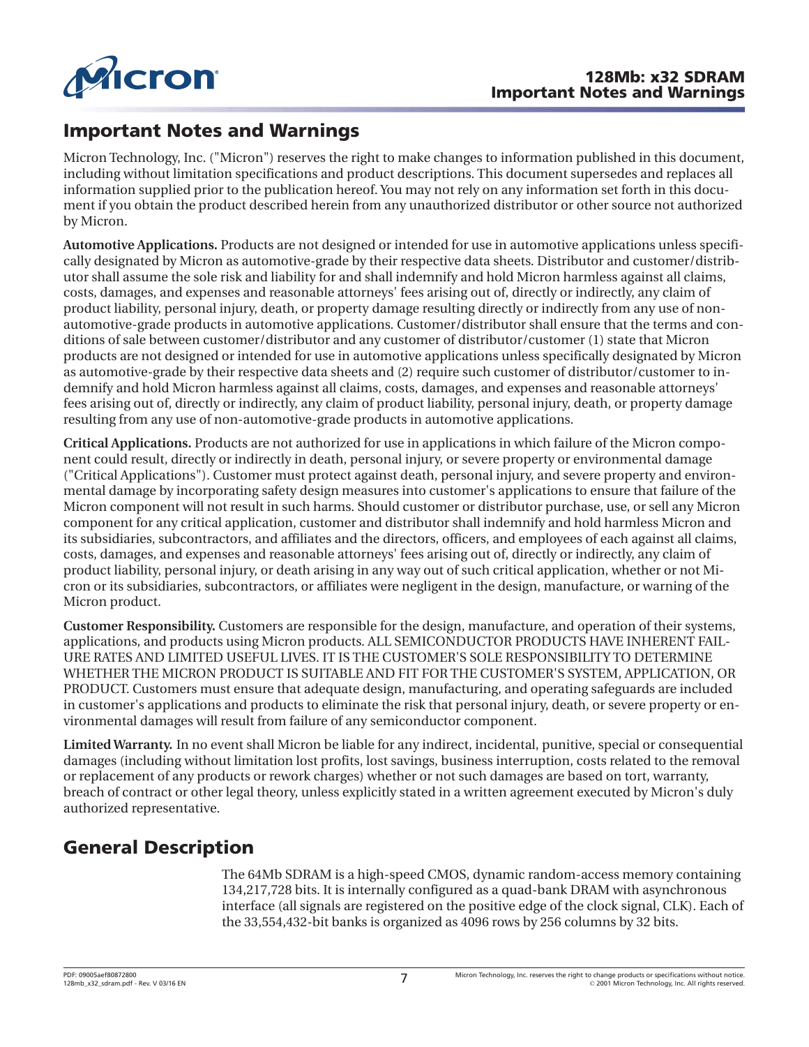## Important Notes and Warnings

Micron Technology, Inc. ("Micron") reserves the right to make changes to information published in this document, including without limitation specifications and product descriptions. This document supersedes and replaces all information supplied prior to the publication hereof. You may not rely on any information set forth in this document if you obtain the product described herein from any unauthorized distributor or other source not authorized by Micron.

**Automotive Applications.** Products are not designed or intended for use in automotive applications unless specifically designated by Micron as automotive-grade by their respective data sheets. Distributor and customer/distributor shall assume the sole risk and liability for and shall indemnify and hold Micron harmless against all claims, costs, damages, and expenses and reasonable attorneys' fees arising out of, directly or indirectly, any claim of product liability, personal injury, death, or property damage resulting directly or indirectly from any use of non-automotive-grade products in automotive applications. Customer/distributor shall ensure that the terms and conditions of sale between customer/distributor and any customer of distributor/customer (1) state that Micron products are not designed or intended for use in automotive applications unless specifically designated by Micron as automotive-grade by their respective data sheets and (2) require such customer of distributor/customer to indemnify and hold Micron harmless against all claims, costs, damages, and expenses and reasonable attorneys' fees arising out of, directly or indirectly, any claim of product liability, personal injury, death, or property damage resulting from any use of non-automotive-grade products in automotive applications.

**Critical Applications.** Products are not authorized for use in applications in which failure of the Micron component could result, directly or indirectly in death, personal injury, or severe property or environmental damage ("Critical Applications"). Customer must protect against death, personal injury, and severe property and environmental damage by incorporating safety design measures into customer's applications to ensure that failure of the Micron component will not result in such harms. Should customer or distributor purchase, use, or sell any Micron component for any critical application, customer and distributor shall indemnify and hold harmless Micron and its subsidiaries, subcontractors, and affiliates and the directors, officers, and employees of each against all claims, costs, damages, and expenses and reasonable attorneys' fees arising out of, directly or indirectly, any claim of product liability, personal injury, or death arising in any way out of such critical application, whether or not Micron or its subsidiaries, subcontractors, or affiliates were negligent in the design, manufacture, or warning of the Micron product.

**Customer Responsibility.** Customers are responsible for the design, manufacture, and operation of their systems, applications, and products using Micron products. ALL SEMICONDUCTOR PRODUCTS HAVE INHERENT FAILURE RATES AND LIMITED USEFUL LIVES. IT IS THE CUSTOMER'S SOLE RESPONSIBILITY TO DETERMINE WHETHER THE MICRON PRODUCT IS SUITABLE AND FIT FOR THE CUSTOMER'S SYSTEM, APPLICATION, OR PRODUCT. Customers must ensure that adequate design, manufacturing, and operating safeguards are included in customer's applications and products to eliminate the risk that personal injury, death, or severe property or environmental damages will result from failure of any semiconductor component.

**Limited Warranty.** In no event shall Micron be liable for any indirect, incidental, punitive, special or consequential damages (including without limitation lost profits, lost savings, business interruption, costs related to the removal or replacement of any products or rework charges) whether or not such damages are based on tort, warranty, breach of contract or other legal theory, unless explicitly stated in a written agreement executed by Micron's duly authorized representative.

## General Description

The 64Mb SDRAM is a high-speed CMOS, dynamic random-access memory containing 134,217,728 bits. It is internally configured as a quad-bank DRAM with asynchronous interface (all signals are registered on the positive edge of the clock signal, CLK). Each of the 33,554,432-bit banks is organized as 4096 rows by 256 columns by 32 bits.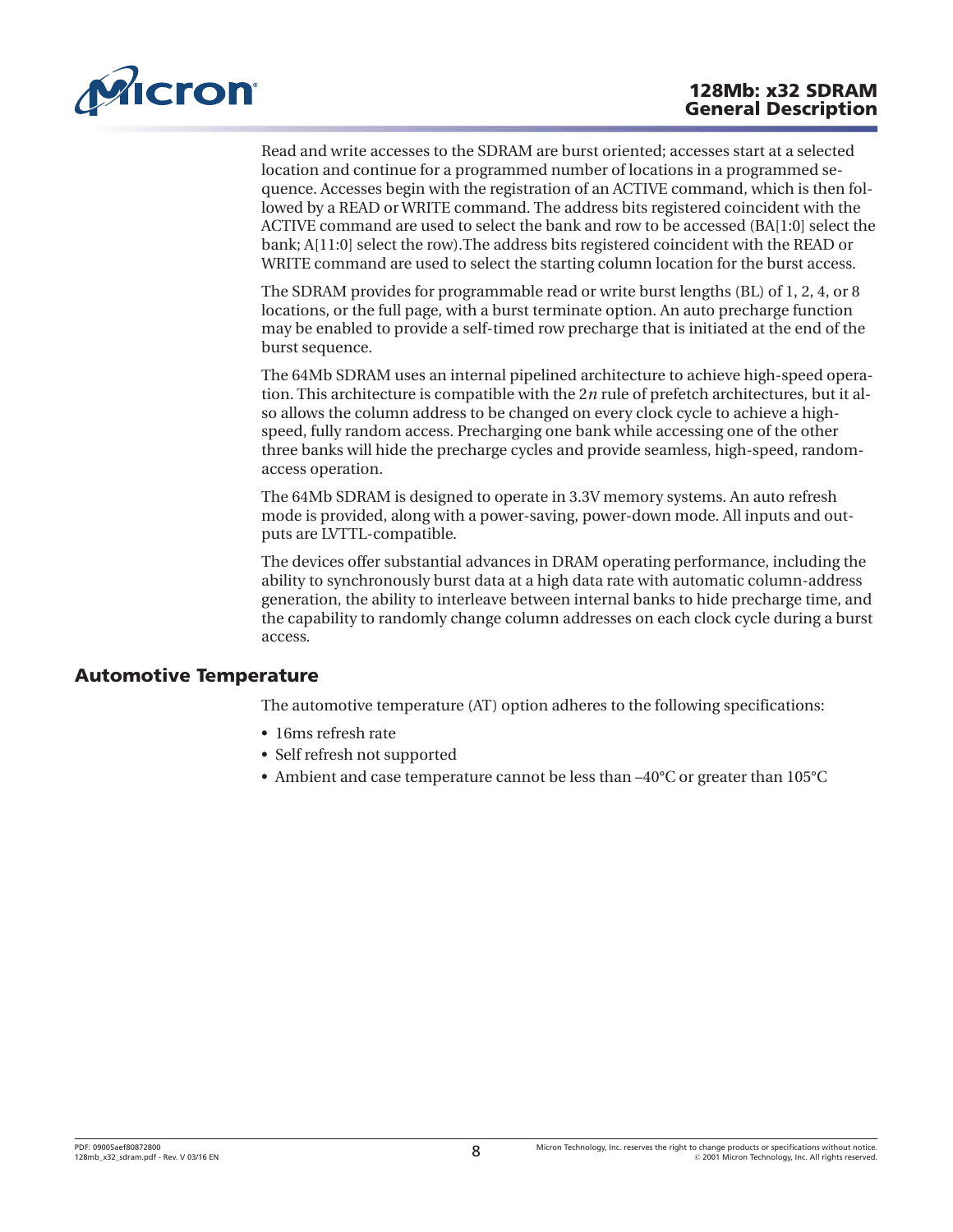Read and write accesses to the SDRAM are burst oriented; accesses start at a selected location and continue for a programmed number of locations in a programmed sequence. Accesses begin with the registration of an ACTIVE command, which is then followed by a READ or WRITE command. The address bits registered coincident with the ACTIVE command are used to select the bank and row to be accessed (BA[1:0] select the bank; A[11:0] select the row).The address bits registered coincident with the READ or WRITE command are used to select the starting column location for the burst access.

The SDRAM provides for programmable read or write burst lengths (BL) of 1, 2, 4, or 8 locations, or the full page, with a burst terminate option. An auto precharge function may be enabled to provide a self-timed row precharge that is initiated at the end of the burst sequence.

The 64Mb SDRAM uses an internal pipelined architecture to achieve high-speed operation. This architecture is compatible with the 2*n* rule of prefetch architectures, but it also allows the column address to be changed on every clock cycle to achieve a high-speed, fully random access. Precharging one bank while accessing one of the other three banks will hide the precharge cycles and provide seamless, high-speed, random-access operation.

The 64Mb SDRAM is designed to operate in 3.3V memory systems. An auto refresh mode is provided, along with a power-saving, power-down mode. All inputs and outputs are LVTTL-compatible.

The devices offer substantial advances in DRAM operating performance, including the ability to synchronously burst data at a high data rate with automatic column-address generation, the ability to interleave between internal banks to hide precharge time, and the capability to randomly change column addresses on each clock cycle during a burst access.

## Automotive Temperature

The automotive temperature (AT) option adheres to the following specifications:

- 16ms refresh rate
- Self refresh not supported
- Ambient and case temperature cannot be less than –40°C or greater than 105°C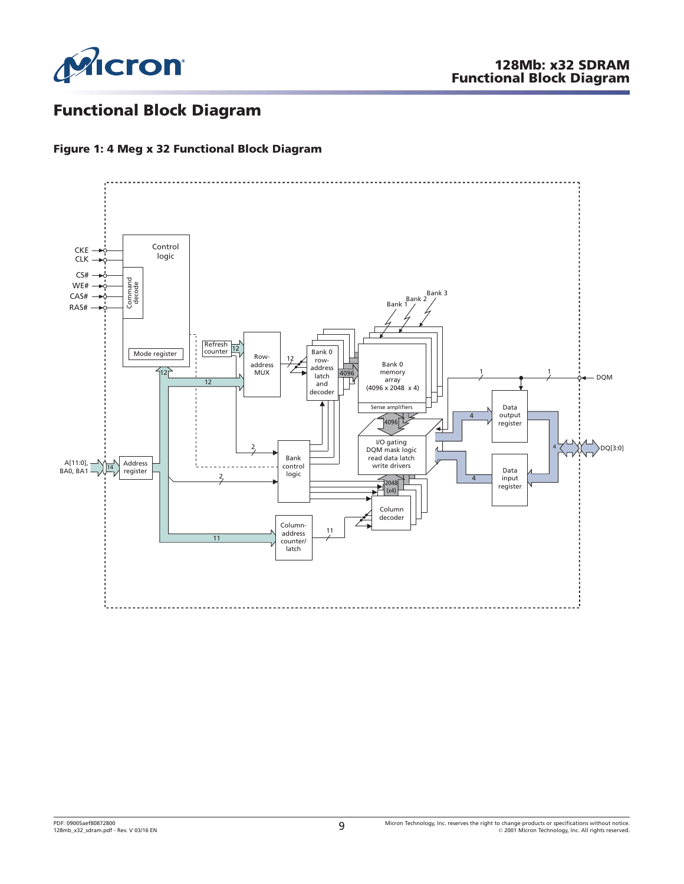## Functional Block Diagram

**Figure 1: 4 Meg x 32 Functional Block Diagram**

CKE
CLK
CS#
WE#
CAS#
RAS#

Control logic

Command decode

Mode register

Refresh counter

Row-address MUX

Bank 0 row-address latch and decoder

Bank 0 memory array (4096 x 2048 x 4)

Bank 1
Bank 2
Bank 3

Sense amplifiers

I/O gating DQM mask logic read data latch write drivers

Bank control logic

Column-address counter/ latch

Column decoder

Data output register

Data input register

Address register

A[11:0], BA0, BA1

DQM

DQ[3:0]

12
12
12
12
4096
4096
2048 (x4)
2
2
11
11
14
1
1
4
4
4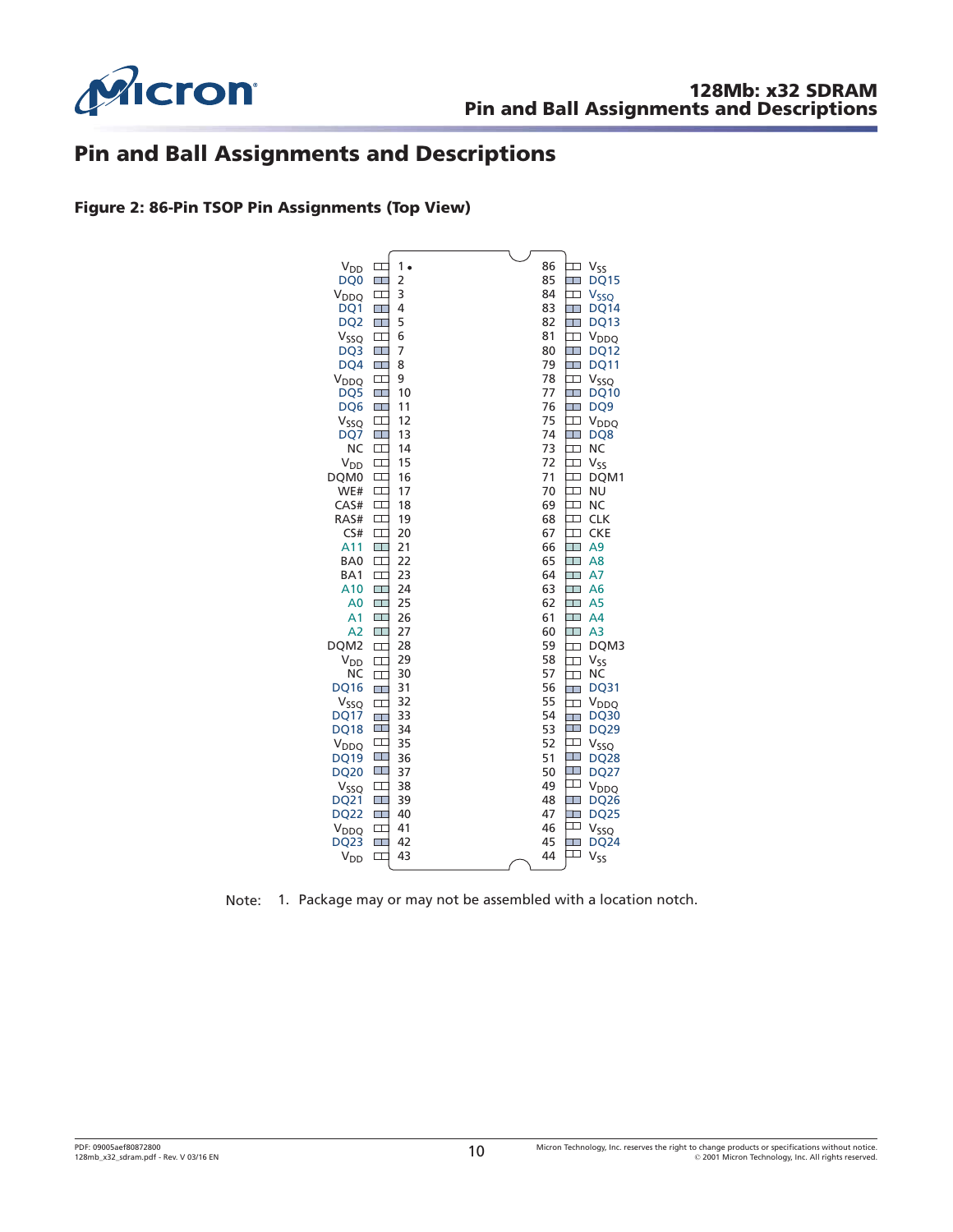# Pin and Ball Assignments and Descriptions

**Figure 2: 86-Pin TSOP Pin Assignments (Top View)**

| Signal | Pin | Pin | Signal |
|---|---|---|---|
| $V_{DD}$ | 1 | 86 | $V_{SS}$ |
| DQ0 | 2 | 85 | DQ15 |
| $V_{DDQ}$ | 3 | 84 | $V_{SSQ}$ |
| DQ1 | 4 | 83 | DQ14 |
| DQ2 | 5 | 82 | DQ13 |
| $V_{SSQ}$ | 6 | 81 | $V_{DDQ}$ |
| DQ3 | 7 | 80 | DQ12 |
| DQ4 | 8 | 79 | DQ11 |
| $V_{DDQ}$ | 9 | 78 | $V_{SSQ}$ |
| DQ5 | 10 | 77 | DQ10 |
| DQ6 | 11 | 76 | DQ9 |
| $V_{SSQ}$ | 12 | 75 | $V_{DDQ}$ |
| DQ7 | 13 | 74 | DQ8 |
| NC | 14 | 73 | NC |
| $V_{DD}$ | 15 | 72 | $V_{SS}$ |
| DQM0 | 16 | 71 | DQM1 |
| WE# | 17 | 70 | NU |
| CAS# | 18 | 69 | NC |
| RAS# | 19 | 68 | CLK |
| CS# | 20 | 67 | CKE |
| A11 | 21 | 66 | A9 |
| BA0 | 22 | 65 | A8 |
| BA1 | 23 | 64 | A7 |
| A10 | 24 | 63 | A6 |
| A0 | 25 | 62 | A5 |
| A1 | 26 | 61 | A4 |
| A2 | 27 | 60 | A3 |
| DQM2 | 28 | 59 | DQM3 |
| $V_{DD}$ | 29 | 58 | $V_{SS}$ |
| NC | 30 | 57 | NC |
| DQ16 | 31 | 56 | DQ31 |
| $V_{SSQ}$ | 32 | 55 | $V_{DDQ}$ |
| DQ17 | 33 | 54 | DQ30 |
| DQ18 | 34 | 53 | DQ29 |
| $V_{DDQ}$ | 35 | 52 | $V_{SSQ}$ |
| DQ19 | 36 | 51 | DQ28 |
| DQ20 | 37 | 50 | DQ27 |
| $V_{SSQ}$ | 38 | 49 | $V_{DDQ}$ |
| DQ21 | 39 | 48 | DQ26 |
| DQ22 | 40 | 47 | DQ25 |
| $V_{DDQ}$ | 41 | 46 | $V_{SSQ}$ |
| DQ23 | 42 | 45 | DQ24 |
| $V_{DD}$ | 43 | 44 | $V_{SS}$ |

Note: 1. Package may or may not be assembled with a location notch.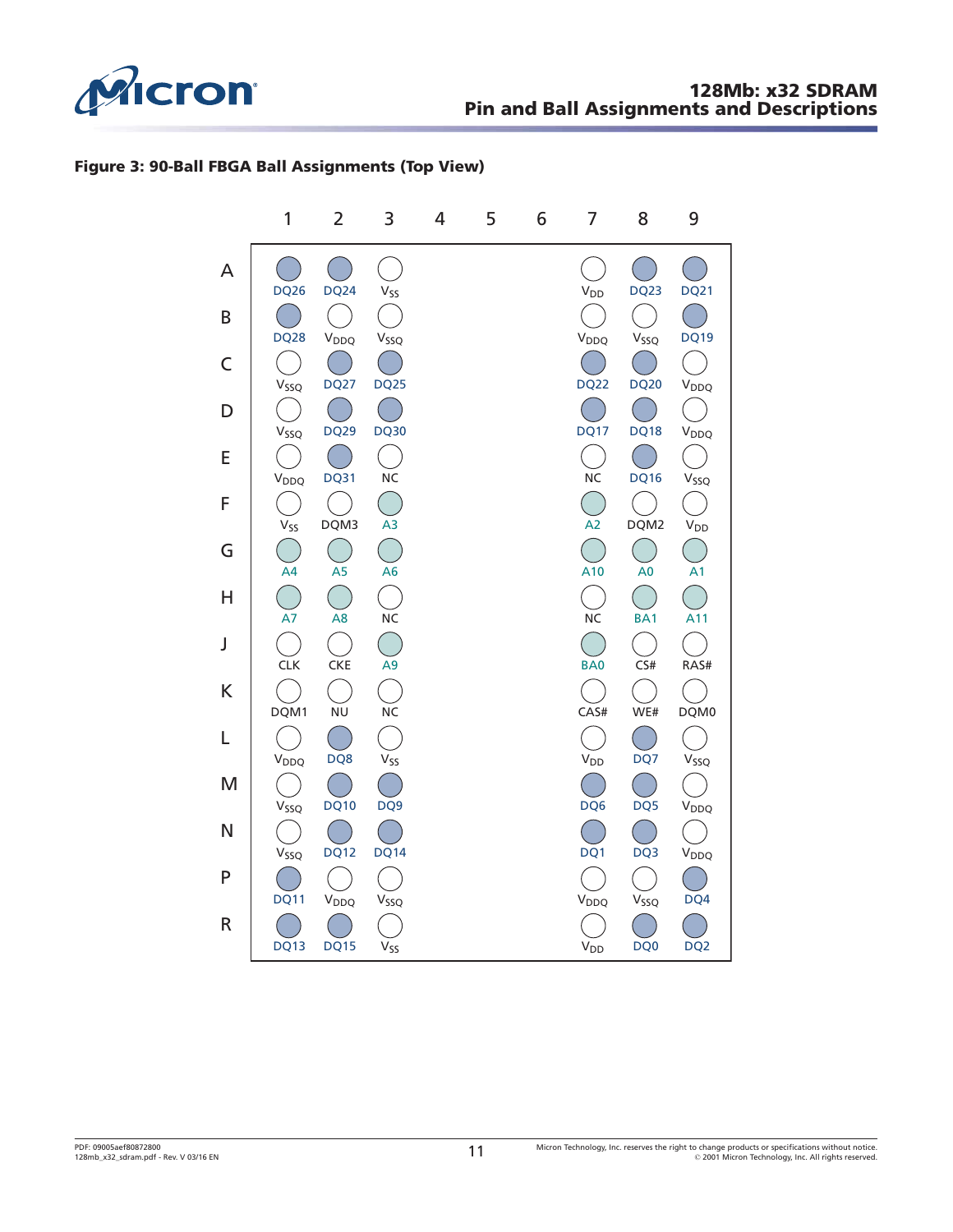**Figure 3: 90-Ball FBGA Ball Assignments (Top View)**

| | 1 | 2 | 3 | 4 | 5 | 6 | 7 | 8 | 9 |
|---|---|---|---|---|---|---|---|---|---|
| A | DQ26 | DQ24 | $V_{SS}$ | | | | $V_{DD}$ | DQ23 | DQ21 |
| B | DQ28 | $V_{DDQ}$ | $V_{SSQ}$ | | | | $V_{DDQ}$ | $V_{SSQ}$ | DQ19 |
| C | $V_{SSQ}$ | DQ27 | DQ25 | | | | DQ22 | DQ20 | $V_{DDQ}$ |
| D | $V_{SSQ}$ | DQ29 | DQ30 | | | | DQ17 | DQ18 | $V_{DDQ}$ |
| E | $V_{DDQ}$ | DQ31 | NC | | | | NC | DQ16 | $V_{SSQ}$ |
| F | $V_{SS}$ | DQM3 | A3 | | | | A2 | DQM2 | $V_{DD}$ |
| G | A4 | A5 | A6 | | | | A10 | A0 | A1 |
| H | A7 | A8 | NC | | | | NC | BA1 | A11 |
| J | CLK | CKE | A9 | | | | BA0 | CS# | RAS# |
| K | DQM1 | NU | NC | | | | CAS# | WE# | DQM0 |
| L | $V_{DDQ}$ | DQ8 | $V_{SS}$ | | | | $V_{DD}$ | DQ7 | $V_{SSQ}$ |
| M | $V_{SSQ}$ | DQ10 | DQ9 | | | | DQ6 | DQ5 | $V_{DDQ}$ |
| N | $V_{SSQ}$ | DQ12 | DQ14 | | | | DQ1 | DQ3 | $V_{DDQ}$ |
| P | DQ11 | $V_{DDQ}$ | $V_{SSQ}$ | | | | $V_{DDQ}$ | $V_{SSQ}$ | DQ4 |
| R | DQ13 | DQ15 | $V_{SS}$ | | | | $V_{DD}$ | DQ0 | DQ2 |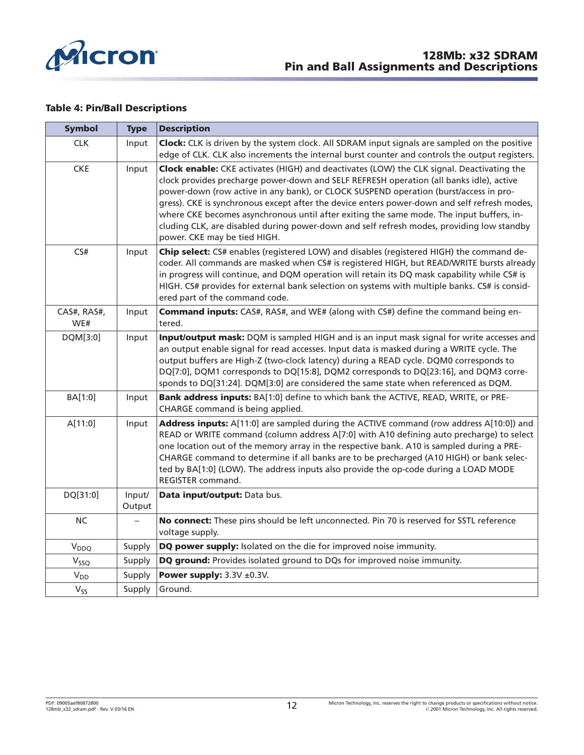**Table 4: Pin/Ball Descriptions**

| Symbol | Type | Description |
|---|---|---|
| CLK | Input | **Clock:** CLK is driven by the system clock. All SDRAM input signals are sampled on the positive edge of CLK. CLK also increments the internal burst counter and controls the output registers. |
| CKE | Input | **Clock enable:** CKE activates (HIGH) and deactivates (LOW) the CLK signal. Deactivating the clock provides precharge power-down and SELF REFRESH operation (all banks idle), active power-down (row active in any bank), or CLOCK SUSPEND operation (burst/access in progress). CKE is synchronous except after the device enters power-down and self refresh modes, where CKE becomes asynchronous until after exiting the same mode. The input buffers, including CLK, are disabled during power-down and self refresh modes, providing low standby power. CKE may be tied HIGH. |
| CS# | Input | **Chip select:** CS# enables (registered LOW) and disables (registered HIGH) the command decoder. All commands are masked when CS# is registered HIGH, but READ/WRITE bursts already in progress will continue, and DQM operation will retain its DQ mask capability while CS# is HIGH. CS# provides for external bank selection on systems with multiple banks. CS# is considered part of the command code. |
| CAS#, RAS#, WE# | Input | **Command inputs:** CAS#, RAS#, and WE# (along with CS#) define the command being entered. |
| DQM[3:0] | Input | **Input/output mask:** DQM is sampled HIGH and is an input mask signal for write accesses and an output enable signal for read accesses. Input data is masked during a WRITE cycle. The output buffers are High-Z (two-clock latency) during a READ cycle. DQM0 corresponds to DQ[7:0], DQM1 corresponds to DQ[15:8], DQM2 corresponds to DQ[23:16], and DQM3 corresponds to DQ[31:24]. DQM[3:0] are considered the same state when referenced as DQM. |
| BA[1:0] | Input | **Bank address inputs:** BA[1:0] define to which bank the ACTIVE, READ, WRITE, or PRECHARGE command is being applied. |
| A[11:0] | Input | **Address inputs:** A[11:0] are sampled during the ACTIVE command (row address A[10:0]) and READ or WRITE command (column address A[7:0] with A10 defining auto precharge) to select one location out of the memory array in the respective bank. A10 is sampled during a PRECHARGE command to determine if all banks are to be precharged (A10 HIGH) or bank selected by BA[1:0] (LOW). The address inputs also provide the op-code during a LOAD MODE REGISTER command. |
| DQ[31:0] | Input/ Output | **Data input/output:** Data bus. |
| NC | – | **No connect:** These pins should be left unconnected. Pin 70 is reserved for SSTL reference voltage supply. |
| $V_{DDQ}$ | Supply | **DQ power supply:** Isolated on the die for improved noise immunity. |
| $V_{SSQ}$ | Supply | **DQ ground:** Provides isolated ground to DQs for improved noise immunity. |
| $V_{DD}$ | Supply | **Power supply:** 3.3V ±0.3V. |
| $V_{SS}$ | Supply | Ground. |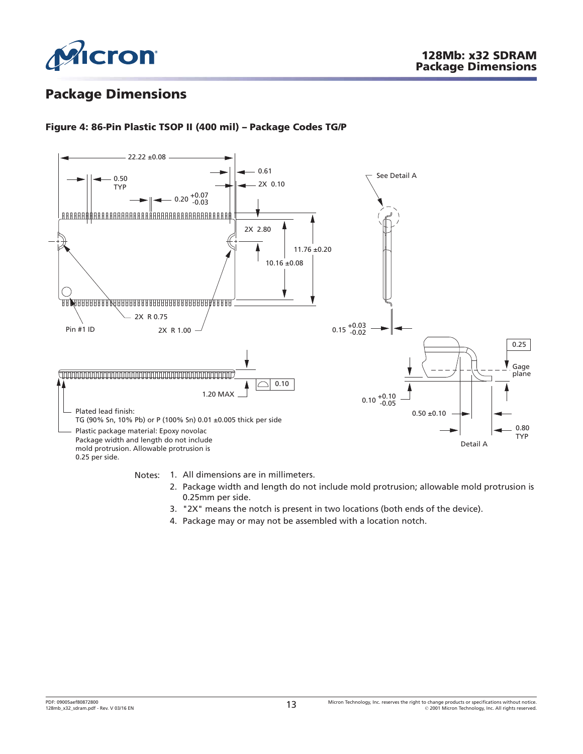## Package Dimensions

**Figure 4: 86-Pin Plastic TSOP II (400 mil) – Package Codes TG/P**

Plated lead finish:
TG (90% Sn, 10% Pb) or P (100% Sn) 0.01 ±0.005 thick per side

Plastic package material: Epoxy novolac
Package width and length do not include mold protrusion. Allowable protrusion is 0.25 per side.

Notes:
1. All dimensions are in millimeters.
2. Package width and length do not include mold protrusion; allowable mold protrusion is 0.25mm per side.
3. "2X" means the notch is present in two locations (both ends of the device).
4. Package may or may not be assembled with a location notch.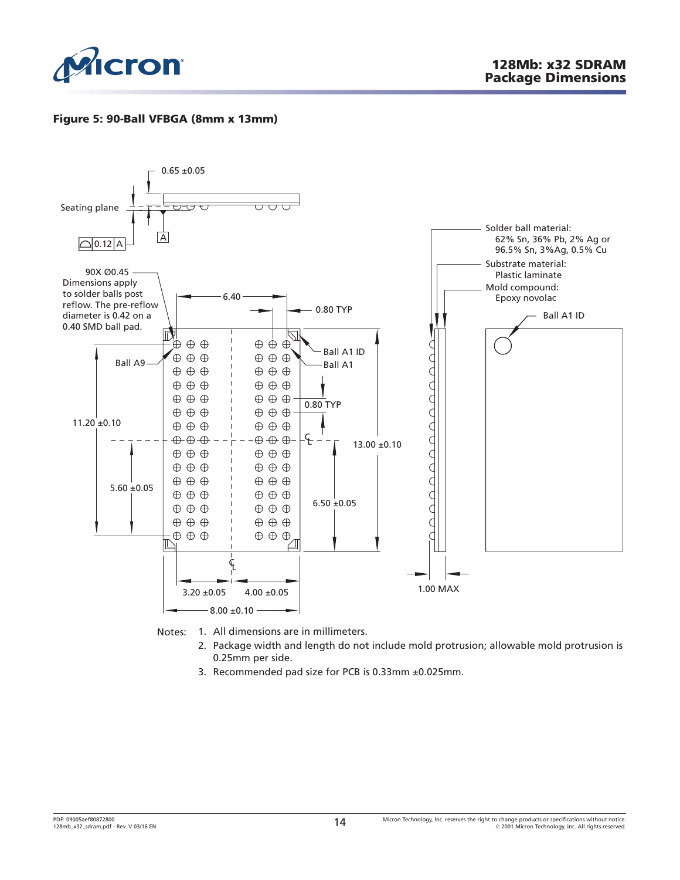**Figure 5: 90-Ball VFBGA (8mm x 13mm)**

Seating plane

0.65 ±0.05

0.12 A

A

90X Ø0.45
Dimensions apply to solder balls post reflow. The pre-reflow diameter is 0.42 on a 0.40 SMD ball pad.

6.40

0.80 TYP

Ball A1 ID

Ball A1

Ball A9

0.80 TYP

11.20 ±0.10

13.00 ±0.10

5.60 ±0.05

6.50 ±0.05

3.20 ±0.05

4.00 ±0.05

8.00 ±0.10

Solder ball material:
62% Sn, 36% Pb, 2% Ag or
96.5% Sn, 3%Ag, 0.5% Cu

Substrate material:
Plastic laminate

Mold compound:
Epoxy novolac

Ball A1 ID

1.00 MAX

Notes:
1. All dimensions are in millimeters.
2. Package width and length do not include mold protrusion; allowable mold protrusion is 0.25mm per side.
3. Recommended pad size for PCB is 0.33mm ±0.025mm.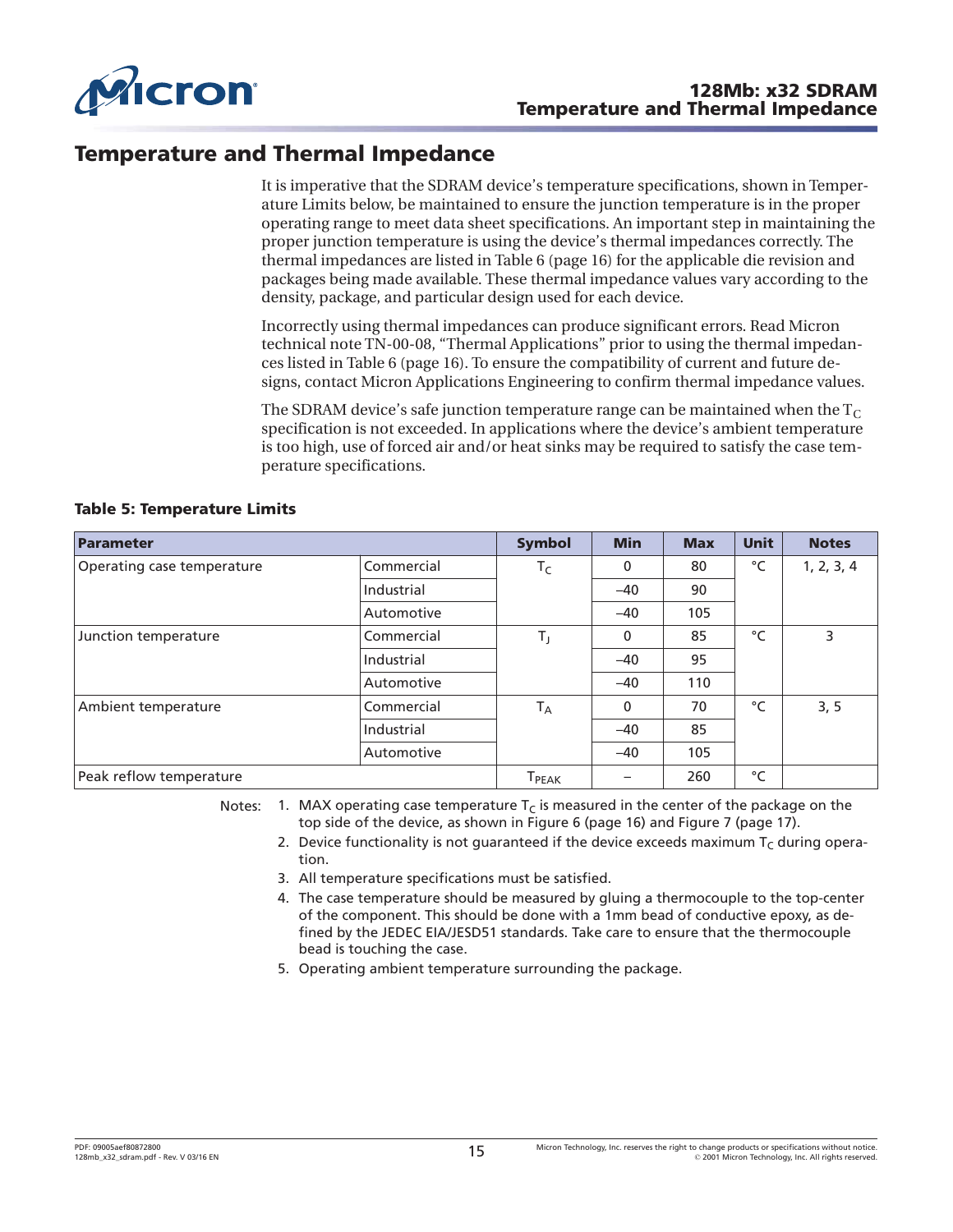# Temperature and Thermal Impedance

It is imperative that the SDRAM device's temperature specifications, shown in Temperature Limits below, be maintained to ensure the junction temperature is in the proper operating range to meet data sheet specifications. An important step in maintaining the proper junction temperature is using the device's thermal impedances correctly. The thermal impedances are listed in Table 6 (page 16) for the applicable die revision and packages being made available. These thermal impedance values vary according to the density, package, and particular design used for each device.

Incorrectly using thermal impedances can produce significant errors. Read Micron technical note TN-00-08, "Thermal Applications" prior to using the thermal impedances listed in Table 6 (page 16). To ensure the compatibility of current and future designs, contact Micron Applications Engineering to confirm thermal impedance values.

The SDRAM device's safe junction temperature range can be maintained when the $T_C$ specification is not exceeded. In applications where the device's ambient temperature is too high, use of forced air and/or heat sinks may be required to satisfy the case temperature specifications.

**Table 5: Temperature Limits**

| Parameter | | Symbol | Min | Max | Unit | Notes |
|---|---|---|---|---|---|---|
| Operating case temperature | Commercial | $T_C$ | 0 | 80 | °C | 1, 2, 3, 4 |
| | Industrial | | –40 | 90 | | |
| | Automotive | | –40 | 105 | | |
| Junction temperature | Commercial | $T_J$ | 0 | 85 | °C | 3 |
| | Industrial | | –40 | 95 | | |
| | Automotive | | –40 | 110 | | |
| Ambient temperature | Commercial | $T_A$ | 0 | 70 | °C | 3, 5 |
| | Industrial | | –40 | 85 | | |
| | Automotive | | –40 | 105 | | |
| Peak reflow temperature | | $T_{PEAK}$ | – | 260 | °C | |

Notes:
1. MAX operating case temperature $T_C$ is measured in the center of the package on the top side of the device, as shown in Figure 6 (page 16) and Figure 7 (page 17).
2. Device functionality is not guaranteed if the device exceeds maximum $T_C$ during operation.
3. All temperature specifications must be satisfied.
4. The case temperature should be measured by gluing a thermocouple to the top-center of the component. This should be done with a 1mm bead of conductive epoxy, as defined by the JEDEC EIA/JESD51 standards. Take care to ensure that the thermocouple bead is touching the case.
5. Operating ambient temperature surrounding the package.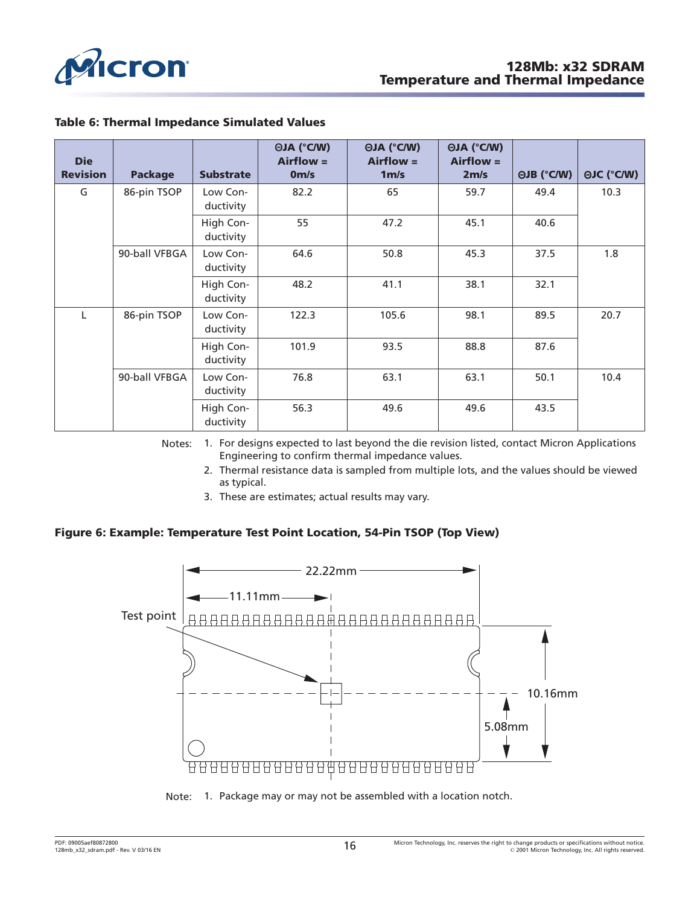**Table 6: Thermal Impedance Simulated Values**

| Die Revision | Package | Substrate | ΘJA (°C/W) Airflow = 0m/s | ΘJA (°C/W) Airflow = 1m/s | ΘJA (°C/W) Airflow = 2m/s | ΘJB (°C/W) | ΘJC (°C/W) |
|---|---|---|---|---|---|---|---|
| G | 86-pin TSOP | Low Conductivity | 82.2 | 65 | 59.7 | 49.4 | 10.3 |
| | | High Conductivity | 55 | 47.2 | 45.1 | 40.6 | |
| | 90-ball VFBGA | Low Conductivity | 64.6 | 50.8 | 45.3 | 37.5 | 1.8 |
| | | High Conductivity | 48.2 | 41.1 | 38.1 | 32.1 | |
| L | 86-pin TSOP | Low Conductivity | 122.3 | 105.6 | 98.1 | 89.5 | 20.7 |
| | | High Conductivity | 101.9 | 93.5 | 88.8 | 87.6 | |
| | 90-ball VFBGA | Low Conductivity | 76.8 | 63.1 | 63.1 | 50.1 | 10.4 |
| | | High Conductivity | 56.3 | 49.6 | 49.6 | 43.5 | |

Notes:
1. For designs expected to last beyond the die revision listed, contact Micron Applications Engineering to confirm thermal impedance values.
2. Thermal resistance data is sampled from multiple lots, and the values should be viewed as typical.
3. These are estimates; actual results may vary.

**Figure 6: Example: Temperature Test Point Location, 54-Pin TSOP (Top View)**

Test point

22.22mm

11.11mm

10.16mm

5.08mm

Note:
1. Package may or may not be assembled with a location notch.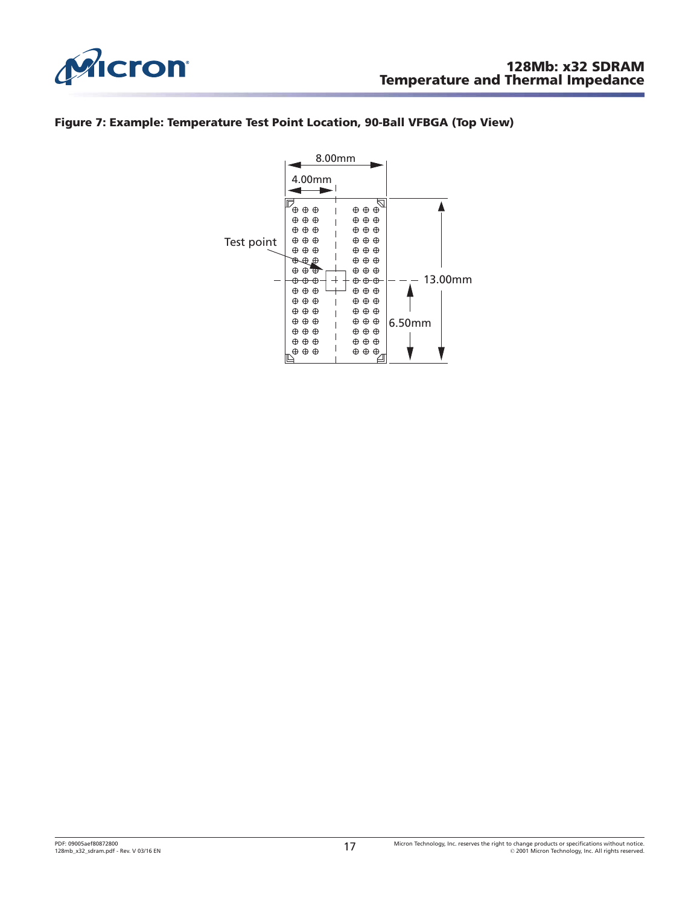**Figure 7: Example: Temperature Test Point Location, 90-Ball VFBGA (Top View)**

8.00mm

4.00mm

Test point

13.00mm

6.50mm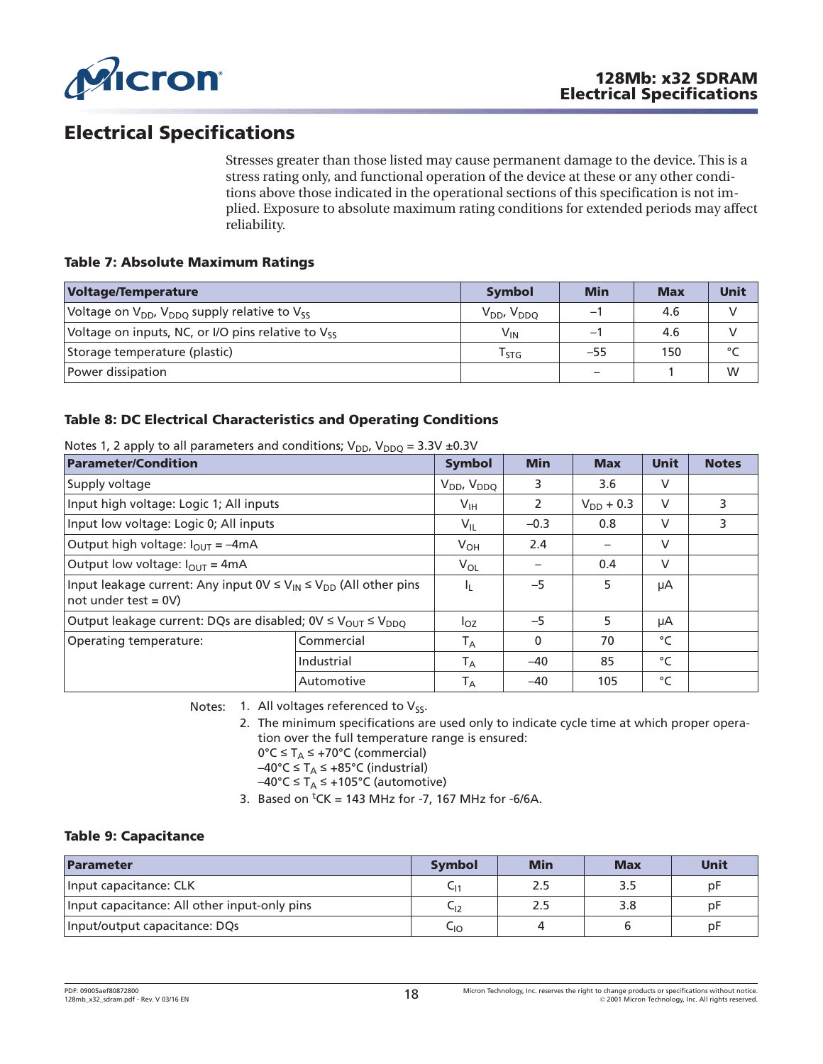# Electrical Specifications

Stresses greater than those listed may cause permanent damage to the device. This is a stress rating only, and functional operation of the device at these or any other conditions above those indicated in the operational sections of this specification is not implied. Exposure to absolute maximum rating conditions for extended periods may affect reliability.

### Table 7: Absolute Maximum Ratings

| Voltage/Temperature | Symbol | Min | Max | Unit |
|---|---|---|---|---|
| Voltage on $V_{DD}$, $V_{DDQ}$ supply relative to $V_{SS}$ | $V_{DD}$, $V_{DDQ}$ | –1 | 4.6 | V |
| Voltage on inputs, NC, or I/O pins relative to $V_{SS}$ | $V_{IN}$ | –1 | 4.6 | V |
| Storage temperature (plastic) | $T_{STG}$ | –55 | 150 | °C |
| Power dissipation | | – | 1 | W |

### Table 8: DC Electrical Characteristics and Operating Conditions

Notes 1, 2 apply to all parameters and conditions; $V_{DD}$, $V_{DDQ}$ = 3.3V ±0.3V

| Parameter/Condition | | Symbol | Min | Max | Unit | Notes |
|---|---|---|---|---|---|---|
| Supply voltage | | $V_{DD}$, $V_{DDQ}$ | 3 | 3.6 | V | |
| Input high voltage: Logic 1; All inputs | | $V_{IH}$ | 2 | $V_{DD}$ + 0.3 | V | 3 |
| Input low voltage: Logic 0; All inputs | | $V_{IL}$ | –0.3 | 0.8 | V | 3 |
| Output high voltage: $I_{OUT}$ = –4mA | | $V_{OH}$ | 2.4 | – | V | |
| Output low voltage: $I_{OUT}$ = 4mA | | $V_{OL}$ | – | 0.4 | V | |
| Input leakage current: Any input 0V ≤ $V_{IN}$ ≤ $V_{DD}$ (All other pins not under test = 0V) | | $I_L$ | –5 | 5 | µA | |
| Output leakage current: DQs are disabled; 0V ≤ $V_{OUT}$ ≤ $V_{DDQ}$ | | $I_{OZ}$ | –5 | 5 | µA | |
| Operating temperature: | Commercial | $T_A$ | 0 | 70 | °C | |
| | Industrial | $T_A$ | –40 | 85 | °C | |
| | Automotive | $T_A$ | –40 | 105 | °C | |

Notes:
1. All voltages referenced to $V_{SS}$.
2. The minimum specifications are used only to indicate cycle time at which proper operation over the full temperature range is ensured:
   0°C ≤ $T_A$ ≤ +70°C (commercial)
   –40°C ≤ $T_A$ ≤ +85°C (industrial)
   –40°C ≤ $T_A$ ≤ +105°C (automotive)
3. Based on $^tCK$ = 143 MHz for -7, 167 MHz for -6/6A.

### Table 9: Capacitance

| Parameter | Symbol | Min | Max | Unit |
|---|---|---|---|---|
| Input capacitance: CLK | $C_{I1}$ | 2.5 | 3.5 | pF |
| Input capacitance: All other input-only pins | $C_{I2}$ | 2.5 | 3.8 | pF |
| Input/output capacitance: DQs | $C_{IO}$ | 4 | 6 | pF |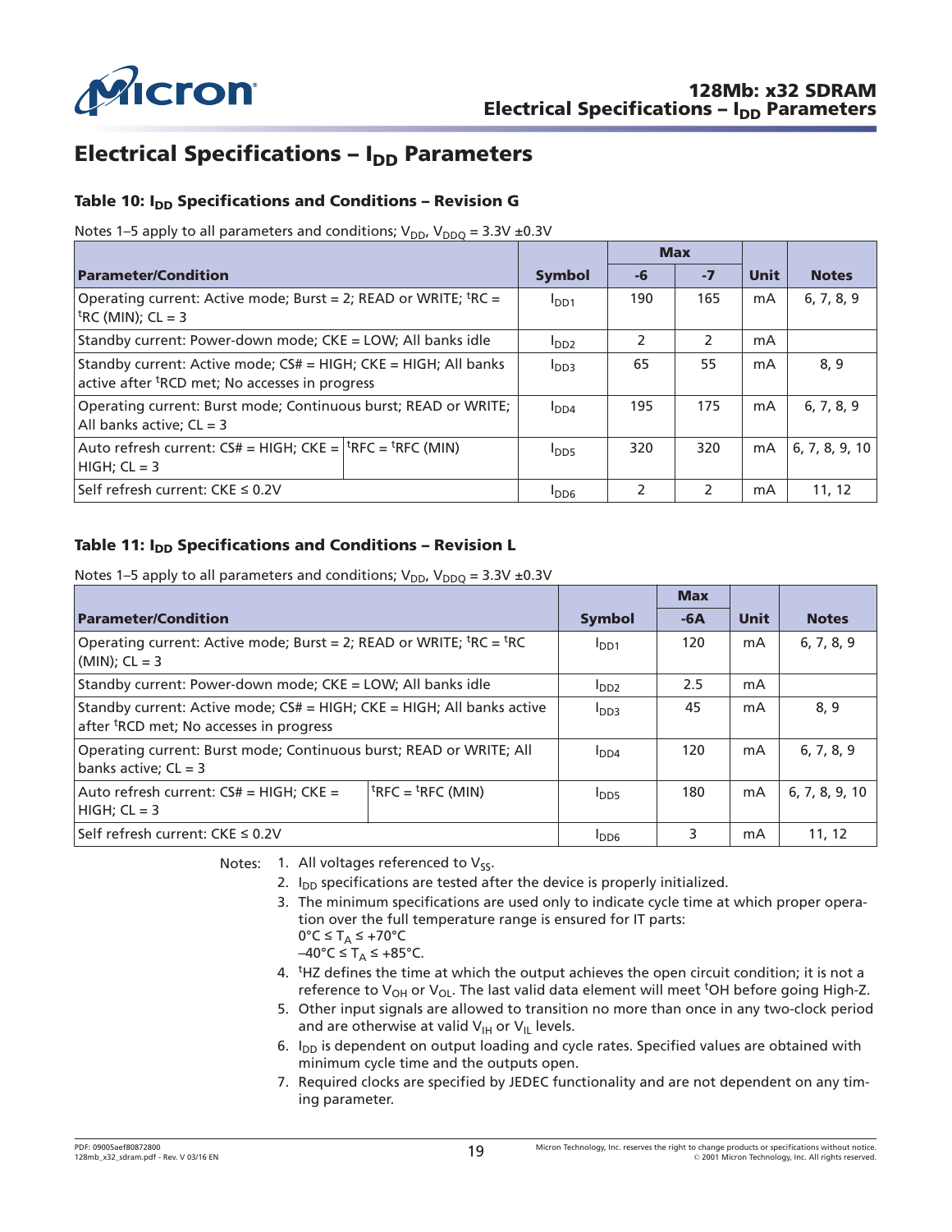## Electrical Specifications – $I_{DD}$ Parameters

### Table 10: $I_{DD}$ Specifications and Conditions – Revision G

Notes 1–5 apply to all parameters and conditions; $V_{DD}$, $V_{DDQ}$ = 3.3V ±0.3V

| Parameter/Condition | | Symbol | Max | | Unit | Notes |
|---|---|---|---|---|---|---|
| | | | -6 | -7 | | |
| Operating current: Active mode; Burst = 2; READ or WRITE; $^tRC$ = $^tRC$ (MIN); CL = 3 | | $I_{DD1}$ | 190 | 165 | mA | 6, 7, 8, 9 |
| Standby current: Power-down mode; CKE = LOW; All banks idle | | $I_{DD2}$ | 2 | 2 | mA | |
| Standby current: Active mode; CS# = HIGH; CKE = HIGH; All banks active after $^tRCD$ met; No accesses in progress | | $I_{DD3}$ | 65 | 55 | mA | 8, 9 |
| Operating current: Burst mode; Continuous burst; READ or WRITE; All banks active; CL = 3 | | $I_{DD4}$ | 195 | 175 | mA | 6, 7, 8, 9 |
| Auto refresh current: CS# = HIGH; CKE = HIGH; CL = 3 | $^tRFC$ = $^tRFC$ (MIN) | $I_{DD5}$ | 320 | 320 | mA | 6, 7, 8, 9, 10 |
| Self refresh current: CKE ≤ 0.2V | | $I_{DD6}$ | 2 | 2 | mA | 11, 12 |

### Table 11: $I_{DD}$ Specifications and Conditions – Revision L

Notes 1–5 apply to all parameters and conditions; $V_{DD}$, $V_{DDQ}$ = 3.3V ±0.3V

| Parameter/Condition | | Symbol | Max | Unit | Notes |
|---|---|---|---|---|---|
| | | | -6A | | |
| Operating current: Active mode; Burst = 2; READ or WRITE; $^tRC$ = $^tRC$ (MIN); CL = 3 | | $I_{DD1}$ | 120 | mA | 6, 7, 8, 9 |
| Standby current: Power-down mode; CKE = LOW; All banks idle | | $I_{DD2}$ | 2.5 | mA | |
| Standby current: Active mode; CS# = HIGH; CKE = HIGH; All banks active after $^tRCD$ met; No accesses in progress | | $I_{DD3}$ | 45 | mA | 8, 9 |
| Operating current: Burst mode; Continuous burst; READ or WRITE; All banks active; CL = 3 | | $I_{DD4}$ | 120 | mA | 6, 7, 8, 9 |
| Auto refresh current: CS# = HIGH; CKE = HIGH; CL = 3 | $^tRFC$ = $^tRFC$ (MIN) | $I_{DD5}$ | 180 | mA | 6, 7, 8, 9, 10 |
| Self refresh current: CKE ≤ 0.2V | | $I_{DD6}$ | 3 | mA | 11, 12 |

Notes:
1. All voltages referenced to $V_{SS}$.
2. $I_{DD}$ specifications are tested after the device is properly initialized.
3. The minimum specifications are used only to indicate cycle time at which proper operation over the full temperature range is ensured for IT parts:
   0°C ≤ $T_A$ ≤ +70°C
   –40°C ≤ $T_A$ ≤ +85°C.
4. $^tHZ$ defines the time at which the output achieves the open circuit condition; it is not a reference to $V_{OH}$ or $V_{OL}$. The last valid data element will meet $^tOH$ before going High-Z.
5. Other input signals are allowed to transition no more than once in any two-clock period and are otherwise at valid $V_{IH}$ or $V_{IL}$ levels.
6. $I_{DD}$ is dependent on output loading and cycle rates. Specified values are obtained with minimum cycle time and the outputs open.
7. Required clocks are specified by JEDEC functionality and are not dependent on any timing parameter.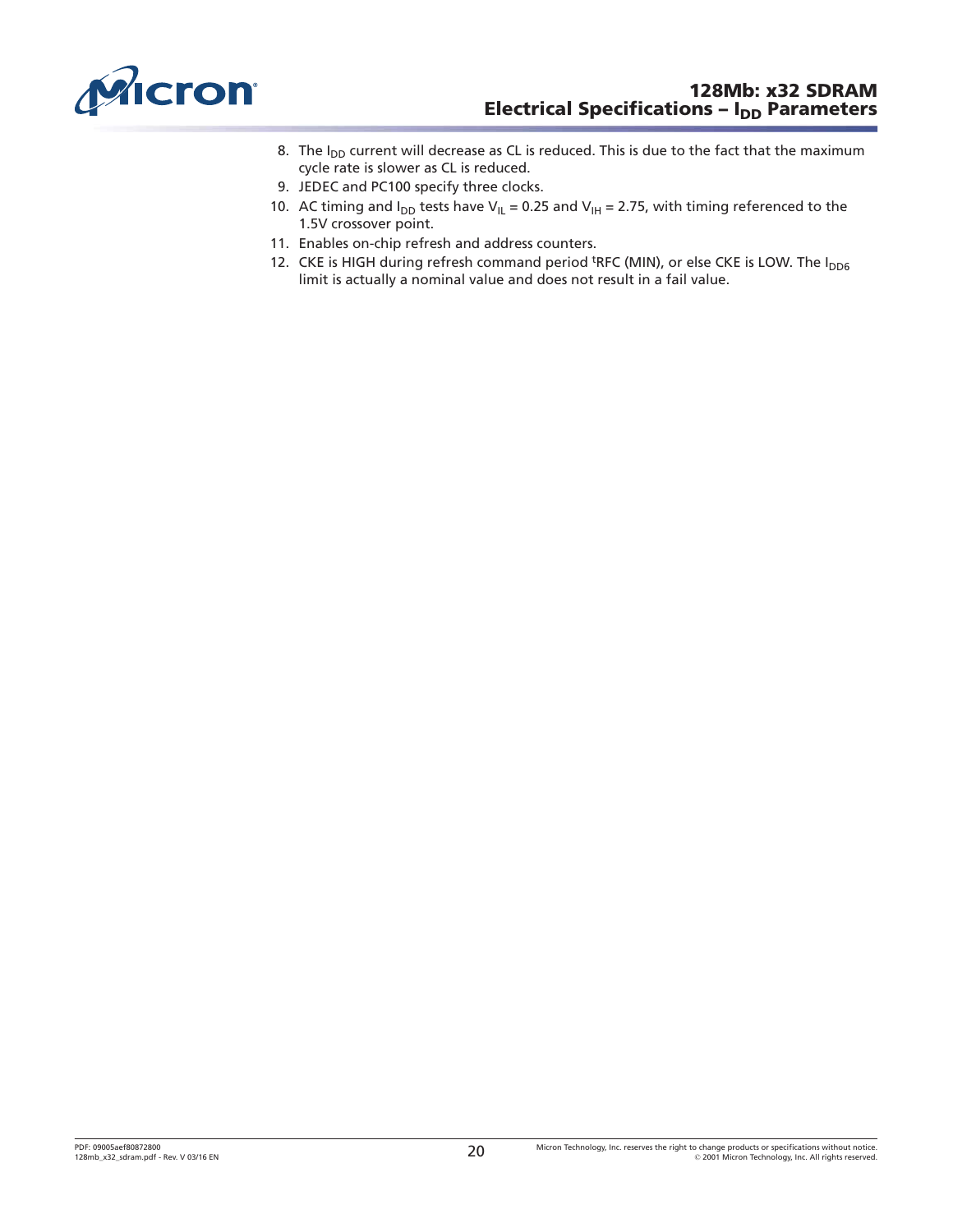8. The $I_{DD}$ current will decrease as CL is reduced. This is due to the fact that the maximum cycle rate is slower as CL is reduced.
9. JEDEC and PC100 specify three clocks.
10. AC timing and $I_{DD}$ tests have $V_{IL}$ = 0.25 and $V_{IH}$ = 2.75, with timing referenced to the 1.5V crossover point.
11. Enables on-chip refresh and address counters.
12. CKE is HIGH during refresh command period $^{t}$RFC (MIN), or else CKE is LOW. The $I_{DD6}$ limit is actually a nominal value and does not result in a fail value.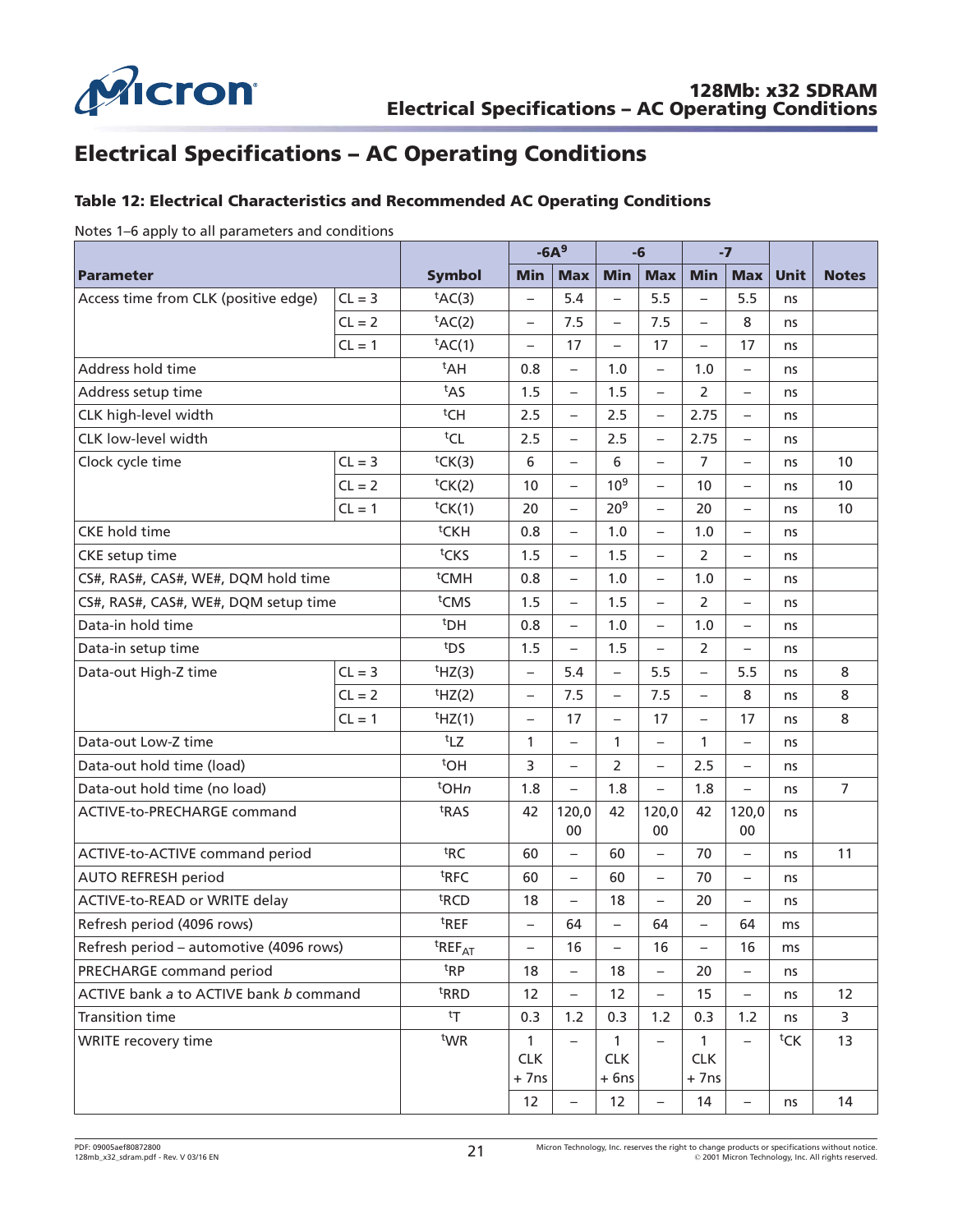# Electrical Specifications – AC Operating Conditions

### Table 12: Electrical Characteristics and Recommended AC Operating Conditions

Notes 1–6 apply to all parameters and conditions

| Parameter | | Symbol | -6A[9] | | -6 | | -7 | | Unit | Notes |
|---|---|---|---|---|---|---|---|---|---|---|
| | | | Min | Max | Min | Max | Min | Max | | |
| Access time from CLK (positive edge) | CL = 3 | $^tAC(3)$ | – | 5.4 | – | 5.5 | – | 5.5 | ns | |
| | CL = 2 | $^tAC(2)$ | – | 7.5 | – | 7.5 | – | 8 | ns | |
| | CL = 1 | $^tAC(1)$ | – | 17 | – | 17 | – | 17 | ns | |
| Address hold time | | $^tAH$ | 0.8 | – | 1.0 | – | 1.0 | – | ns | |
| Address setup time | | $^tAS$ | 1.5 | – | 1.5 | – | 2 | – | ns | |
| CLK high-level width | | $^tCH$ | 2.5 | – | 2.5 | – | 2.75 | – | ns | |
| CLK low-level width | | $^tCL$ | 2.5 | – | 2.5 | – | 2.75 | – | ns | |
| Clock cycle time | CL = 3 | $^tCK(3)$ | 6 | – | 6 | – | 7 | – | ns | 10 |
| | CL = 2 | $^tCK(2)$ | 10 | – | 10[9] | – | 10 | – | ns | 10 |
| | CL = 1 | $^tCK(1)$ | 20 | – | 20[9] | – | 20 | – | ns | 10 |
| CKE hold time | | $^tCKH$ | 0.8 | – | 1.0 | – | 1.0 | – | ns | |
| CKE setup time | | $^tCKS$ | 1.5 | – | 1.5 | – | 2 | – | ns | |
| CS#, RAS#, CAS#, WE#, DQM hold time | | $^tCMH$ | 0.8 | – | 1.0 | – | 1.0 | – | ns | |
| CS#, RAS#, CAS#, WE#, DQM setup time | | $^tCMS$ | 1.5 | – | 1.5 | – | 2 | – | ns | |
| Data-in hold time | | $^tDH$ | 0.8 | – | 1.0 | – | 1.0 | – | ns | |
| Data-in setup time | | $^tDS$ | 1.5 | – | 1.5 | – | 2 | – | ns | |
| Data-out High-Z time | CL = 3 | $^tHZ(3)$ | – | 5.4 | – | 5.5 | – | 5.5 | ns | 8 |
| | CL = 2 | $^tHZ(2)$ | – | 7.5 | – | 7.5 | – | 8 | ns | 8 |
| | CL = 1 | $^tHZ(1)$ | – | 17 | – | 17 | – | 17 | ns | 8 |
| Data-out Low-Z time | | $^tLZ$ | 1 | – | 1 | – | 1 | – | ns | |
| Data-out hold time (load) | | $^tOH$ | 3 | – | 2 | – | 2.5 | – | ns | |
| Data-out hold time (no load) | | $^tOH_n$ | 1.8 | – | 1.8 | – | 1.8 | – | ns | 7 |
| ACTIVE-to-PRECHARGE command | | $^tRAS$ | 42 | 120,000 | 42 | 120,000 | 42 | 120,000 | ns | |
| ACTIVE-to-ACTIVE command period | | $^tRC$ | 60 | – | 60 | – | 70 | – | ns | 11 |
| AUTO REFRESH period | | $^tRFC$ | 60 | – | 60 | – | 70 | – | ns | |
| ACTIVE-to-READ or WRITE delay | | $^tRCD$ | 18 | – | 18 | – | 20 | – | ns | |
| Refresh period (4096 rows) | | $^tREF$ | – | 64 | – | 64 | – | 64 | ms | |
| Refresh period – automotive (4096 rows) | | $^tREF_{AT}$ | – | 16 | – | 16 | – | 16 | ms | |
| PRECHARGE command period | | $^tRP$ | 18 | – | 18 | – | 20 | – | ns | |
| ACTIVE bank *a* to ACTIVE bank *b* command | | $^tRRD$ | 12 | – | 12 | – | 15 | – | ns | 12 |
| Transition time | | $^tT$ | 0.3 | 1.2 | 0.3 | 1.2 | 0.3 | 1.2 | ns | 3 |
| WRITE recovery time | | $^tWR$ | 1 CLK + 7ns | – | 1 CLK + 6ns | – | 1 CLK + 7ns | – | $^tCK$ | 13 |
| | | | 12 | – | 12 | – | 14 | – | ns | 14 |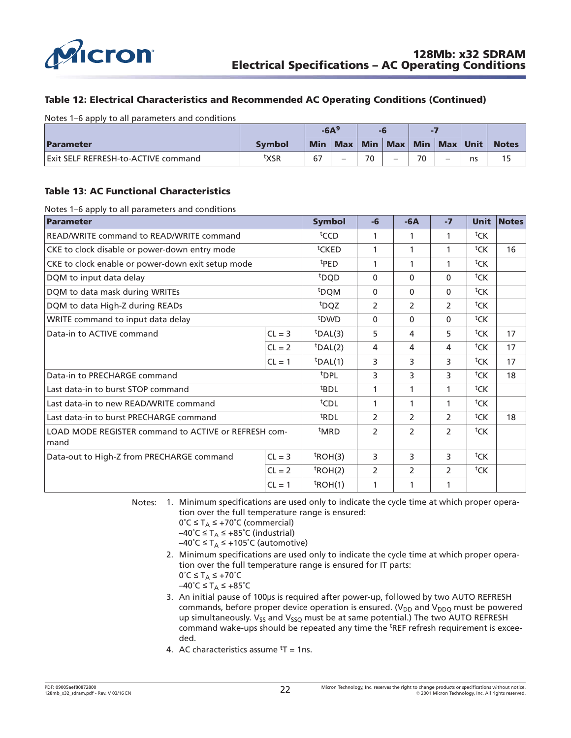**Table 12: Electrical Characteristics and Recommended AC Operating Conditions (Continued)**

Notes 1–6 apply to all parameters and conditions

| Parameter | Symbol | -6A[9] | | -6 | | -7 | | Unit | Notes |
|---|---|---|---|---|---|---|---|---|---|
| | | Min | Max | Min | Max | Min | Max | | |
| Exit SELF REFRESH-to-ACTIVE command | $^tXSR$ | 67 | – | 70 | – | 70 | – | ns | 15 |

**Table 13: AC Functional Characteristics**

Notes 1–6 apply to all parameters and conditions

| Parameter | | Symbol | -6 | -6A | -7 | Unit | Notes |
|---|---|---|---|---|---|---|---|
| READ/WRITE command to READ/WRITE command | | $^tCCD$ | 1 | 1 | 1 | $^tCK$ | |
| CKE to clock disable or power-down entry mode | | $^tCKED$ | 1 | 1 | 1 | $^tCK$ | 16 |
| CKE to clock enable or power-down exit setup mode | | $^tPED$ | 1 | 1 | 1 | $^tCK$ | |
| DQM to input data delay | | $^tDQD$ | 0 | 0 | 0 | $^tCK$ | |
| DQM to data mask during WRITEs | | $^tDQM$ | 0 | 0 | 0 | $^tCK$ | |
| DQM to data High-Z during READs | | $^tDQZ$ | 2 | 2 | 2 | $^tCK$ | |
| WRITE command to input data delay | | $^tDWD$ | 0 | 0 | 0 | $^tCK$ | |
| Data-in to ACTIVE command | CL = 3 | $^tDAL(3)$ | 5 | 4 | 5 | $^tCK$ | 17 |
| | CL = 2 | $^tDAL(2)$ | 4 | 4 | 4 | $^tCK$ | 17 |
| | CL = 1 | $^tDAL(1)$ | 3 | 3 | 3 | $^tCK$ | 17 |
| Data-in to PRECHARGE command | | $^tDPL$ | 3 | 3 | 3 | $^tCK$ | 18 |
| Last data-in to burst STOP command | | $^tBDL$ | 1 | 1 | 1 | $^tCK$ | |
| Last data-in to new READ/WRITE command | | $^tCDL$ | 1 | 1 | 1 | $^tCK$ | |
| Last data-in to burst PRECHARGE command | | $^tRDL$ | 2 | 2 | 2 | $^tCK$ | 18 |
| LOAD MODE REGISTER command to ACTIVE or REFRESH command | | $^tMRD$ | 2 | 2 | 2 | $^tCK$ | |
| Data-out to High-Z from PRECHARGE command | CL = 3 | $^tROH(3)$ | 3 | 3 | 3 | $^tCK$ | |
| | CL = 2 | $^tROH(2)$ | 2 | 2 | 2 | $^tCK$ | |
| | CL = 1 | $^tROH(1)$ | 1 | 1 | 1 | | |

Notes:

1. Minimum specifications are used only to indicate the cycle time at which proper operation over the full temperature range is ensured:
   $0°C \leq T_A \leq +70°C$ (commercial)
   $–40°C \leq T_A \leq +85°C$ (industrial)
   $–40°C \leq T_A \leq +105°C$ (automotive)
2. Minimum specifications are used only to indicate the cycle time at which proper operation over the full temperature range is ensured for IT parts:
   $0°C \leq T_A \leq +70°C$
   $–40°C \leq T_A \leq +85°C$
3. An initial pause of 100µs is required after power-up, followed by two AUTO REFRESH commands, before proper device operation is ensured. ($V_{DD}$ and $V_{DDQ}$ must be powered up simultaneously. $V_{SS}$ and $V_{SSQ}$ must be at same potential.) The two AUTO REFRESH command wake-ups should be repeated any time the $^tREF$ refresh requirement is exceeded.
4. AC characteristics assume $^tT$ = 1ns.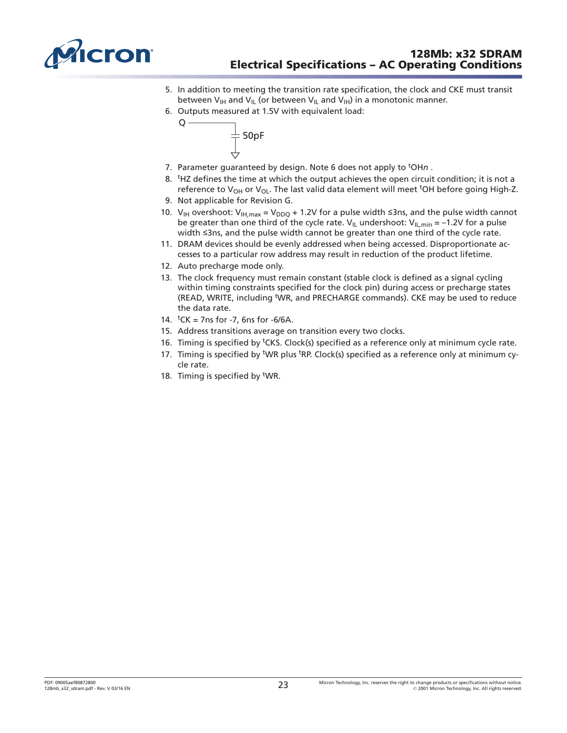5. In addition to meeting the transition rate specification, the clock and CKE must transit between $V_{IH}$ and $V_{IL}$ (or between $V_{IL}$ and $V_{IH}$) in a monotonic manner.
6. Outputs measured at 1.5V with equivalent load:

   Q — 50pF

7. Parameter guaranteed by design. Note 6 does not apply to $^{t}OH_n$ .
8. $^{t}HZ$ defines the time at which the output achieves the open circuit condition; it is not a reference to $V_{OH}$ or $V_{OL}$. The last valid data element will meet $^{t}OH$ before going High-Z.
9. Not applicable for Revision G.
10. $V_{IH}$ overshoot: $V_{IH,max} = V_{DDQ} + 1.2V$ for a pulse width ≤3ns, and the pulse width cannot be greater than one third of the cycle rate. $V_{IL}$ undershoot: $V_{IL,min} = –1.2V$ for a pulse width ≤3ns, and the pulse width cannot be greater than one third of the cycle rate.
11. DRAM devices should be evenly addressed when being accessed. Disproportionate accesses to a particular row address may result in reduction of the product lifetime.
12. Auto precharge mode only.
13. The clock frequency must remain constant (stable clock is defined as a signal cycling within timing constraints specified for the clock pin) during access or precharge states (READ, WRITE, including $^{t}WR$, and PRECHARGE commands). CKE may be used to reduce the data rate.
14. $^{t}CK$ = 7ns for -7, 6ns for -6/6A.
15. Address transitions average on transition every two clocks.
16. Timing is specified by $^{t}CKS$. Clock(s) specified as a reference only at minimum cycle rate.
17. Timing is specified by $^{t}WR$ plus $^{t}RP$. Clock(s) specified as a reference only at minimum cycle rate.
18. Timing is specified by $^{t}WR$.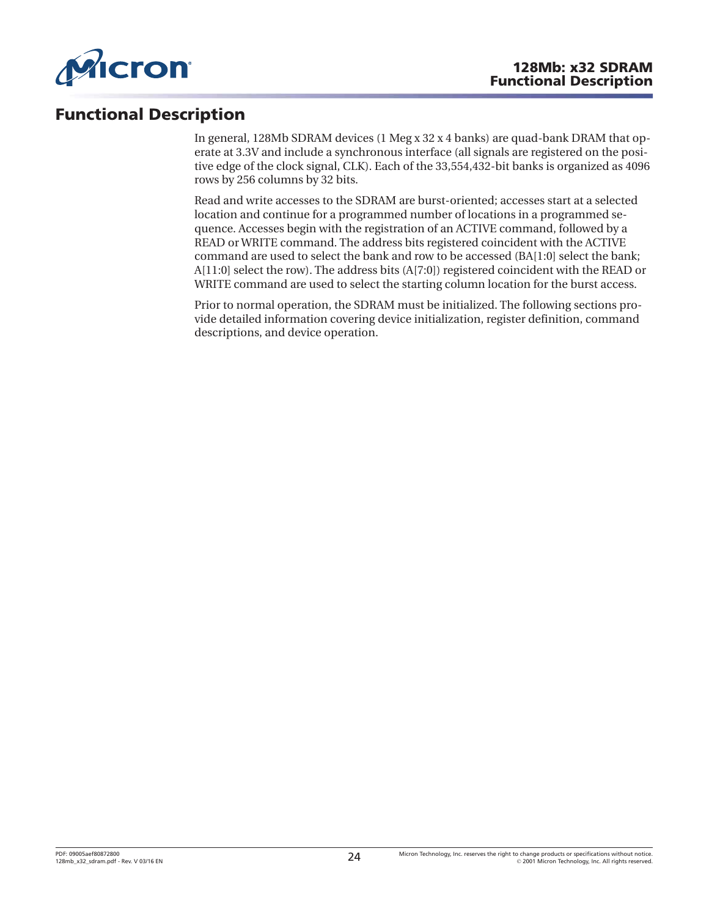# Functional Description

In general, 128Mb SDRAM devices (1 Meg x 32 x 4 banks) are quad-bank DRAM that operate at 3.3V and include a synchronous interface (all signals are registered on the positive edge of the clock signal, CLK). Each of the 33,554,432-bit banks is organized as 4096 rows by 256 columns by 32 bits.

Read and write accesses to the SDRAM are burst-oriented; accesses start at a selected location and continue for a programmed number of locations in a programmed sequence. Accesses begin with the registration of an ACTIVE command, followed by a READ or WRITE command. The address bits registered coincident with the ACTIVE command are used to select the bank and row to be accessed (BA[1:0] select the bank; A[11:0] select the row). The address bits (A[7:0]) registered coincident with the READ or WRITE command are used to select the starting column location for the burst access.

Prior to normal operation, the SDRAM must be initialized. The following sections provide detailed information covering device initialization, register definition, command descriptions, and device operation.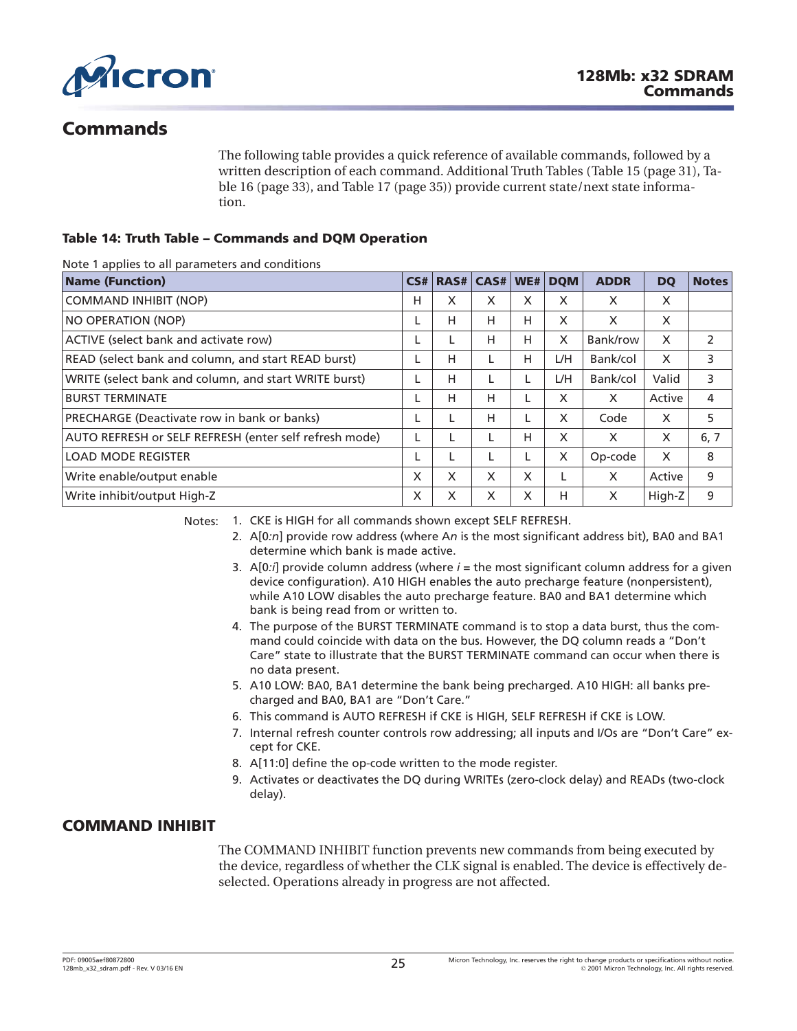# Commands

The following table provides a quick reference of available commands, followed by a written description of each command. Additional Truth Tables (Table 15 (page 31), Table 16 (page 33), and Table 17 (page 35)) provide current state/next state information.

**Table 14: Truth Table – Commands and DQM Operation**

Note 1 applies to all parameters and conditions

| Name (Function) | CS# | RAS# | CAS# | WE# | DQM | ADDR | DQ | Notes |
|---|---|---|---|---|---|---|---|---|
| COMMAND INHIBIT (NOP) | H | X | X | X | X | X | X | |
| NO OPERATION (NOP) | L | H | H | H | X | X | X | |
| ACTIVE (select bank and activate row) | L | L | H | H | X | Bank/row | X | 2 |
| READ (select bank and column, and start READ burst) | L | H | L | H | L/H | Bank/col | X | 3 |
| WRITE (select bank and column, and start WRITE burst) | L | H | L | L | L/H | Bank/col | Valid | 3 |
| BURST TERMINATE | L | H | H | L | X | X | Active | 4 |
| PRECHARGE (Deactivate row in bank or banks) | L | L | H | L | X | Code | X | 5 |
| AUTO REFRESH or SELF REFRESH (enter self refresh mode) | L | L | L | H | X | X | X | 6, 7 |
| LOAD MODE REGISTER | L | L | L | L | X | Op-code | X | 8 |
| Write enable/output enable | X | X | X | X | L | X | Active | 9 |
| Write inhibit/output High-Z | X | X | X | X | H | X | High-Z | 9 |

Notes:
1. CKE is HIGH for all commands shown except SELF REFRESH.
2. A[0:*n*] provide row address (where A*n* is the most significant address bit), BA0 and BA1 determine which bank is made active.
3. A[0:*i*] provide column address (where *i* = the most significant column address for a given device configuration). A10 HIGH enables the auto precharge feature (nonpersistent), while A10 LOW disables the auto precharge feature. BA0 and BA1 determine which bank is being read from or written to.
4. The purpose of the BURST TERMINATE command is to stop a data burst, thus the command could coincide with data on the bus. However, the DQ column reads a "Don't Care" state to illustrate that the BURST TERMINATE command can occur when there is no data present.
5. A10 LOW: BA0, BA1 determine the bank being precharged. A10 HIGH: all banks precharged and BA0, BA1 are "Don't Care."
6. This command is AUTO REFRESH if CKE is HIGH, SELF REFRESH if CKE is LOW.
7. Internal refresh counter controls row addressing; all inputs and I/Os are "Don't Care" except for CKE.
8. A[11:0] define the op-code written to the mode register.
9. Activates or deactivates the DQ during WRITEs (zero-clock delay) and READs (two-clock delay).

## COMMAND INHIBIT

The COMMAND INHIBIT function prevents new commands from being executed by the device, regardless of whether the CLK signal is enabled. The device is effectively deselected. Operations already in progress are not affected.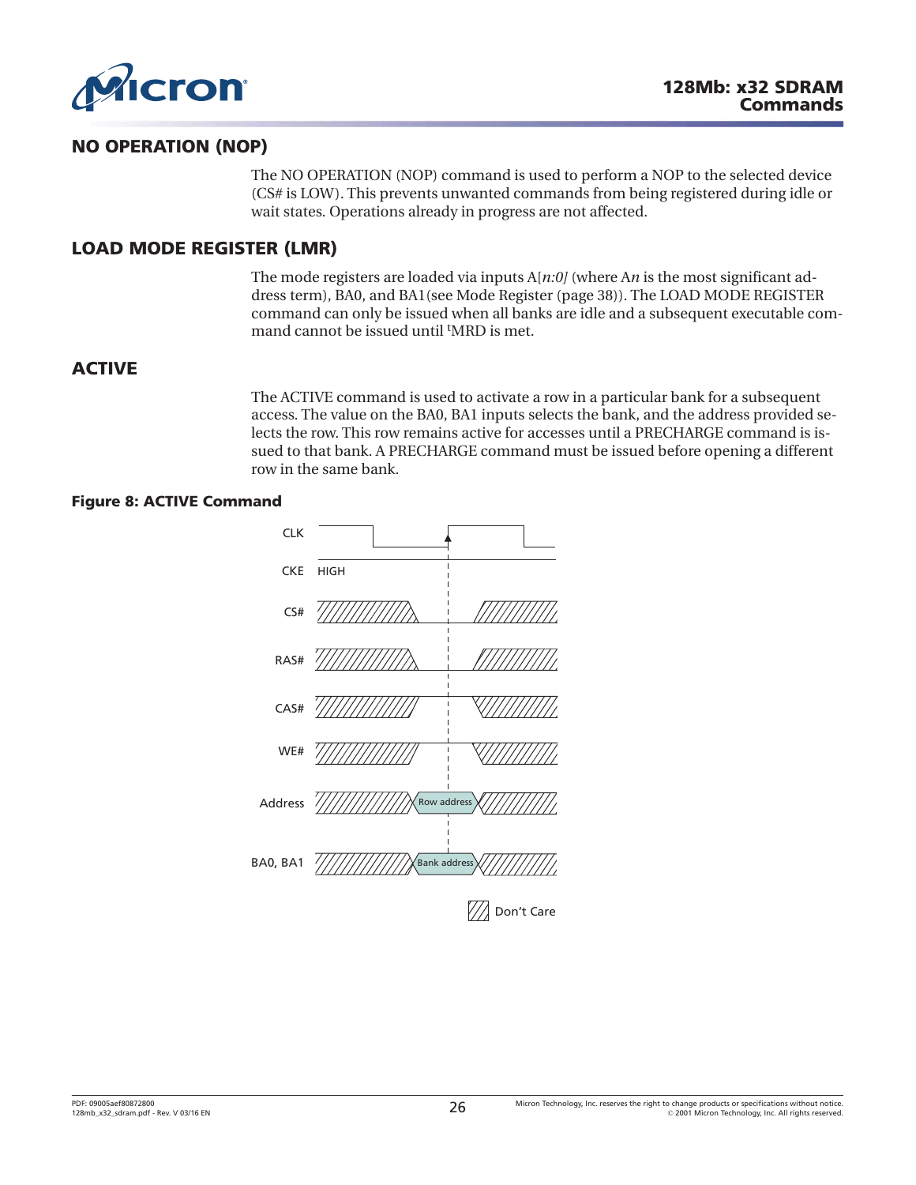## NO OPERATION (NOP)

The NO OPERATION (NOP) command is used to perform a NOP to the selected device (CS# is LOW). This prevents unwanted commands from being registered during idle or wait states. Operations already in progress are not affected.

## LOAD MODE REGISTER (LMR)

The mode registers are loaded via inputs A[*n:0*] (where A*n* is the most significant address term), BA0, and BA1(see Mode Register (page 38)). The LOAD MODE REGISTER command can only be issued when all banks are idle and a subsequent executable command cannot be issued until $^{t}$MRD is met.

## ACTIVE

The ACTIVE command is used to activate a row in a particular bank for a subsequent access. The value on the BA0, BA1 inputs selects the bank, and the address provided selects the row. This row remains active for accesses until a PRECHARGE command is issued to that bank. A PRECHARGE command must be issued before opening a different row in the same bank.

**Figure 8: ACTIVE Command**

CLK
CKE HIGH
CS#
RAS#
CAS#
WE#
Address Row address
BA0, BA1 Bank address

Don't Care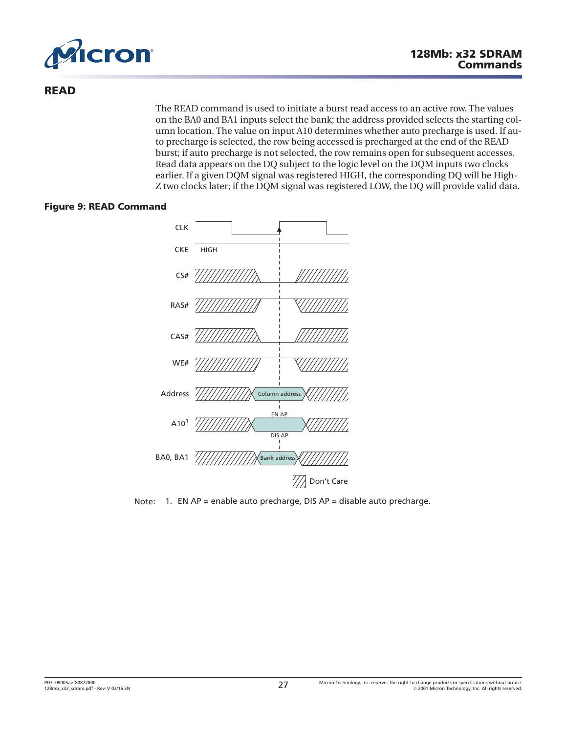## READ

The READ command is used to initiate a burst read access to an active row. The values on the BA0 and BA1 inputs select the bank; the address provided selects the starting column location. The value on input A10 determines whether auto precharge is used. If auto precharge is selected, the row being accessed is precharged at the end of the READ burst; if auto precharge is not selected, the row remains open for subsequent accesses. Read data appears on the DQ subject to the logic level on the DQM inputs two clocks earlier. If a given DQM signal was registered HIGH, the corresponding DQ will be High-Z two clocks later; if the DQM signal was registered LOW, the DQ will provide valid data.

**Figure 9: READ Command**

CLK

CKE HIGH

CS#

RAS#

CAS#

WE#

Address — Column address

A10[1] — EN AP / DIS AP

BA0, BA1 — Bank address

Don't Care

Note: 1. EN AP = enable auto precharge, DIS AP = disable auto precharge.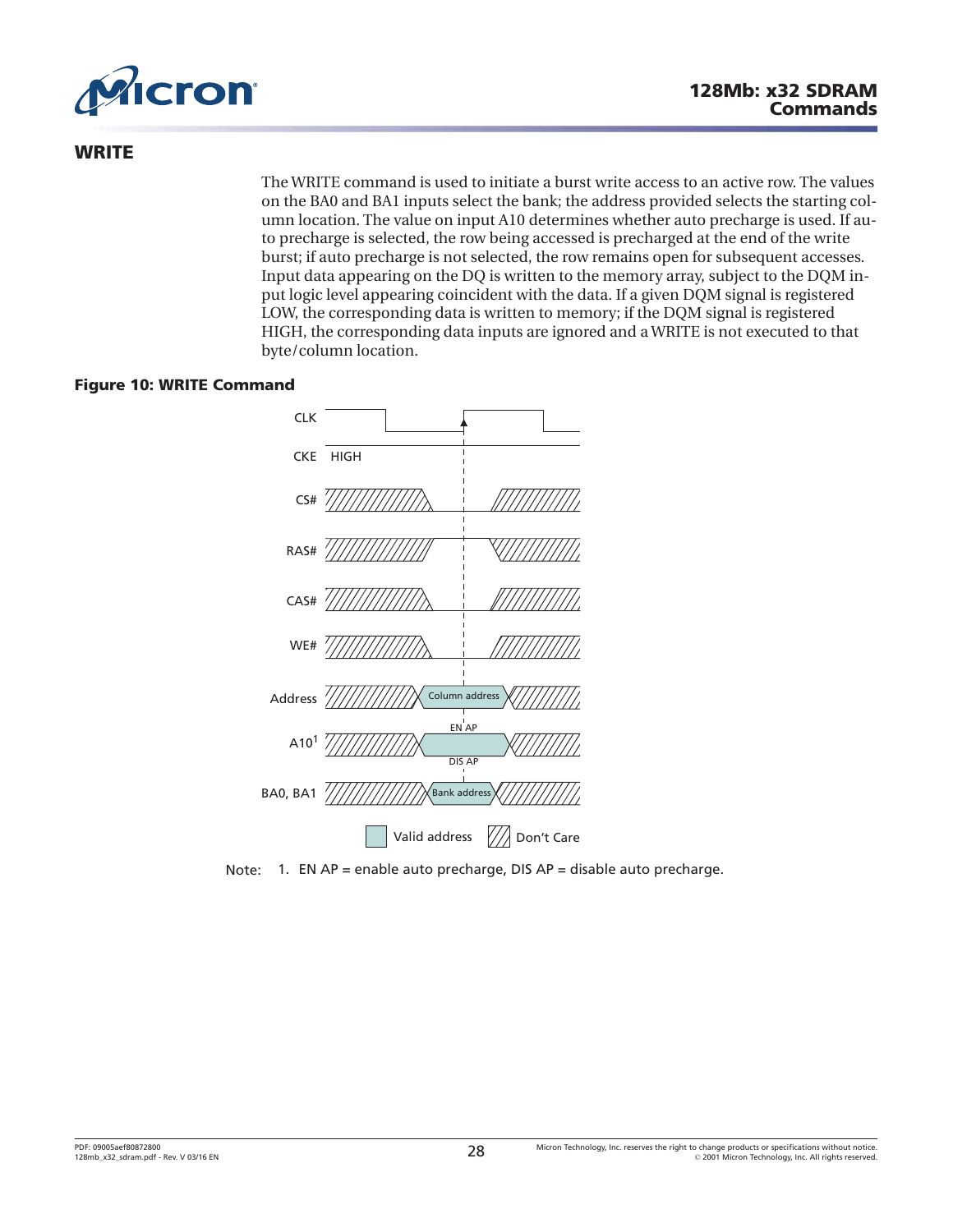## WRITE

The WRITE command is used to initiate a burst write access to an active row. The values on the BA0 and BA1 inputs select the bank; the address provided selects the starting column location. The value on input A10 determines whether auto precharge is used. If auto precharge is selected, the row being accessed is precharged at the end of the write burst; if auto precharge is not selected, the row remains open for subsequent accesses. Input data appearing on the DQ is written to the memory array, subject to the DQM input logic level appearing coincident with the data. If a given DQM signal is registered LOW, the corresponding data is written to memory; if the DQM signal is registered HIGH, the corresponding data inputs are ignored and a WRITE is not executed to that byte/column location.

**Figure 10: WRITE Command**

Note: 1. EN AP = enable auto precharge, DIS AP = disable auto precharge.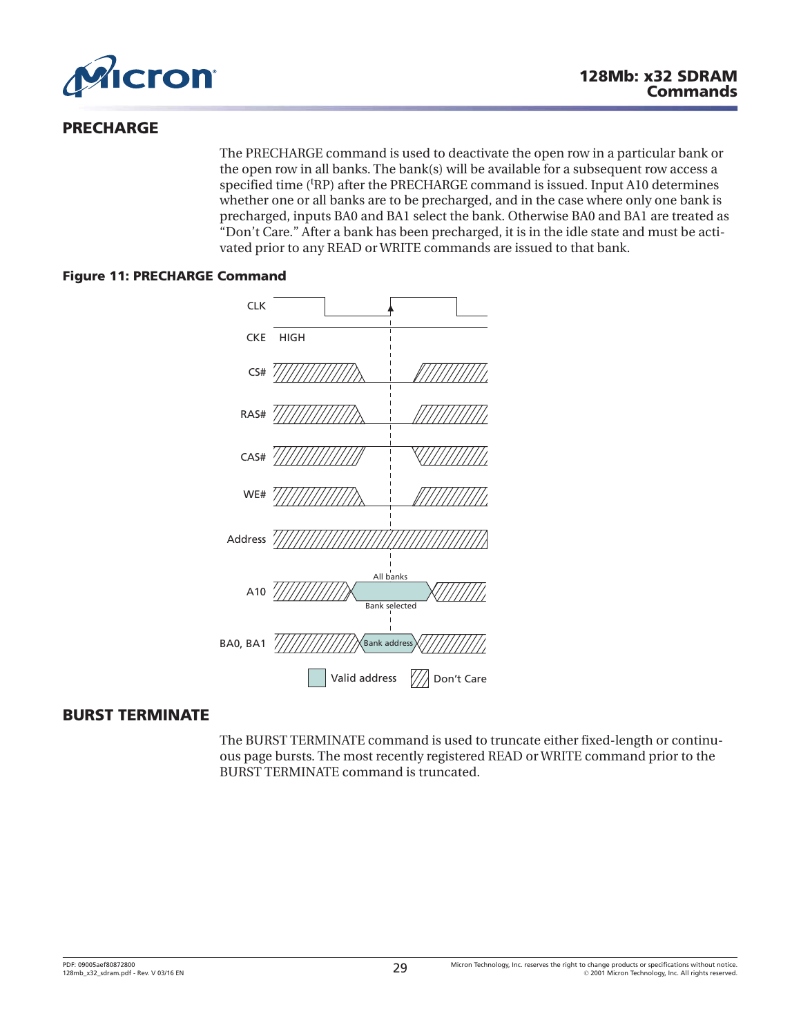## PRECHARGE

The PRECHARGE command is used to deactivate the open row in a particular bank or the open row in all banks. The bank(s) will be available for a subsequent row access a specified time ($^tRP$) after the PRECHARGE command is issued. Input A10 determines whether one or all banks are to be precharged, and in the case where only one bank is precharged, inputs BA0 and BA1 select the bank. Otherwise BA0 and BA1 are treated as "Don't Care." After a bank has been precharged, it is in the idle state and must be activated prior to any READ or WRITE commands are issued to that bank.

**Figure 11: PRECHARGE Command**

## BURST TERMINATE

The BURST TERMINATE command is used to truncate either fixed-length or continuous page bursts. The most recently registered READ or WRITE command prior to the BURST TERMINATE command is truncated.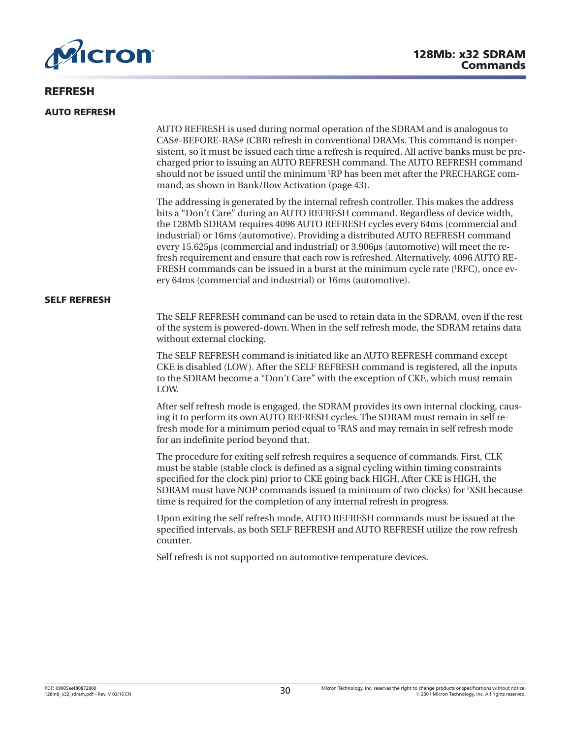## REFRESH

### AUTO REFRESH

AUTO REFRESH is used during normal operation of the SDRAM and is analogous to CAS#-BEFORE-RAS# (CBR) refresh in conventional DRAMs. This command is nonpersistent, so it must be issued each time a refresh is required. All active banks must be precharged prior to issuing an AUTO REFRESH command. The AUTO REFRESH command should not be issued until the minimum $^tRP$ has been met after the PRECHARGE command, as shown in Bank/Row Activation (page 43).

The addressing is generated by the internal refresh controller. This makes the address bits a "Don't Care" during an AUTO REFRESH command. Regardless of device width, the 128Mb SDRAM requires 4096 AUTO REFRESH cycles every 64ms (commercial and industrial) or 16ms (automotive). Providing a distributed AUTO REFRESH command every 15.625μs (commercial and industrial) or 3.906μs (automotive) will meet the refresh requirement and ensure that each row is refreshed. Alternatively, 4096 AUTO REFRESH commands can be issued in a burst at the minimum cycle rate ($^tRFC$), once every 64ms (commercial and industrial) or 16ms (automotive).

### SELF REFRESH

The SELF REFRESH command can be used to retain data in the SDRAM, even if the rest of the system is powered-down. When in the self refresh mode, the SDRAM retains data without external clocking.

The SELF REFRESH command is initiated like an AUTO REFRESH command except CKE is disabled (LOW). After the SELF REFRESH command is registered, all the inputs to the SDRAM become a "Don't Care" with the exception of CKE, which must remain LOW.

After self refresh mode is engaged, the SDRAM provides its own internal clocking, causing it to perform its own AUTO REFRESH cycles. The SDRAM must remain in self refresh mode for a minimum period equal to $^tRAS$ and may remain in self refresh mode for an indefinite period beyond that.

The procedure for exiting self refresh requires a sequence of commands. First, CLK must be stable (stable clock is defined as a signal cycling within timing constraints specified for the clock pin) prior to CKE going back HIGH. After CKE is HIGH, the SDRAM must have NOP commands issued (a minimum of two clocks) for $^tXSR$ because time is required for the completion of any internal refresh in progress.

Upon exiting the self refresh mode, AUTO REFRESH commands must be issued at the specified intervals, as both SELF REFRESH and AUTO REFRESH utilize the row refresh counter.

Self refresh is not supported on automotive temperature devices.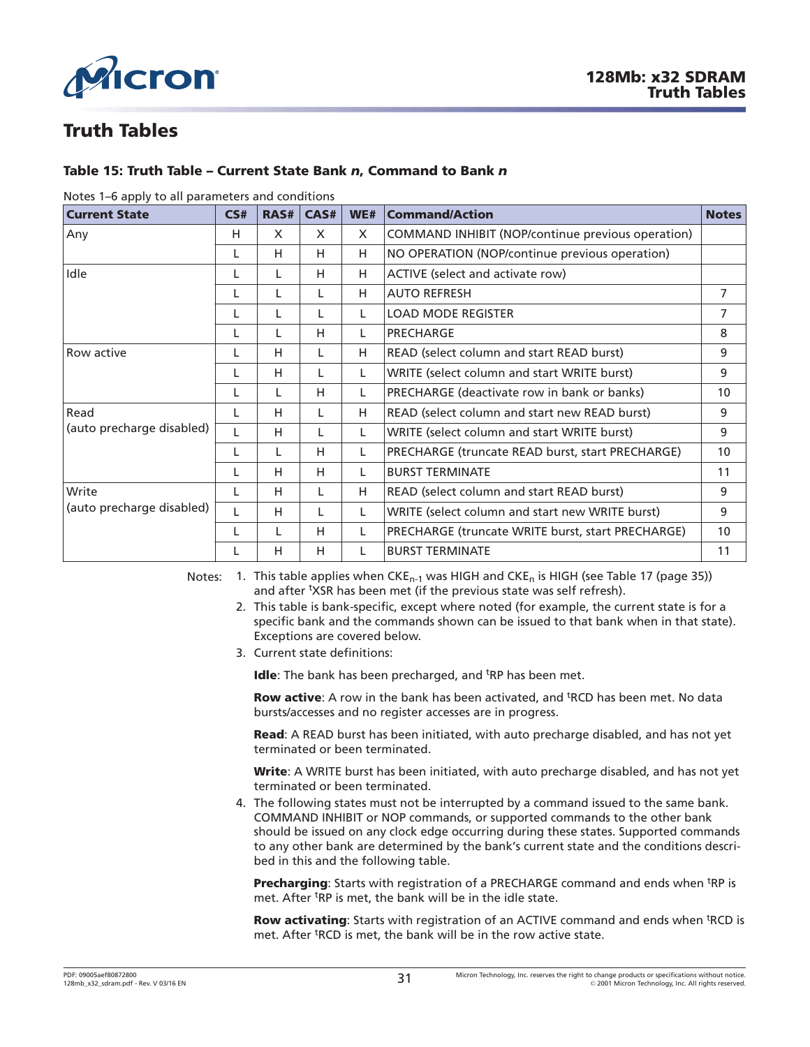# Truth Tables

### Table 15: Truth Table – Current State Bank *n*, Command to Bank *n*

Notes 1–6 apply to all parameters and conditions

| Current State | CS# | RAS# | CAS# | WE# | Command/Action | Notes |
|---|---|---|---|---|---|---|
| Any | H | X | X | X | COMMAND INHIBIT (NOP/continue previous operation) | |
| | L | H | H | H | NO OPERATION (NOP/continue previous operation) | |
| Idle | L | L | H | H | ACTIVE (select and activate row) | |
| | L | L | L | H | AUTO REFRESH | 7 |
| | L | L | L | L | LOAD MODE REGISTER | 7 |
| | L | L | H | L | PRECHARGE | 8 |
| Row active | L | H | L | H | READ (select column and start READ burst) | 9 |
| | L | H | L | L | WRITE (select column and start WRITE burst) | 9 |
| | L | L | H | L | PRECHARGE (deactivate row in bank or banks) | 10 |
| Read (auto precharge disabled) | L | H | L | H | READ (select column and start new READ burst) | 9 |
| | L | H | L | L | WRITE (select column and start WRITE burst) | 9 |
| | L | L | H | L | PRECHARGE (truncate READ burst, start PRECHARGE) | 10 |
| | L | H | H | L | BURST TERMINATE | 11 |
| Write (auto precharge disabled) | L | H | L | H | READ (select column and start READ burst) | 9 |
| | L | H | L | L | WRITE (select column and start new WRITE burst) | 9 |
| | L | L | H | L | PRECHARGE (truncate WRITE burst, start PRECHARGE) | 10 |
| | L | H | H | L | BURST TERMINATE | 11 |

Notes:

1. This table applies when $CKE_{n-1}$ was HIGH and $CKE_n$ is HIGH (see Table 17 (page 35)) and after $^tXSR$ has been met (if the previous state was self refresh).
2. This table is bank-specific, except where noted (for example, the current state is for a specific bank and the commands shown can be issued to that bank when in that state). Exceptions are covered below.
3. Current state definitions:

   **Idle**: The bank has been precharged, and $^tRP$ has been met.

   **Row active**: A row in the bank has been activated, and $^tRCD$ has been met. No data bursts/accesses and no register accesses are in progress.

   **Read**: A READ burst has been initiated, with auto precharge disabled, and has not yet terminated or been terminated.

   **Write**: A WRITE burst has been initiated, with auto precharge disabled, and has not yet terminated or been terminated.
4. The following states must not be interrupted by a command issued to the same bank. COMMAND INHIBIT or NOP commands, or supported commands to the other bank should be issued on any clock edge occurring during these states. Supported commands to any other bank are determined by the bank's current state and the conditions described in this and the following table.

   **Precharging**: Starts with registration of a PRECHARGE command and ends when $^tRP$ is met. After $^tRP$ is met, the bank will be in the idle state.

   **Row activating**: Starts with registration of an ACTIVE command and ends when $^tRCD$ is met. After $^tRCD$ is met, the bank will be in the row active state.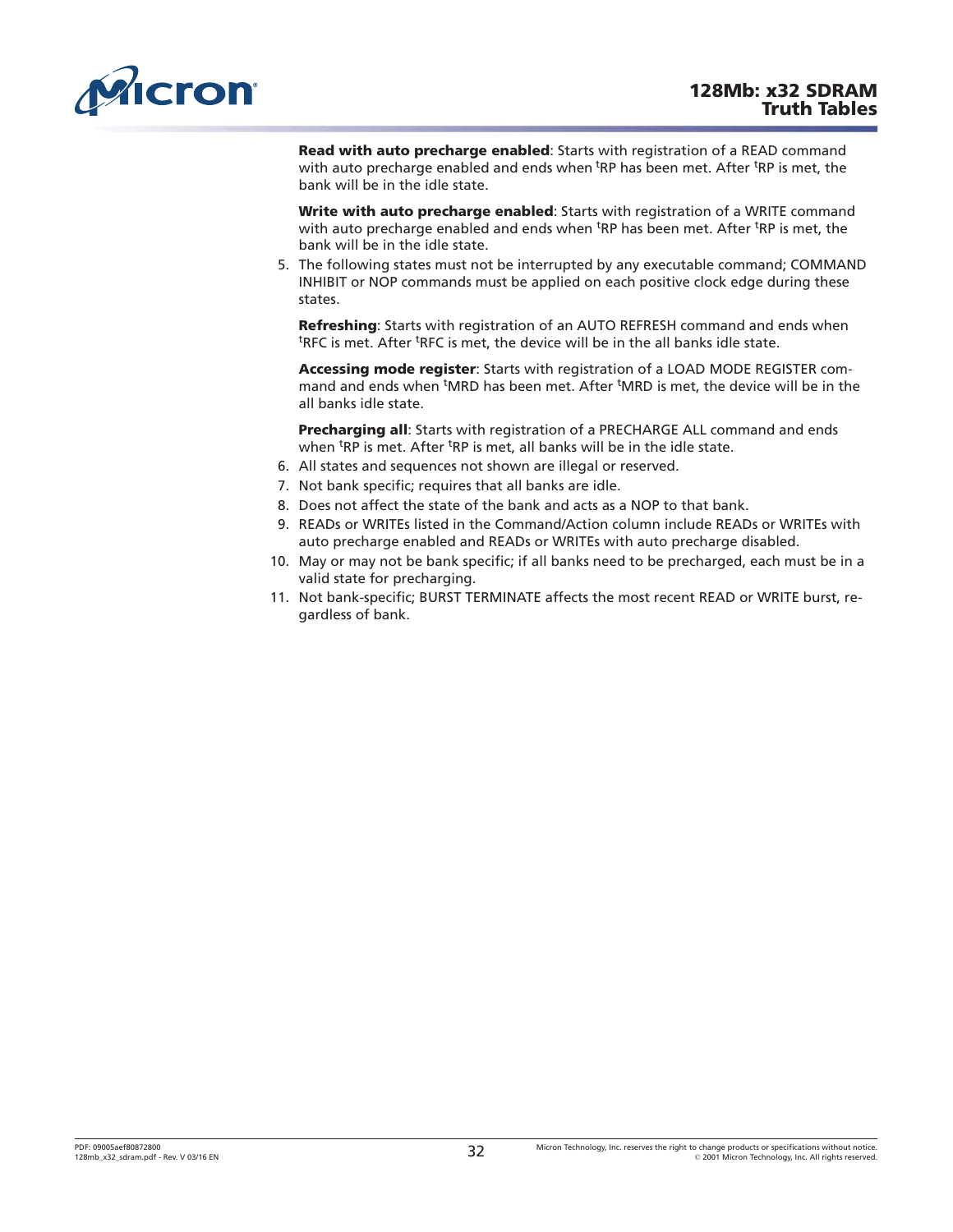**Read with auto precharge enabled**: Starts with registration of a READ command with auto precharge enabled and ends when $^{t}$RP has been met. After $^{t}$RP is met, the bank will be in the idle state.

**Write with auto precharge enabled**: Starts with registration of a WRITE command with auto precharge enabled and ends when $^{t}$RP has been met. After $^{t}$RP is met, the bank will be in the idle state.

5. The following states must not be interrupted by any executable command; COMMAND INHIBIT or NOP commands must be applied on each positive clock edge during these states.

   **Refreshing**: Starts with registration of an AUTO REFRESH command and ends when $^{t}$RFC is met. After $^{t}$RFC is met, the device will be in the all banks idle state.

   **Accessing mode register**: Starts with registration of a LOAD MODE REGISTER command and ends when $^{t}$MRD has been met. After $^{t}$MRD is met, the device will be in the all banks idle state.

   **Precharging all**: Starts with registration of a PRECHARGE ALL command and ends when $^{t}$RP is met. After $^{t}$RP is met, all banks will be in the idle state.
6. All states and sequences not shown are illegal or reserved.
7. Not bank specific; requires that all banks are idle.
8. Does not affect the state of the bank and acts as a NOP to that bank.
9. READs or WRITEs listed in the Command/Action column include READs or WRITEs with auto precharge enabled and READs or WRITEs with auto precharge disabled.
10. May or may not be bank specific; if all banks need to be precharged, each must be in a valid state for precharging.
11. Not bank-specific; BURST TERMINATE affects the most recent READ or WRITE burst, regardless of bank.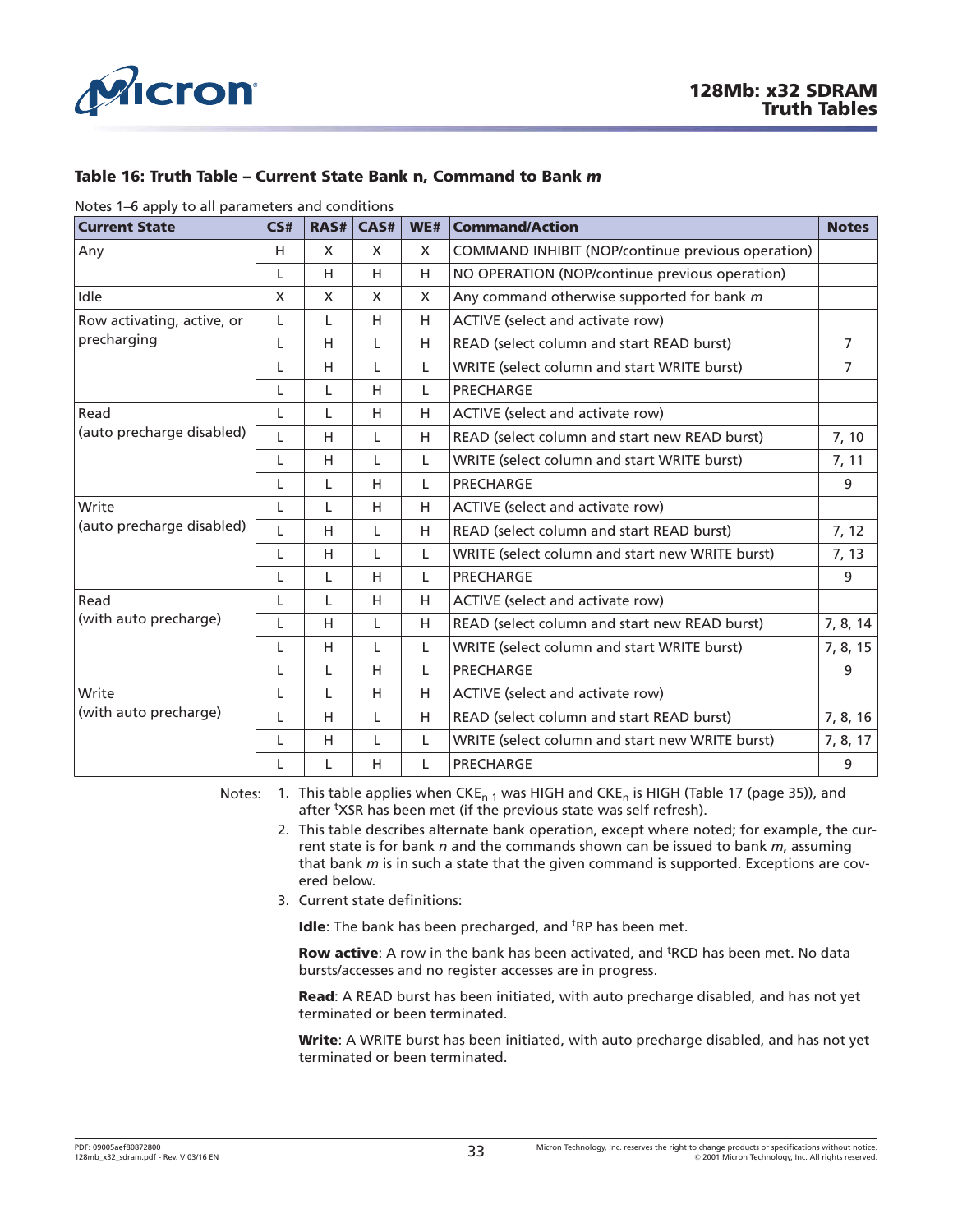### Table 16: Truth Table – Current State Bank n, Command to Bank *m*

Notes 1–6 apply to all parameters and conditions

| Current State | CS# | RAS# | CAS# | WE# | Command/Action | Notes |
|---|---|---|---|---|---|---|
| Any | H | X | X | X | COMMAND INHIBIT (NOP/continue previous operation) | |
| | L | H | H | H | NO OPERATION (NOP/continue previous operation) | |
| Idle | X | X | X | X | Any command otherwise supported for bank *m* | |
| Row activating, active, or precharging | L | L | H | H | ACTIVE (select and activate row) | |
| | L | H | L | H | READ (select column and start READ burst) | 7 |
| | L | H | L | L | WRITE (select column and start WRITE burst) | 7 |
| | L | L | H | L | PRECHARGE | |
| Read (auto precharge disabled) | L | L | H | H | ACTIVE (select and activate row) | |
| | L | H | L | H | READ (select column and start new READ burst) | 7, 10 |
| | L | H | L | L | WRITE (select column and start WRITE burst) | 7, 11 |
| | L | L | H | L | PRECHARGE | 9 |
| Write (auto precharge disabled) | L | L | H | H | ACTIVE (select and activate row) | |
| | L | H | L | H | READ (select column and start READ burst) | 7, 12 |
| | L | H | L | L | WRITE (select column and start new WRITE burst) | 7, 13 |
| | L | L | H | L | PRECHARGE | 9 |
| Read (with auto precharge) | L | L | H | H | ACTIVE (select and activate row) | |
| | L | H | L | H | READ (select column and start new READ burst) | 7, 8, 14 |
| | L | H | L | L | WRITE (select column and start WRITE burst) | 7, 8, 15 |
| | L | L | H | L | PRECHARGE | 9 |
| Write (with auto precharge) | L | L | H | H | ACTIVE (select and activate row) | |
| | L | H | L | H | READ (select column and start READ burst) | 7, 8, 16 |
| | L | H | L | L | WRITE (select column and start new WRITE burst) | 7, 8, 17 |
| | L | L | H | L | PRECHARGE | 9 |

Notes:

1. This table applies when $CKE_{n-1}$ was HIGH and $CKE_n$ is HIGH (Table 17 (page 35)), and after $^tXSR$ has been met (if the previous state was self refresh).
2. This table describes alternate bank operation, except where noted; for example, the current state is for bank *n* and the commands shown can be issued to bank *m*, assuming that bank *m* is in such a state that the given command is supported. Exceptions are covered below.
3. Current state definitions:

   **Idle**: The bank has been precharged, and $^tRP$ has been met.

   **Row active**: A row in the bank has been activated, and $^tRCD$ has been met. No data bursts/accesses and no register accesses are in progress.

   **Read**: A READ burst has been initiated, with auto precharge disabled, and has not yet terminated or been terminated.

   **Write**: A WRITE burst has been initiated, with auto precharge disabled, and has not yet terminated or been terminated.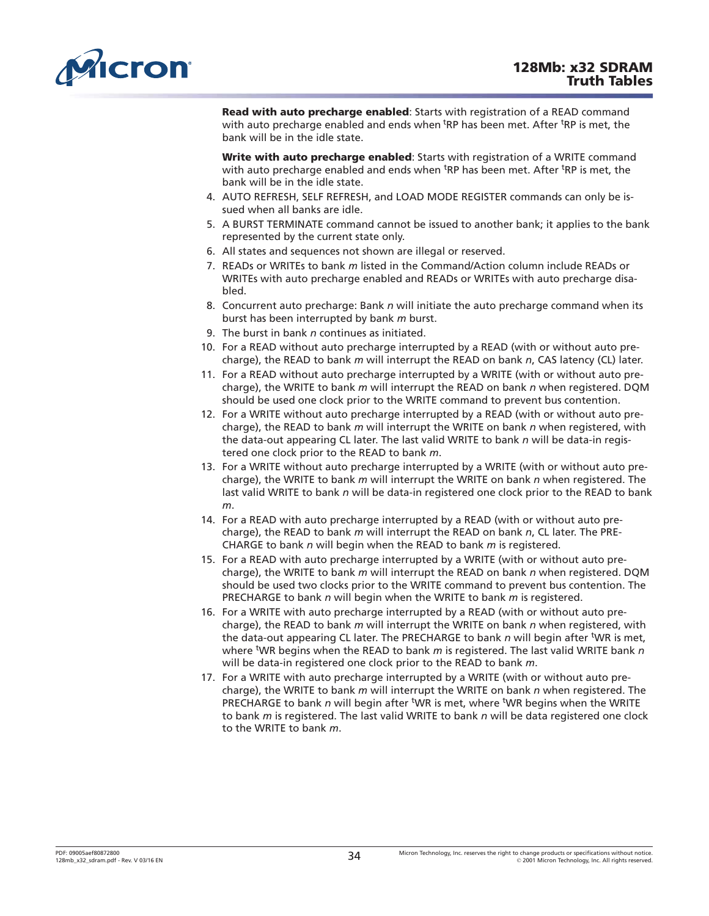**Read with auto precharge enabled**: Starts with registration of a READ command with auto precharge enabled and ends when $^{t}RP$ has been met. After $^{t}RP$ is met, the bank will be in the idle state.

**Write with auto precharge enabled**: Starts with registration of a WRITE command with auto precharge enabled and ends when $^{t}RP$ has been met. After $^{t}RP$ is met, the bank will be in the idle state.

4. AUTO REFRESH, SELF REFRESH, and LOAD MODE REGISTER commands can only be issued when all banks are idle.
5. A BURST TERMINATE command cannot be issued to another bank; it applies to the bank represented by the current state only.
6. All states and sequences not shown are illegal or reserved.
7. READs or WRITEs to bank *m* listed in the Command/Action column include READs or WRITEs with auto precharge enabled and READs or WRITEs with auto precharge disabled.
8. Concurrent auto precharge: Bank *n* will initiate the auto precharge command when its burst has been interrupted by bank *m* burst.
9. The burst in bank *n* continues as initiated.
10. For a READ without auto precharge interrupted by a READ (with or without auto precharge), the READ to bank *m* will interrupt the READ on bank *n*, CAS latency (CL) later.
11. For a READ without auto precharge interrupted by a WRITE (with or without auto precharge), the WRITE to bank *m* will interrupt the READ on bank *n* when registered. DQM should be used one clock prior to the WRITE command to prevent bus contention.
12. For a WRITE without auto precharge interrupted by a READ (with or without auto precharge), the READ to bank *m* will interrupt the WRITE on bank *n* when registered, with the data-out appearing CL later. The last valid WRITE to bank *n* will be data-in registered one clock prior to the READ to bank *m*.
13. For a WRITE without auto precharge interrupted by a WRITE (with or without auto precharge), the WRITE to bank *m* will interrupt the WRITE on bank *n* when registered. The last valid WRITE to bank *n* will be data-in registered one clock prior to the READ to bank *m*.
14. For a READ with auto precharge interrupted by a READ (with or without auto precharge), the READ to bank *m* will interrupt the READ on bank *n*, CL later. The PRECHARGE to bank *n* will begin when the READ to bank *m* is registered.
15. For a READ with auto precharge interrupted by a WRITE (with or without auto precharge), the WRITE to bank *m* will interrupt the READ on bank *n* when registered. DQM should be used two clocks prior to the WRITE command to prevent bus contention. The PRECHARGE to bank *n* will begin when the WRITE to bank *m* is registered.
16. For a WRITE with auto precharge interrupted by a READ (with or without auto precharge), the READ to bank *m* will interrupt the WRITE on bank *n* when registered, with the data-out appearing CL later. The PRECHARGE to bank *n* will begin after $^{t}WR$ is met, where $^{t}WR$ begins when the READ to bank *m* is registered. The last valid WRITE bank *n* will be data-in registered one clock prior to the READ to bank *m*.
17. For a WRITE with auto precharge interrupted by a WRITE (with or without auto precharge), the WRITE to bank *m* will interrupt the WRITE on bank *n* when registered. The PRECHARGE to bank *n* will begin after $^{t}WR$ is met, where $^{t}WR$ begins when the WRITE to bank *m* is registered. The last valid WRITE to bank *n* will be data registered one clock to the WRITE to bank *m*.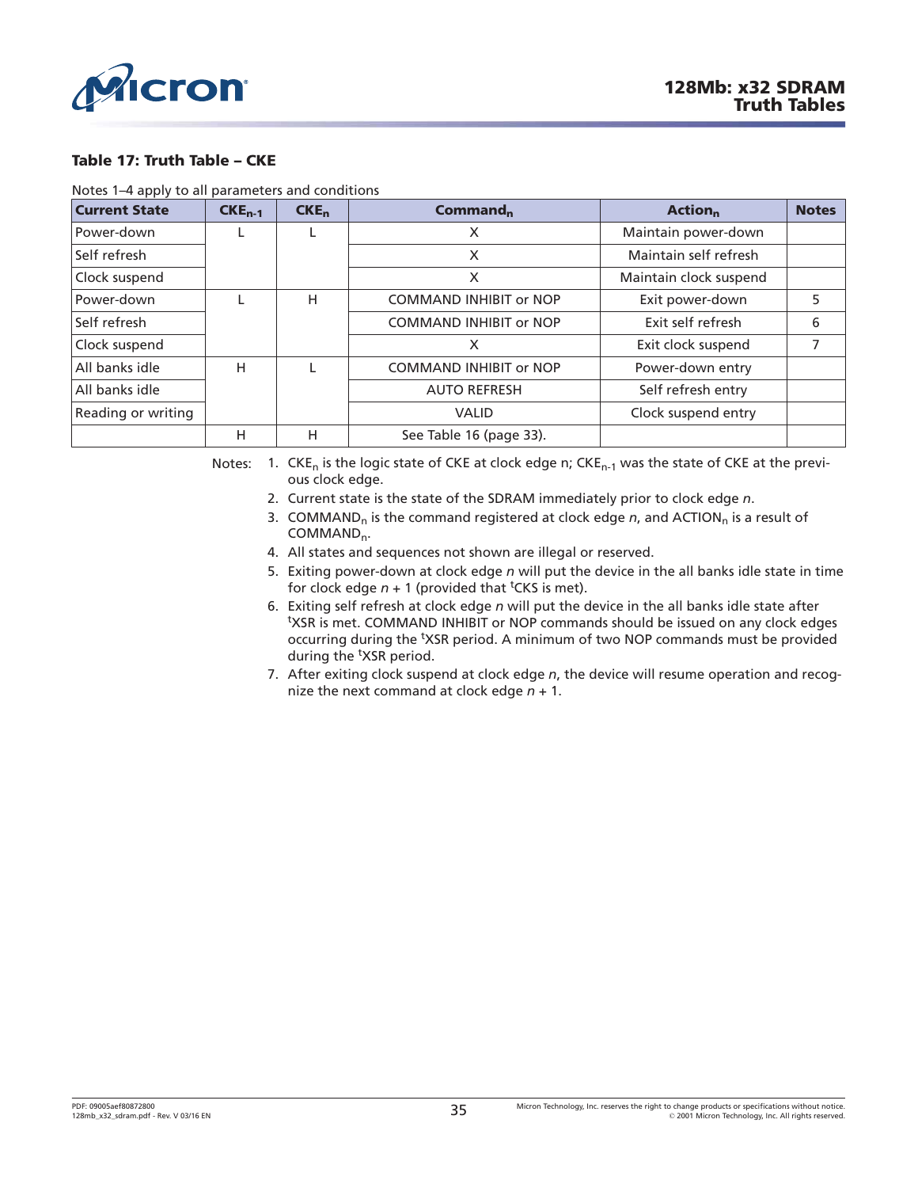**Table 17: Truth Table – CKE**

Notes 1–4 apply to all parameters and conditions

| Current State | $CKE_{n-1}$ | $CKE_n$ | $Command_n$ | $Action_n$ | Notes |
|---|---|---|---|---|---|
| Power-down | L | L | X | Maintain power-down | |
| Self refresh | | | X | Maintain self refresh | |
| Clock suspend | | | X | Maintain clock suspend | |
| Power-down | L | H | COMMAND INHIBIT or NOP | Exit power-down | 5 |
| Self refresh | | | COMMAND INHIBIT or NOP | Exit self refresh | 6 |
| Clock suspend | | | X | Exit clock suspend | 7 |
| All banks idle | H | L | COMMAND INHIBIT or NOP | Power-down entry | |
| All banks idle | | | AUTO REFRESH | Self refresh entry | |
| Reading or writing | | | VALID | Clock suspend entry | |
| | H | H | See Table 16 (page 33). | | |

Notes:
1. $CKE_n$ is the logic state of CKE at clock edge n; $CKE_{n-1}$ was the state of CKE at the previous clock edge.
2. Current state is the state of the SDRAM immediately prior to clock edge *n*.
3. $COMMAND_n$ is the command registered at clock edge *n*, and $ACTION_n$ is a result of $COMMAND_n$.
4. All states and sequences not shown are illegal or reserved.
5. Exiting power-down at clock edge *n* will put the device in the all banks idle state in time for clock edge *n* + 1 (provided that $^tCKS$ is met).
6. Exiting self refresh at clock edge *n* will put the device in the all banks idle state after $^tXSR$ is met. COMMAND INHIBIT or NOP commands should be issued on any clock edges occurring during the $^tXSR$ period. A minimum of two NOP commands must be provided during the $^tXSR$ period.
7. After exiting clock suspend at clock edge *n*, the device will resume operation and recognize the next command at clock edge *n* + 1.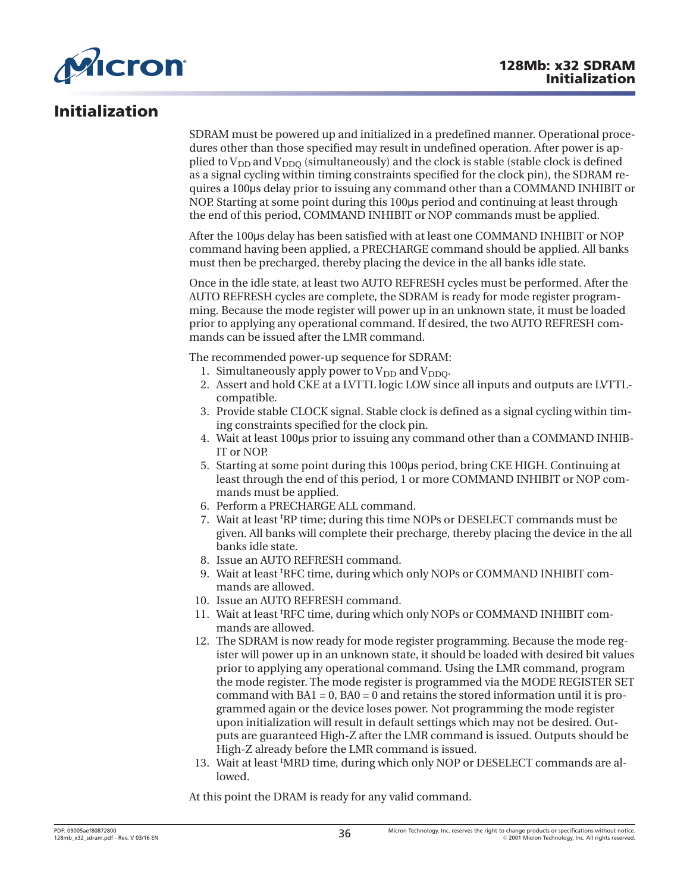# Initialization

SDRAM must be powered up and initialized in a predefined manner. Operational procedures other than those specified may result in undefined operation. After power is applied to $V_{DD}$ and $V_{DDQ}$ (simultaneously) and the clock is stable (stable clock is defined as a signal cycling within timing constraints specified for the clock pin), the SDRAM requires a 100µs delay prior to issuing any command other than a COMMAND INHIBIT or NOP. Starting at some point during this 100µs period and continuing at least through the end of this period, COMMAND INHIBIT or NOP commands must be applied.

After the 100µs delay has been satisfied with at least one COMMAND INHIBIT or NOP command having been applied, a PRECHARGE command should be applied. All banks must then be precharged, thereby placing the device in the all banks idle state.

Once in the idle state, at least two AUTO REFRESH cycles must be performed. After the AUTO REFRESH cycles are complete, the SDRAM is ready for mode register programming. Because the mode register will power up in an unknown state, it must be loaded prior to applying any operational command. If desired, the two AUTO REFRESH commands can be issued after the LMR command.

The recommended power-up sequence for SDRAM:

1. Simultaneously apply power to $V_{DD}$ and $V_{DDQ}$.
2. Assert and hold CKE at a LVTTL logic LOW since all inputs and outputs are LVTTL-compatible.
3. Provide stable CLOCK signal. Stable clock is defined as a signal cycling within timing constraints specified for the clock pin.
4. Wait at least 100µs prior to issuing any command other than a COMMAND INHIBIT or NOP.
5. Starting at some point during this 100µs period, bring CKE HIGH. Continuing at least through the end of this period, 1 or more COMMAND INHIBIT or NOP commands must be applied.
6. Perform a PRECHARGE ALL command.
7. Wait at least $^{t}RP$ time; during this time NOPs or DESELECT commands must be given. All banks will complete their precharge, thereby placing the device in the all banks idle state.
8. Issue an AUTO REFRESH command.
9. Wait at least $^{t}RFC$ time, during which only NOPs or COMMAND INHIBIT commands are allowed.
10. Issue an AUTO REFRESH command.
11. Wait at least $^{t}RFC$ time, during which only NOPs or COMMAND INHIBIT commands are allowed.
12. The SDRAM is now ready for mode register programming. Because the mode register will power up in an unknown state, it should be loaded with desired bit values prior to applying any operational command. Using the LMR command, program the mode register. The mode register is programmed via the MODE REGISTER SET command with BA1 = 0, BA0 = 0 and retains the stored information until it is programmed again or the device loses power. Not programming the mode register upon initialization will result in default settings which may not be desired. Outputs are guaranteed High-Z after the LMR command is issued. Outputs should be High-Z already before the LMR command is issued.
13. Wait at least $^{t}MRD$ time, during which only NOP or DESELECT commands are allowed.

At this point the DRAM is ready for any valid command.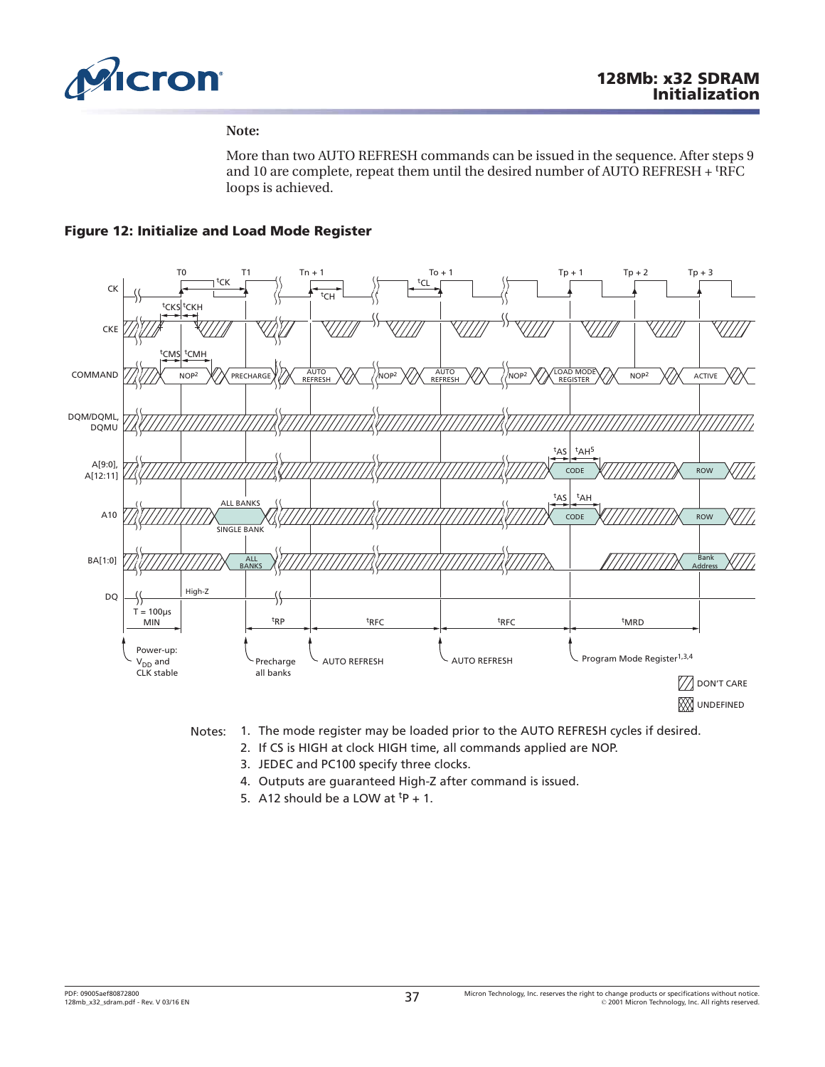**Note:**

More than two AUTO REFRESH commands can be issued in the sequence. After steps 9 and 10 are complete, repeat them until the desired number of AUTO REFRESH + tRFC loops is achieved.

### Figure 12: Initialize and Load Mode Register

Notes:
1. The mode register may be loaded prior to the AUTO REFRESH cycles if desired.
2. If CS is HIGH at clock HIGH time, all commands applied are NOP.
3. JEDEC and PC100 specify three clocks.
4. Outputs are guaranteed High-Z after command is issued.
5. A12 should be a LOW at tP + 1.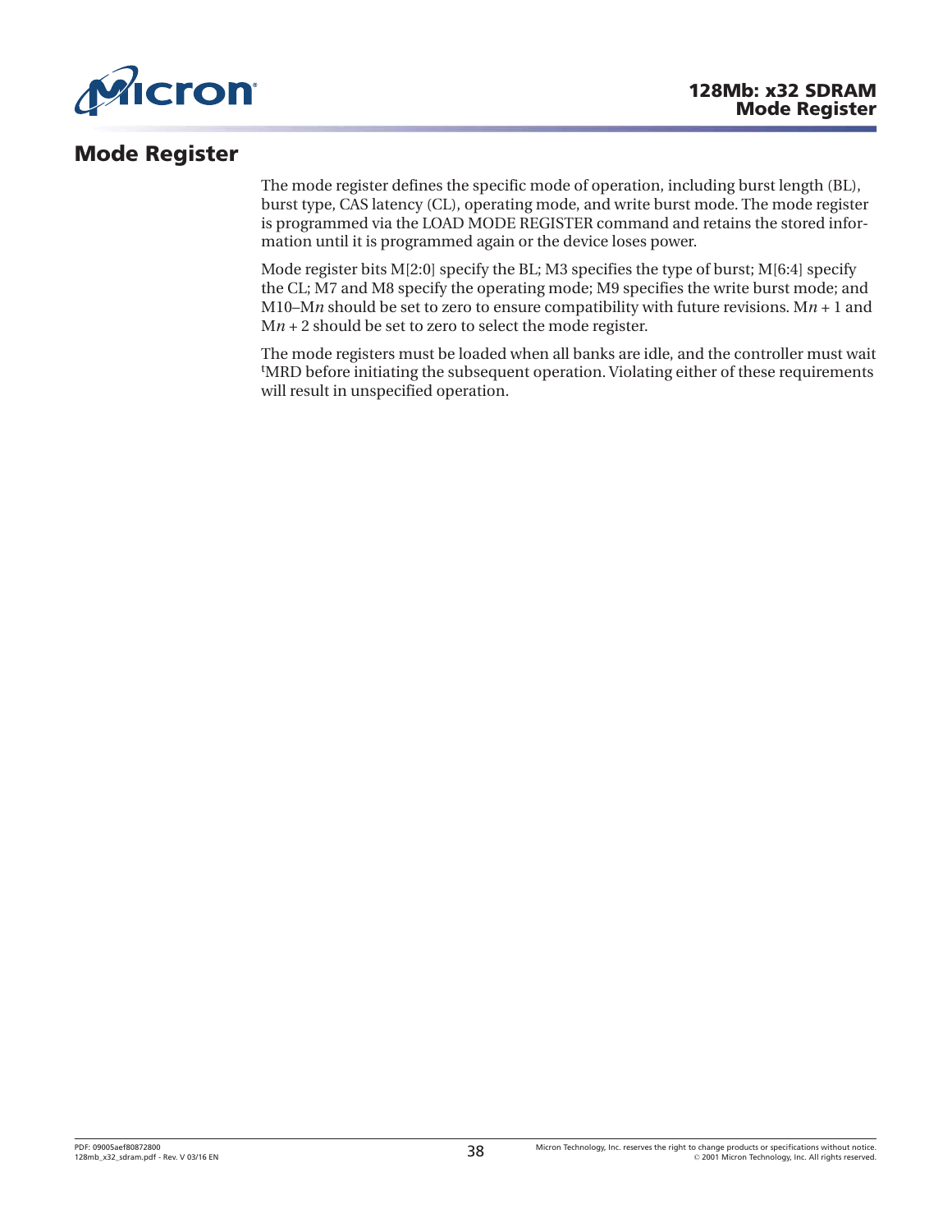# Mode Register

The mode register defines the specific mode of operation, including burst length (BL), burst type, CAS latency (CL), operating mode, and write burst mode. The mode register is programmed via the LOAD MODE REGISTER command and retains the stored information until it is programmed again or the device loses power.

Mode register bits M[2:0] specify the BL; M3 specifies the type of burst; M[6:4] specify the CL; M7 and M8 specify the operating mode; M9 specifies the write burst mode; and M10–M*n* should be set to zero to ensure compatibility with future revisions. M*n* + 1 and M*n* + 2 should be set to zero to select the mode register.

The mode registers must be loaded when all banks are idle, and the controller must wait $^{t}$MRD before initiating the subsequent operation. Violating either of these requirements will result in unspecified operation.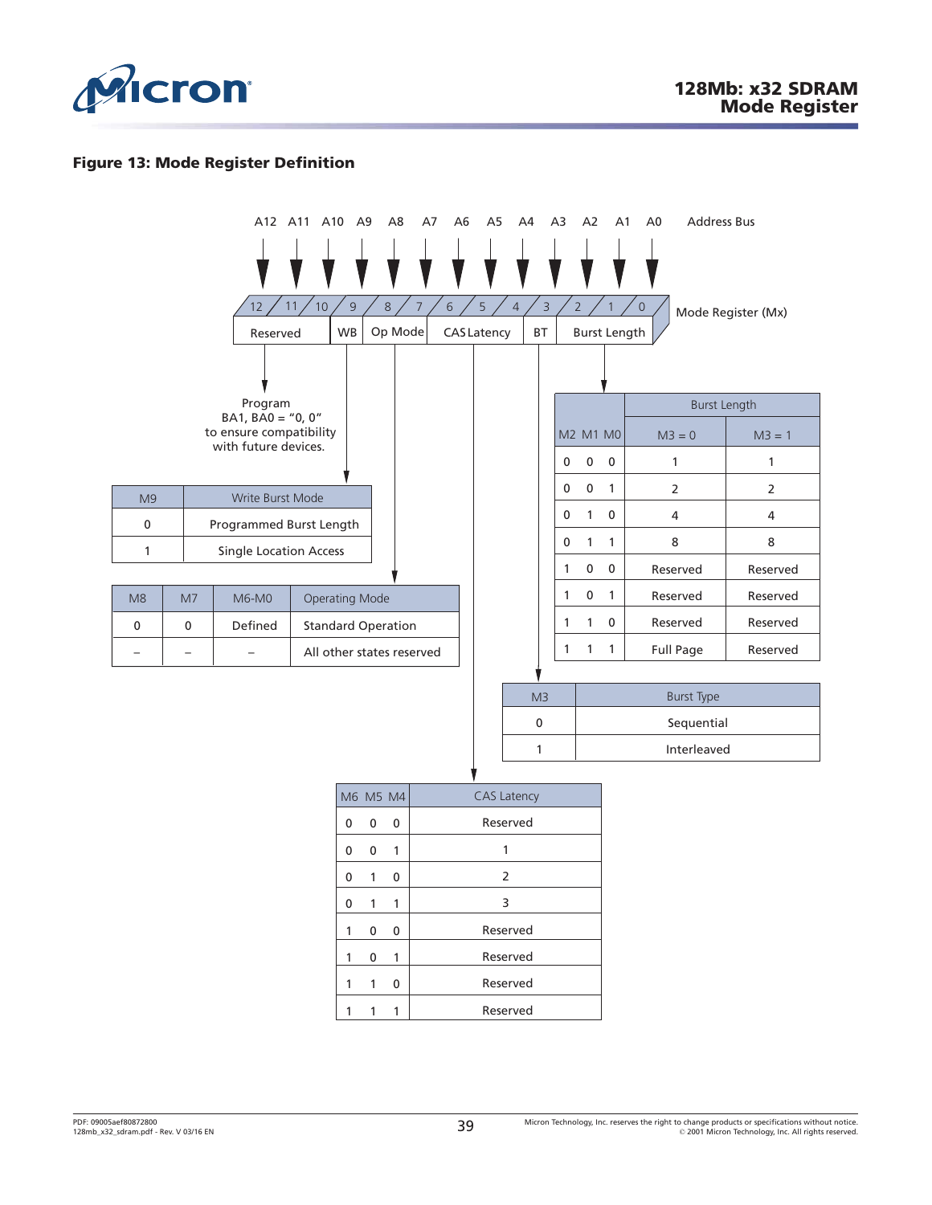**Figure 13: Mode Register Definition**

Address Bus: A12 A11 A10 A9 A8 A7 A6 A5 A4 A3 A2 A1 A0

Mode Register (Mx): 12 11 10 9 8 7 6 5 4 3 2 1 0

| 12–10 | 9 | 8–7 | 6–4 | 3 | 2–0 |
|---|---|---|---|---|---|
| Reserved | WB | Op Mode | CAS Latency | BT | Burst Length |

Program BA1, BA0 = "0, 0" to ensure compatibility with future devices.

| M9 | Write Burst Mode |
|---|---|
| 0 | Programmed Burst Length |
| 1 | Single Location Access |

| M8 | M7 | M6-M0 | Operating Mode |
|---|---|---|---|
| 0 | 0 | Defined | Standard Operation |
| – | – | – | All other states reserved |

| M2 M1 M0 | Burst Length M3 = 0 | Burst Length M3 = 1 |
|---|---|---|
| 0 0 0 | 1 | 1 |
| 0 0 1 | 2 | 2 |
| 0 1 0 | 4 | 4 |
| 0 1 1 | 8 | 8 |
| 1 0 0 | Reserved | Reserved |
| 1 0 1 | Reserved | Reserved |
| 1 1 0 | Reserved | Reserved |
| 1 1 1 | Full Page | Reserved |

| M3 | Burst Type |
|---|---|
| 0 | Sequential |
| 1 | Interleaved |

| M6 M5 M4 | CAS Latency |
|---|---|
| 0 0 0 | Reserved |
| 0 0 1 | 1 |
| 0 1 0 | 2 |
| 0 1 1 | 3 |
| 1 0 0 | Reserved |
| 1 0 1 | Reserved |
| 1 1 0 | Reserved |
| 1 1 1 | Reserved |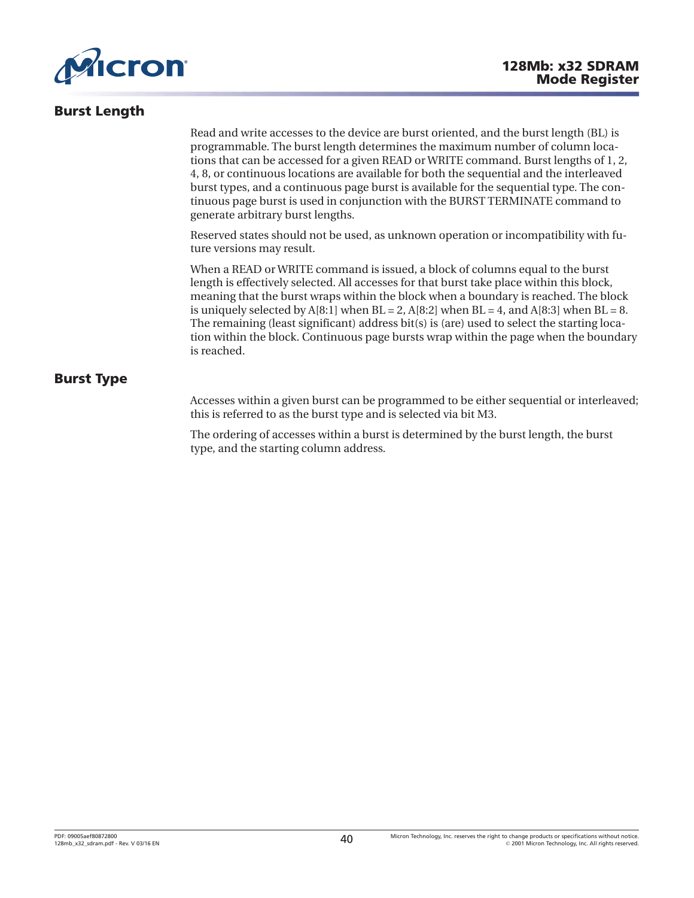## Burst Length

Read and write accesses to the device are burst oriented, and the burst length (BL) is programmable. The burst length determines the maximum number of column locations that can be accessed for a given READ or WRITE command. Burst lengths of 1, 2, 4, 8, or continuous locations are available for both the sequential and the interleaved burst types, and a continuous page burst is available for the sequential type. The continuous page burst is used in conjunction with the BURST TERMINATE command to generate arbitrary burst lengths.

Reserved states should not be used, as unknown operation or incompatibility with future versions may result.

When a READ or WRITE command is issued, a block of columns equal to the burst length is effectively selected. All accesses for that burst take place within this block, meaning that the burst wraps within the block when a boundary is reached. The block is uniquely selected by A[8:1] when BL = 2, A[8:2] when BL = 4, and A[8:3] when BL = 8. The remaining (least significant) address bit(s) is (are) used to select the starting location within the block. Continuous page bursts wrap within the page when the boundary is reached.

## Burst Type

Accesses within a given burst can be programmed to be either sequential or interleaved; this is referred to as the burst type and is selected via bit M3.

The ordering of accesses within a burst is determined by the burst length, the burst type, and the starting column address.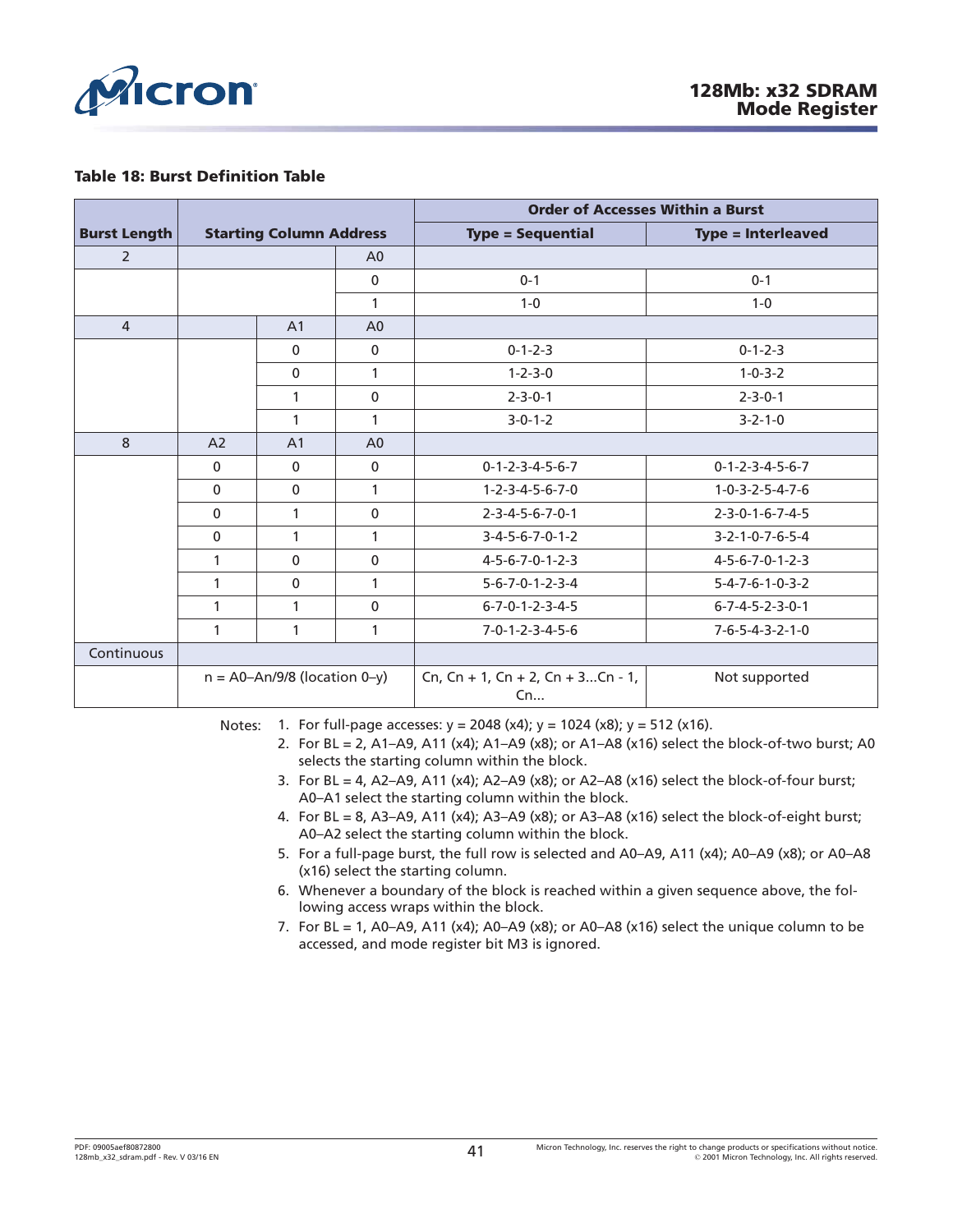**Table 18: Burst Definition Table**

| Burst Length | Starting Column Address | | | Order of Accesses Within a Burst | |
|---|---|---|---|---|---|
| | | | | Type = Sequential | Type = Interleaved |
| 2 | | | A0 | | |
| | | | 0 | 0-1 | 0-1 |
| | | | 1 | 1-0 | 1-0 |
| 4 | | A1 | A0 | | |
| | | 0 | 0 | 0-1-2-3 | 0-1-2-3 |
| | | 0 | 1 | 1-2-3-0 | 1-0-3-2 |
| | | 1 | 0 | 2-3-0-1 | 2-3-0-1 |
| | | 1 | 1 | 3-0-1-2 | 3-2-1-0 |
| 8 | A2 | A1 | A0 | | |
| | 0 | 0 | 0 | 0-1-2-3-4-5-6-7 | 0-1-2-3-4-5-6-7 |
| | 0 | 0 | 1 | 1-2-3-4-5-6-7-0 | 1-0-3-2-5-4-7-6 |
| | 0 | 1 | 0 | 2-3-4-5-6-7-0-1 | 2-3-0-1-6-7-4-5 |
| | 0 | 1 | 1 | 3-4-5-6-7-0-1-2 | 3-2-1-0-7-6-5-4 |
| | 1 | 0 | 0 | 4-5-6-7-0-1-2-3 | 4-5-6-7-0-1-2-3 |
| | 1 | 0 | 1 | 5-6-7-0-1-2-3-4 | 5-4-7-6-1-0-3-2 |
| | 1 | 1 | 0 | 6-7-0-1-2-3-4-5 | 6-7-4-5-2-3-0-1 |
| | 1 | 1 | 1 | 7-0-1-2-3-4-5-6 | 7-6-5-4-3-2-1-0 |
| Continuous | | | | | |
| | n = A0–An/9/8 (location 0–y) | | | Cn, Cn + 1, Cn + 2, Cn + 3...Cn - 1, Cn... | Not supported |

Notes:
1. For full-page accesses: y = 2048 (x4); y = 1024 (x8); y = 512 (x16).
2. For BL = 2, A1–A9, A11 (x4); A1–A9 (x8); or A1–A8 (x16) select the block-of-two burst; A0 selects the starting column within the block.
3. For BL = 4, A2–A9, A11 (x4); A2–A9 (x8); or A2–A8 (x16) select the block-of-four burst; A0–A1 select the starting column within the block.
4. For BL = 8, A3–A9, A11 (x4); A3–A9 (x8); or A3–A8 (x16) select the block-of-eight burst; A0–A2 select the starting column within the block.
5. For a full-page burst, the full row is selected and A0–A9, A11 (x4); A0–A9 (x8); or A0–A8 (x16) select the starting column.
6. Whenever a boundary of the block is reached within a given sequence above, the following access wraps within the block.
7. For BL = 1, A0–A9, A11 (x4); A0–A9 (x8); or A0–A8 (x16) select the unique column to be accessed, and mode register bit M3 is ignored.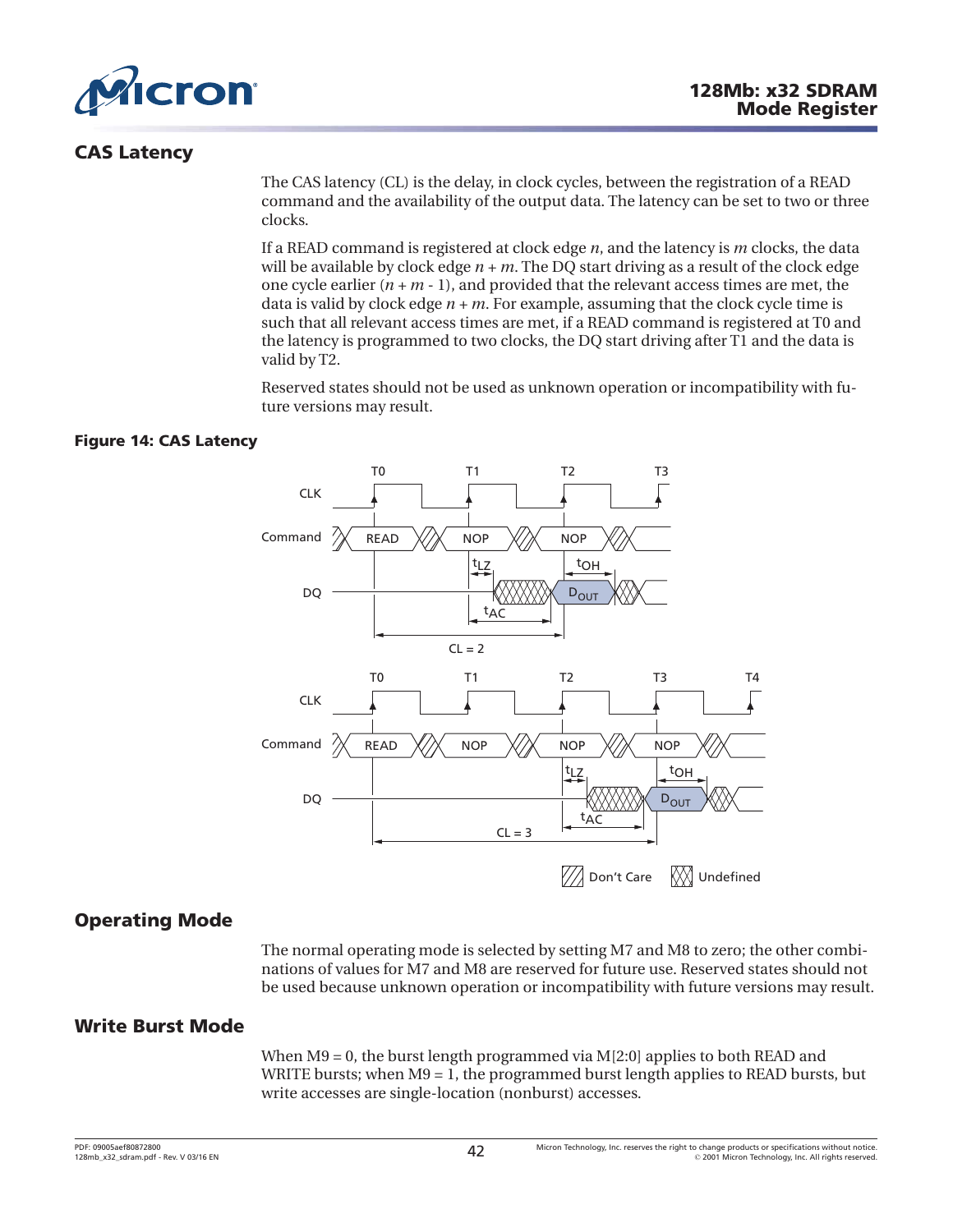## CAS Latency

The CAS latency (CL) is the delay, in clock cycles, between the registration of a READ command and the availability of the output data. The latency can be set to two or three clocks.

If a READ command is registered at clock edge $n$, and the latency is $m$ clocks, the data will be available by clock edge $n + m$. The DQ start driving as a result of the clock edge one cycle earlier ($n + m - 1$), and provided that the relevant access times are met, the data is valid by clock edge $n + m$. For example, assuming that the clock cycle time is such that all relevant access times are met, if a READ command is registered at T0 and the latency is programmed to two clocks, the DQ start driving after T1 and the data is valid by T2.

Reserved states should not be used as unknown operation or incompatibility with future versions may result.

**Figure 14: CAS Latency**

## Operating Mode

The normal operating mode is selected by setting M7 and M8 to zero; the other combinations of values for M7 and M8 are reserved for future use. Reserved states should not be used because unknown operation or incompatibility with future versions may result.

## Write Burst Mode

When M9 = 0, the burst length programmed via M[2:0] applies to both READ and WRITE bursts; when M9 = 1, the programmed burst length applies to READ bursts, but write accesses are single-location (nonburst) accesses.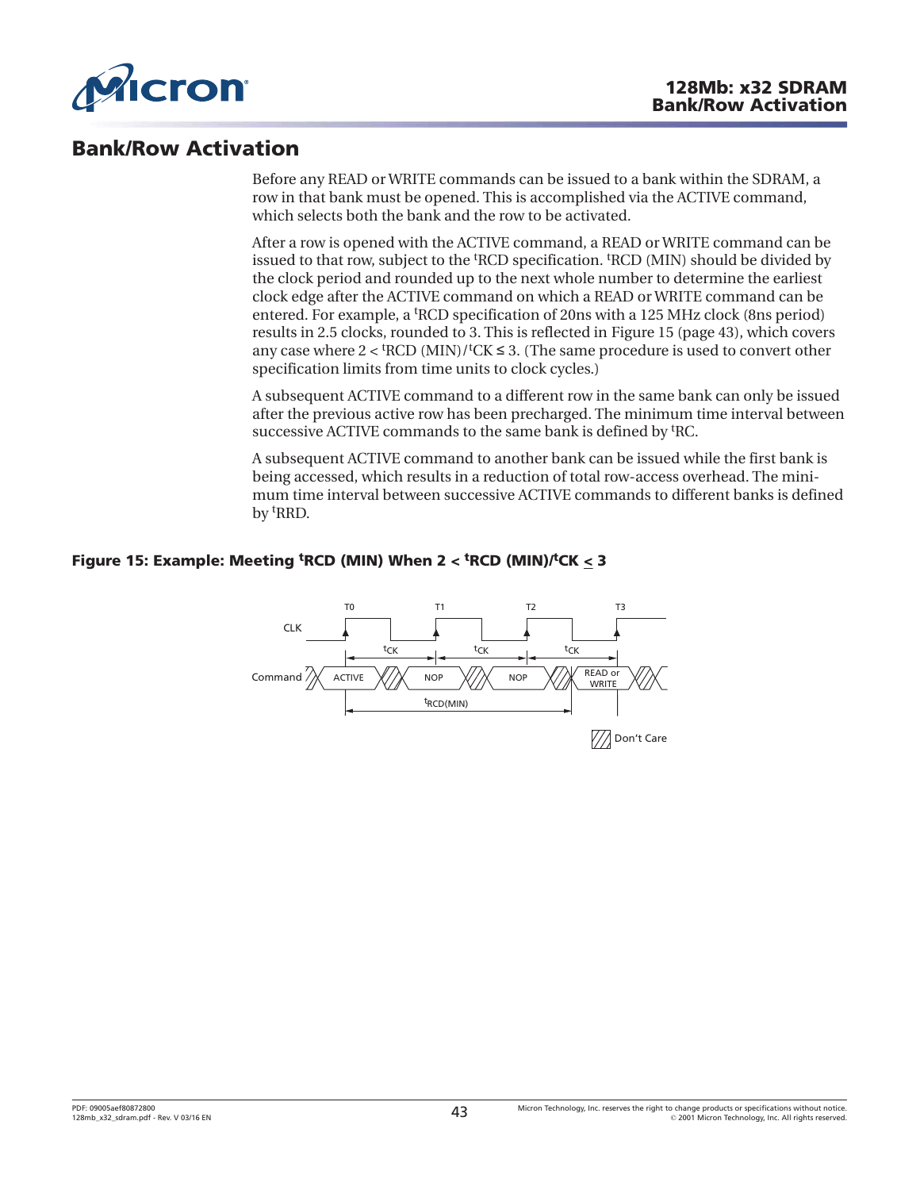## Bank/Row Activation

Before any READ or WRITE commands can be issued to a bank within the SDRAM, a row in that bank must be opened. This is accomplished via the ACTIVE command, which selects both the bank and the row to be activated.

After a row is opened with the ACTIVE command, a READ or WRITE command can be issued to that row, subject to the $^{t}$RCD specification. $^{t}$RCD (MIN) should be divided by the clock period and rounded up to the next whole number to determine the earliest clock edge after the ACTIVE command on which a READ or WRITE command can be entered. For example, a $^{t}$RCD specification of 20ns with a 125 MHz clock (8ns period) results in 2.5 clocks, rounded to 3. This is reflected in Figure 15 (page 43), which covers any case where $2 < {}^{t}\text{RCD (MIN)}/{}^{t}\text{CK} \leq 3$. (The same procedure is used to convert other specification limits from time units to clock cycles.)

A subsequent ACTIVE command to a different row in the same bank can only be issued after the previous active row has been precharged. The minimum time interval between successive ACTIVE commands to the same bank is defined by $^{t}$RC.

A subsequent ACTIVE command to another bank can be issued while the first bank is being accessed, which results in a reduction of total row-access overhead. The minimum time interval between successive ACTIVE commands to different banks is defined by $^{t}$RRD.

**Figure 15: Example: Meeting $^{t}$RCD (MIN) When $2 < {}^{t}\text{RCD (MIN)}/{}^{t}\text{CK} \leq 3$**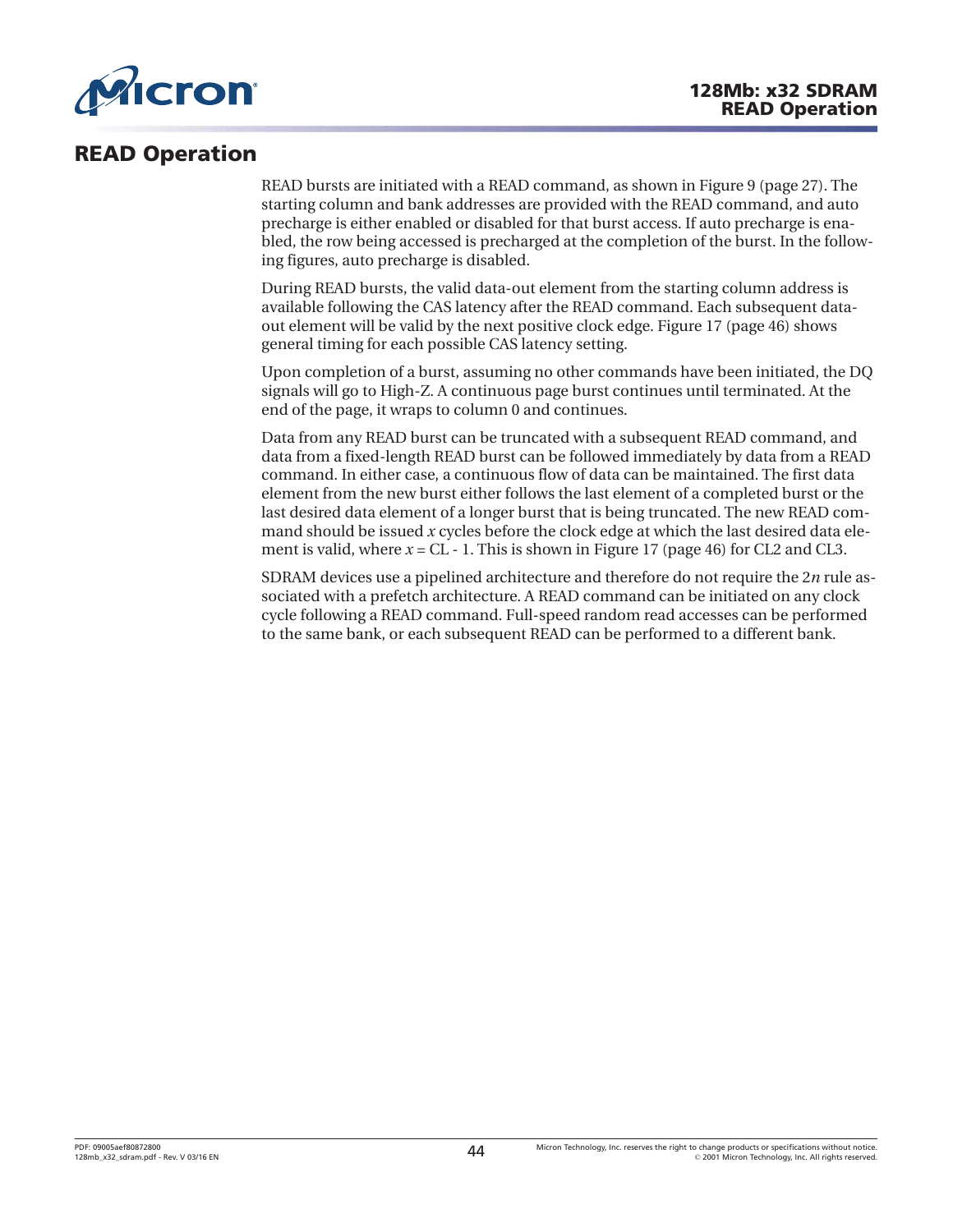# READ Operation

READ bursts are initiated with a READ command, as shown in Figure 9 (page 27). The starting column and bank addresses are provided with the READ command, and auto precharge is either enabled or disabled for that burst access. If auto precharge is enabled, the row being accessed is precharged at the completion of the burst. In the following figures, auto precharge is disabled.

During READ bursts, the valid data-out element from the starting column address is available following the CAS latency after the READ command. Each subsequent data-out element will be valid by the next positive clock edge. Figure 17 (page 46) shows general timing for each possible CAS latency setting.

Upon completion of a burst, assuming no other commands have been initiated, the DQ signals will go to High-Z. A continuous page burst continues until terminated. At the end of the page, it wraps to column 0 and continues.

Data from any READ burst can be truncated with a subsequent READ command, and data from a fixed-length READ burst can be followed immediately by data from a READ command. In either case, a continuous flow of data can be maintained. The first data element from the new burst either follows the last element of a completed burst or the last desired data element of a longer burst that is being truncated. The new READ command should be issued $x$ cycles before the clock edge at which the last desired data element is valid, where $x = CL - 1$. This is shown in Figure 17 (page 46) for CL2 and CL3.

SDRAM devices use a pipelined architecture and therefore do not require the $2n$ rule associated with a prefetch architecture. A READ command can be initiated on any clock cycle following a READ command. Full-speed random read accesses can be performed to the same bank, or each subsequent READ can be performed to a different bank.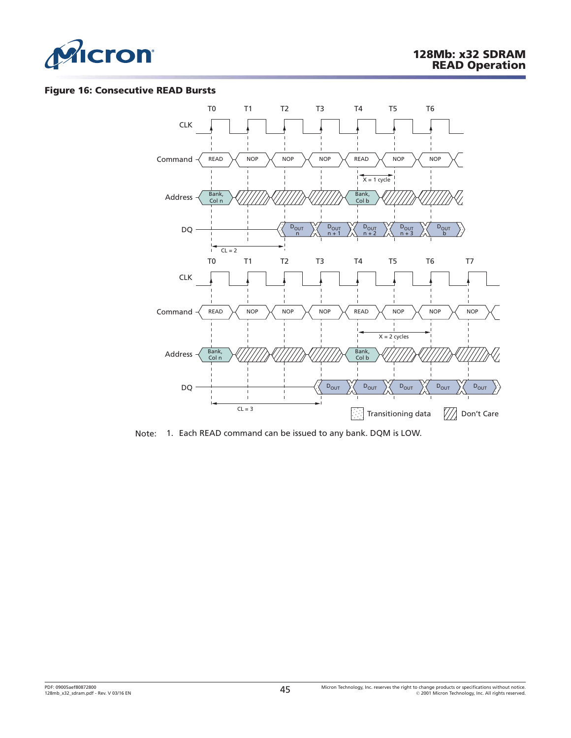**Figure 16: Consecutive READ Bursts**

Note: 1. Each READ command can be issued to any bank. DQM is LOW.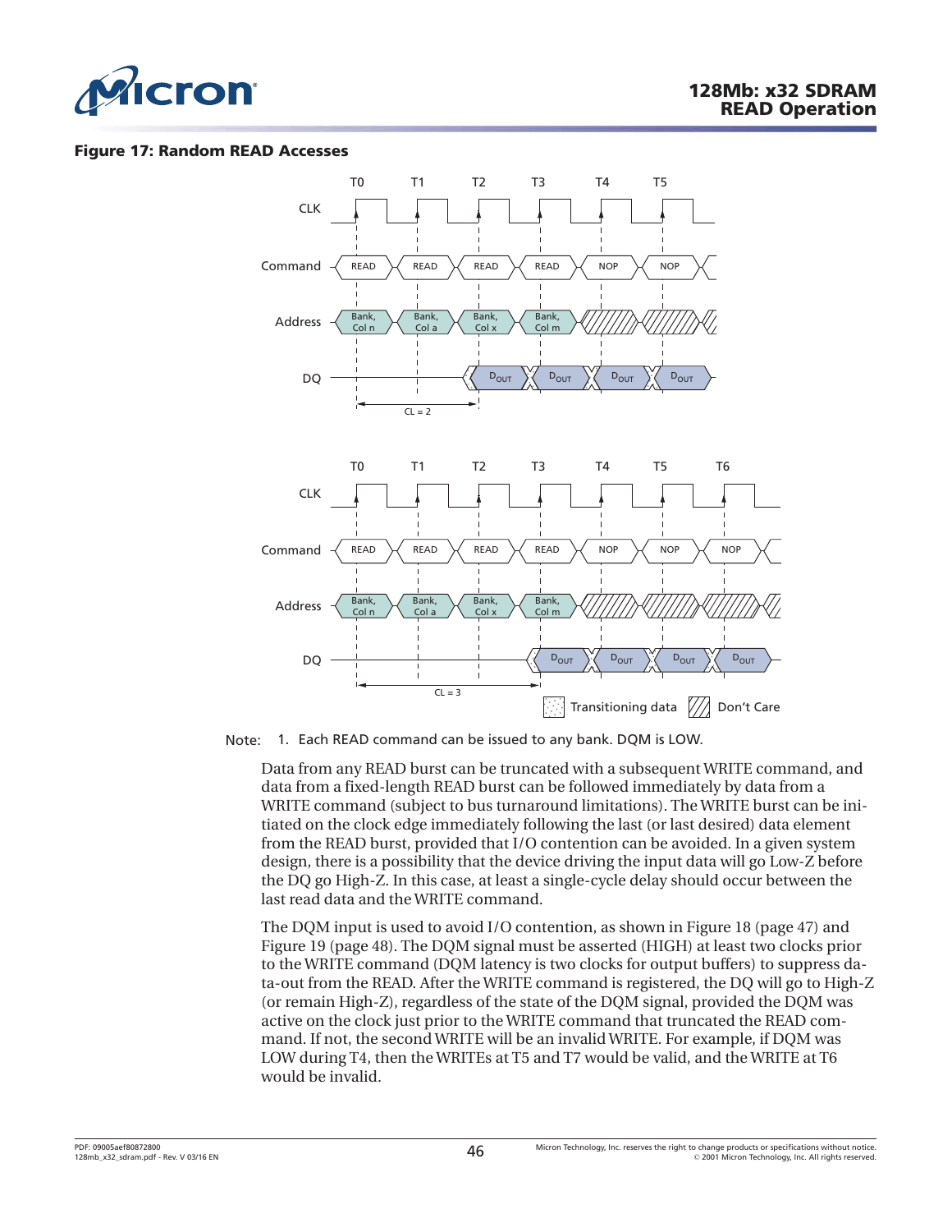**Figure 17: Random READ Accesses**

Note: 1. Each READ command can be issued to any bank. DQM is LOW.

Data from any READ burst can be truncated with a subsequent WRITE command, and data from a fixed-length READ burst can be followed immediately by data from a WRITE command (subject to bus turnaround limitations). The WRITE burst can be initiated on the clock edge immediately following the last (or last desired) data element from the READ burst, provided that I/O contention can be avoided. In a given system design, there is a possibility that the device driving the input data will go Low-Z before the DQ go High-Z. In this case, at least a single-cycle delay should occur between the last read data and the WRITE command.

The DQM input is used to avoid I/O contention, as shown in Figure 18 (page 47) and Figure 19 (page 48). The DQM signal must be asserted (HIGH) at least two clocks prior to the WRITE command (DQM latency is two clocks for output buffers) to suppress data-out from the READ. After the WRITE command is registered, the DQ will go to High-Z (or remain High-Z), regardless of the state of the DQM signal, provided the DQM was active on the clock just prior to the WRITE command that truncated the READ command. If not, the second WRITE will be an invalid WRITE. For example, if DQM was LOW during T4, then the WRITEs at T5 and T7 would be valid, and the WRITE at T6 would be invalid.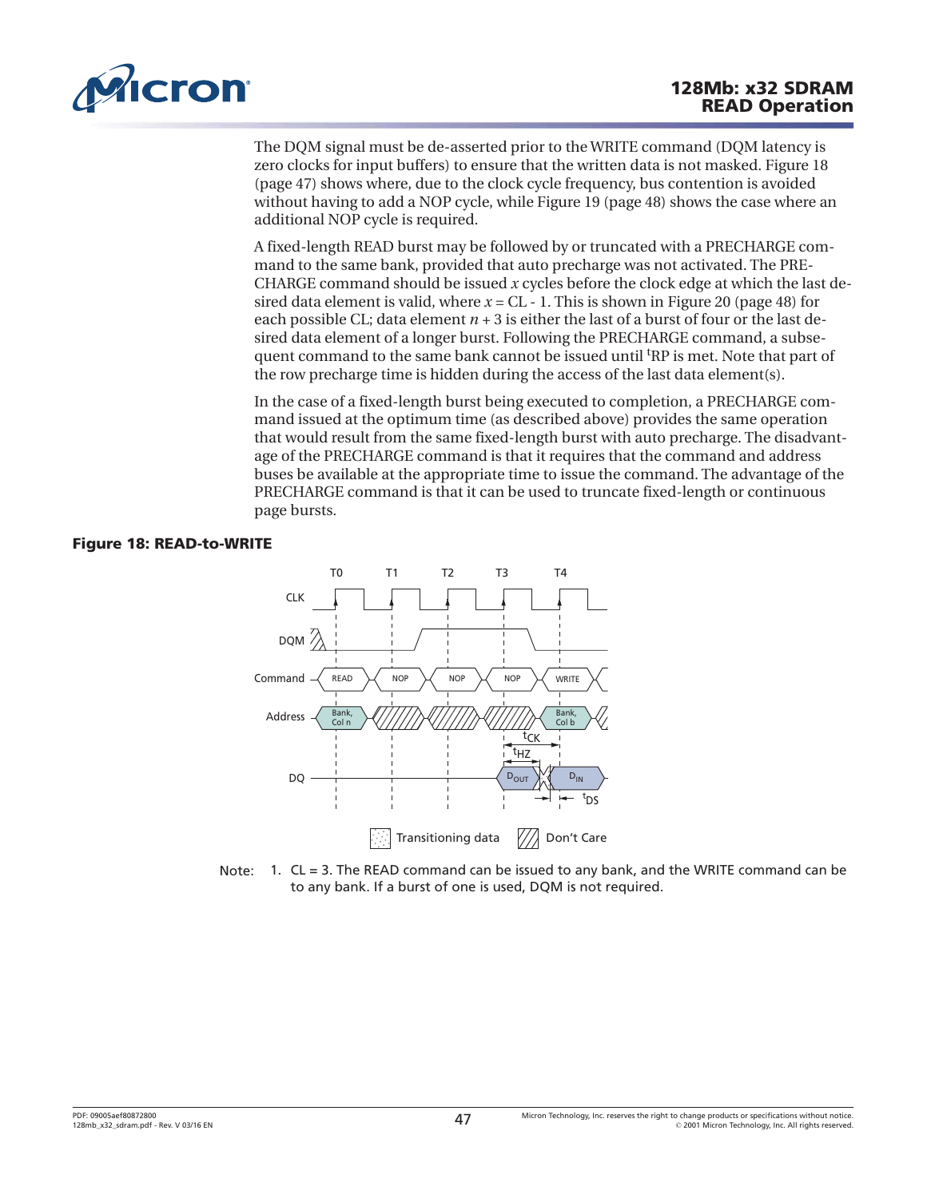The DQM signal must be de-asserted prior to the WRITE command (DQM latency is zero clocks for input buffers) to ensure that the written data is not masked. Figure 18 (page 47) shows where, due to the clock cycle frequency, bus contention is avoided without having to add a NOP cycle, while Figure 19 (page 48) shows the case where an additional NOP cycle is required.

A fixed-length READ burst may be followed by or truncated with a PRECHARGE command to the same bank, provided that auto precharge was not activated. The PRECHARGE command should be issued $x$ cycles before the clock edge at which the last desired data element is valid, where $x$ = CL - 1. This is shown in Figure 20 (page 48) for each possible CL; data element $n + 3$ is either the last of a burst of four or the last desired data element of a longer burst. Following the PRECHARGE command, a subsequent command to the same bank cannot be issued until $^tRP$ is met. Note that part of the row precharge time is hidden during the access of the last data element(s).

In the case of a fixed-length burst being executed to completion, a PRECHARGE command issued at the optimum time (as described above) provides the same operation that would result from the same fixed-length burst with auto precharge. The disadvantage of the PRECHARGE command is that it requires that the command and address buses be available at the appropriate time to issue the command. The advantage of the PRECHARGE command is that it can be used to truncate fixed-length or continuous page bursts.

**Figure 18: READ-to-WRITE**

Note: 1. CL = 3. The READ command can be issued to any bank, and the WRITE command can be to any bank. If a burst of one is used, DQM is not required.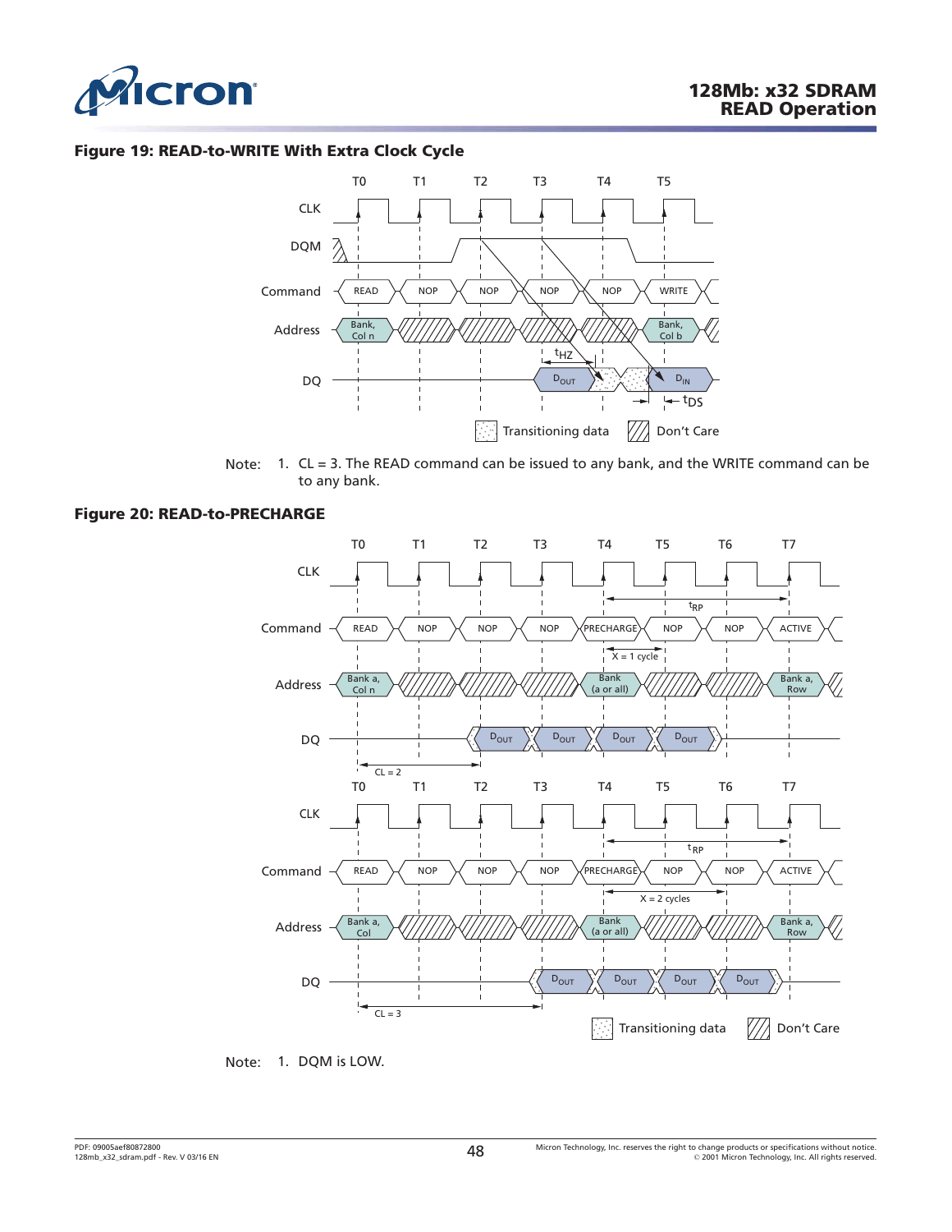**Figure 19: READ-to-WRITE With Extra Clock Cycle**

Note: 1. CL = 3. The READ command can be issued to any bank, and the WRITE command can be to any bank.

**Figure 20: READ-to-PRECHARGE**

Note: 1. DQM is LOW.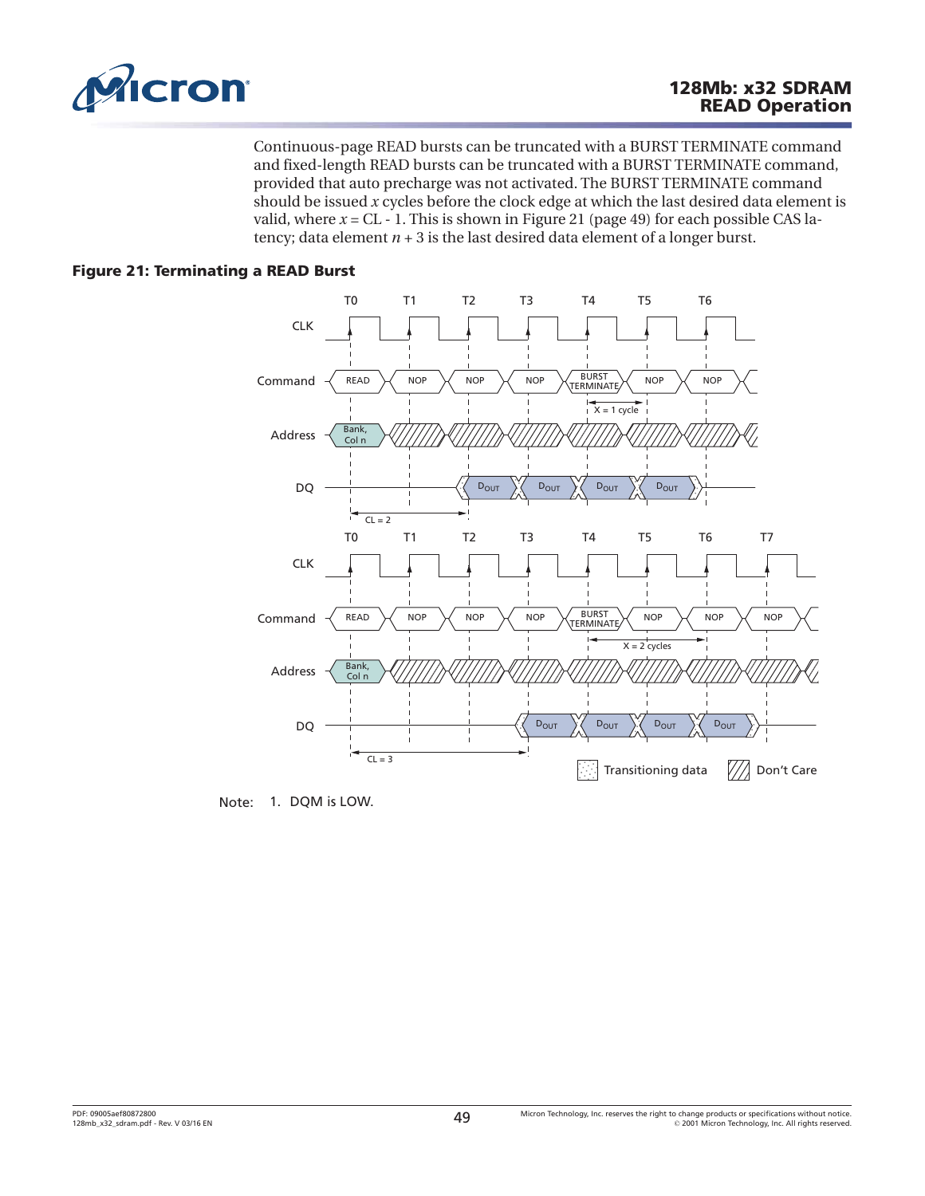Continuous-page READ bursts can be truncated with a BURST TERMINATE command and fixed-length READ bursts can be truncated with a BURST TERMINATE command, provided that auto precharge was not activated. The BURST TERMINATE command should be issued $x$ cycles before the clock edge at which the last desired data element is valid, where $x$ = CL - 1. This is shown in Figure 21 (page 49) for each possible CAS latency; data element $n$ + 3 is the last desired data element of a longer burst.

**Figure 21: Terminating a READ Burst**

Note: 1. DQM is LOW.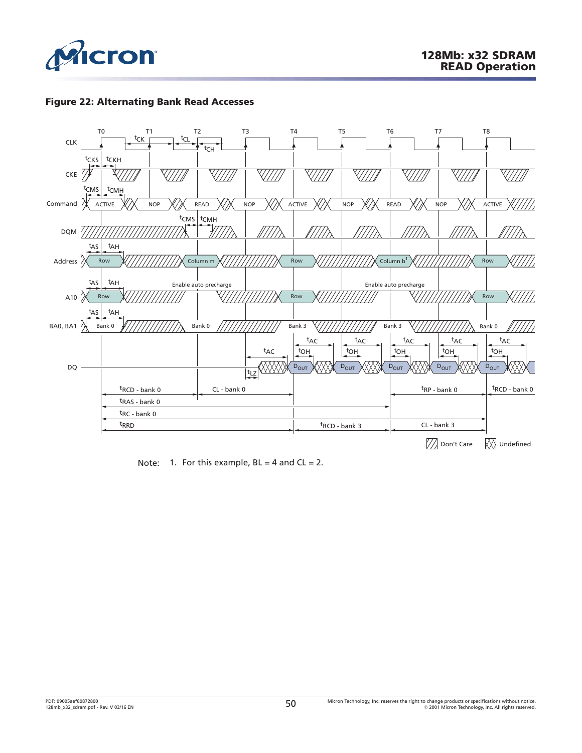## Figure 22: Alternating Bank Read Accesses

Note: 1. For this example, BL = 4 and CL = 2.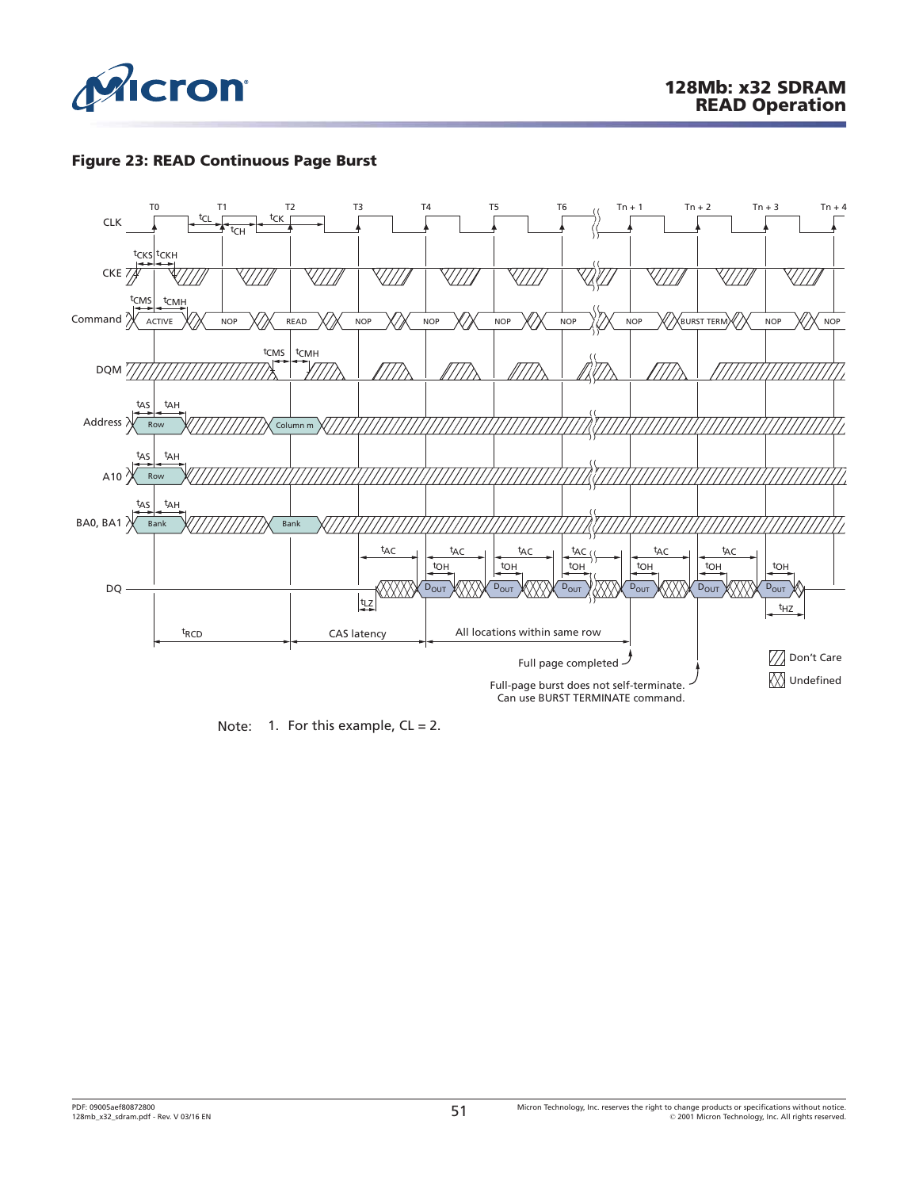## Figure 23: READ Continuous Page Burst

Note: 1. For this example, CL = 2.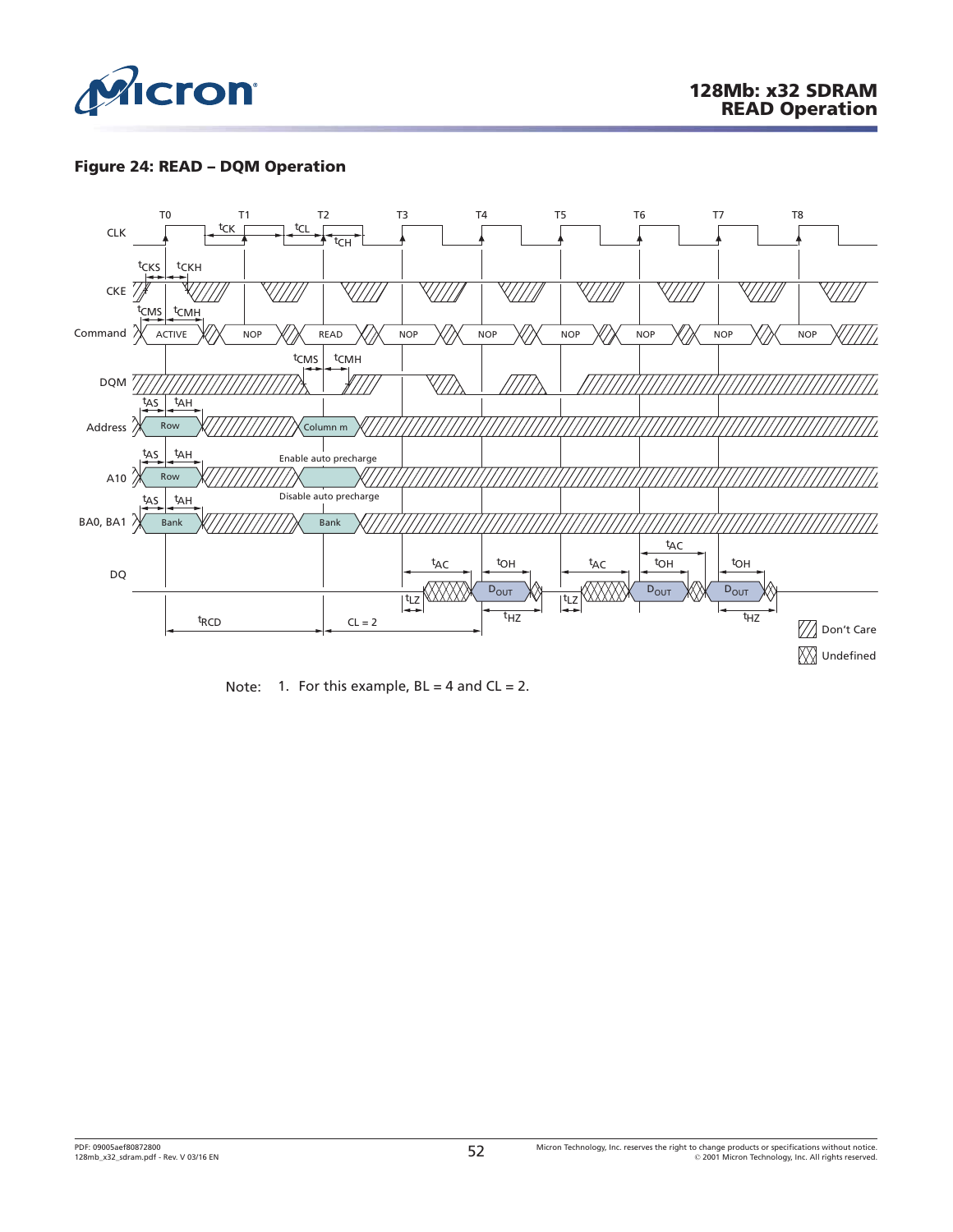**Figure 24: READ – DQM Operation**

Note: 1. For this example, BL = 4 and CL = 2.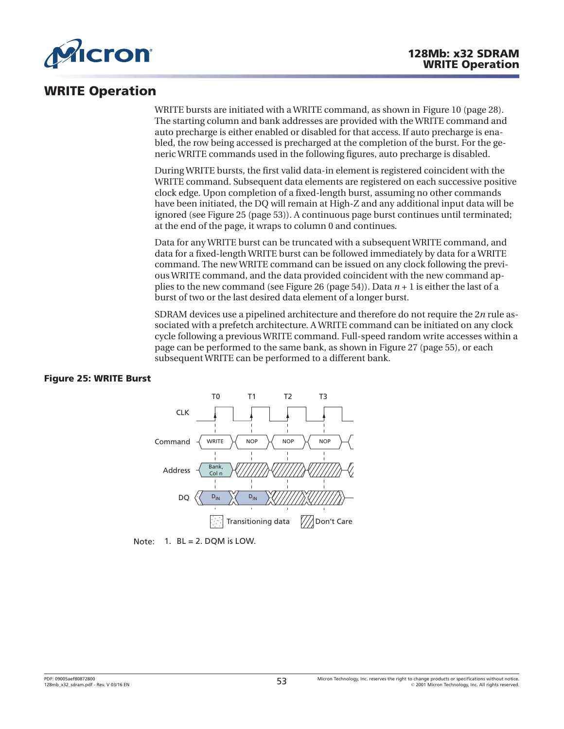## WRITE Operation

WRITE bursts are initiated with a WRITE command, as shown in Figure 10 (page 28). The starting column and bank addresses are provided with the WRITE command and auto precharge is either enabled or disabled for that access. If auto precharge is enabled, the row being accessed is precharged at the completion of the burst. For the generic WRITE commands used in the following figures, auto precharge is disabled.

During WRITE bursts, the first valid data-in element is registered coincident with the WRITE command. Subsequent data elements are registered on each successive positive clock edge. Upon completion of a fixed-length burst, assuming no other commands have been initiated, the DQ will remain at High-Z and any additional input data will be ignored (see Figure 25 (page 53)). A continuous page burst continues until terminated; at the end of the page, it wraps to column 0 and continues.

Data for any WRITE burst can be truncated with a subsequent WRITE command, and data for a fixed-length WRITE burst can be followed immediately by data for a WRITE command. The new WRITE command can be issued on any clock following the previous WRITE command, and the data provided coincident with the new command applies to the new command (see Figure 26 (page 54)). Data $n + 1$ is either the last of a burst of two or the last desired data element of a longer burst.

SDRAM devices use a pipelined architecture and therefore do not require the 2$n$ rule associated with a prefetch architecture. A WRITE command can be initiated on any clock cycle following a previous WRITE command. Full-speed random write accesses within a page can be performed to the same bank, as shown in Figure 27 (page 55), or each subsequent WRITE can be performed to a different bank.

**Figure 25: WRITE Burst**

Note: 1. BL = 2. DQM is LOW.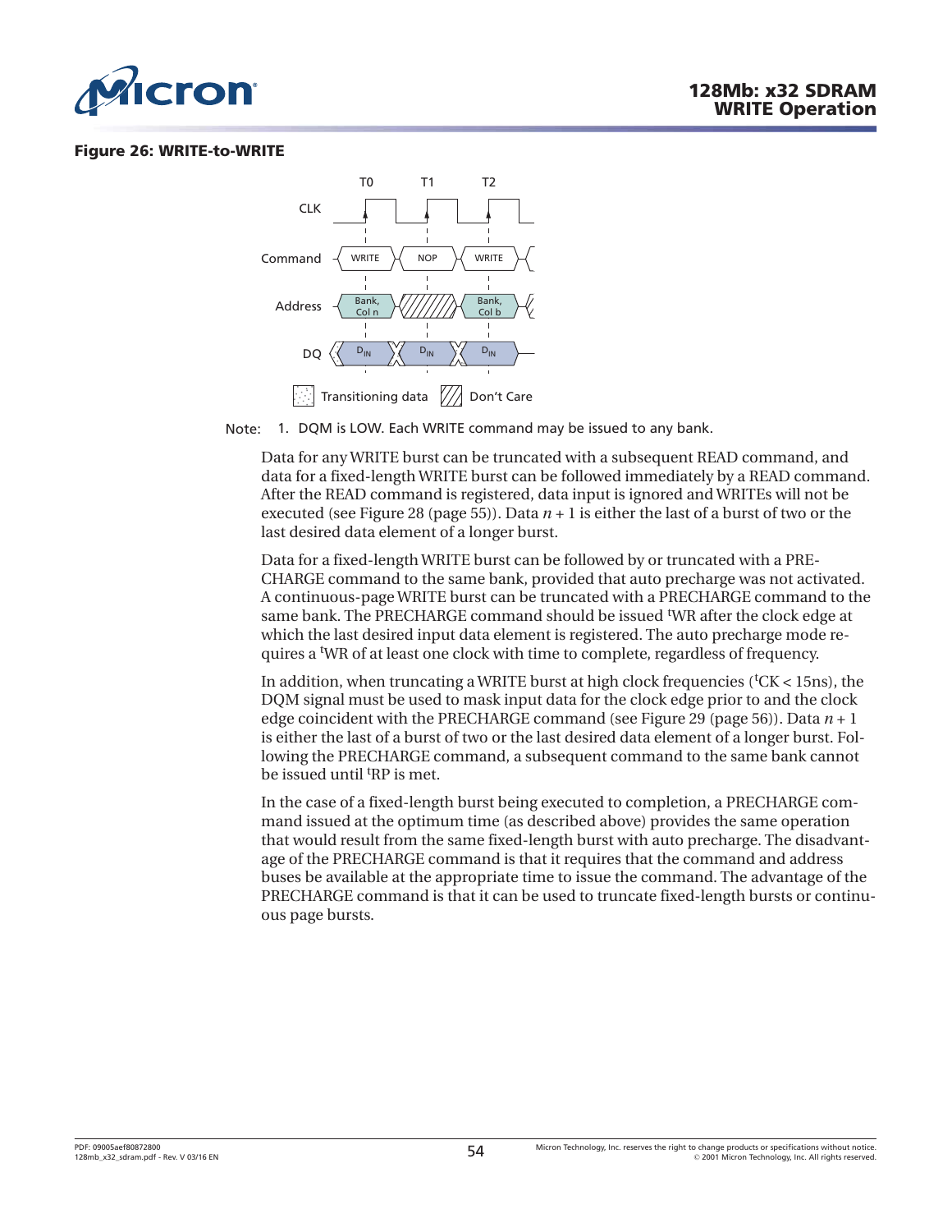**Figure 26: WRITE-to-WRITE**

Note: 1. DQM is LOW. Each WRITE command may be issued to any bank.

Data for any WRITE burst can be truncated with a subsequent READ command, and data for a fixed-length WRITE burst can be followed immediately by a READ command. After the READ command is registered, data input is ignored and WRITEs will not be executed (see Figure 28 (page 55)). Data $n + 1$ is either the last of a burst of two or the last desired data element of a longer burst.

Data for a fixed-length WRITE burst can be followed by or truncated with a PRECHARGE command to the same bank, provided that auto precharge was not activated. A continuous-page WRITE burst can be truncated with a PRECHARGE command to the same bank. The PRECHARGE command should be issued $^tWR$ after the clock edge at which the last desired input data element is registered. The auto precharge mode requires a $^tWR$ of at least one clock with time to complete, regardless of frequency.

In addition, when truncating a WRITE burst at high clock frequencies ($^tCK$ < 15ns), the DQM signal must be used to mask input data for the clock edge prior to and the clock edge coincident with the PRECHARGE command (see Figure 29 (page 56)). Data $n + 1$ is either the last of a burst of two or the last desired data element of a longer burst. Following the PRECHARGE command, a subsequent command to the same bank cannot be issued until $^tRP$ is met.

In the case of a fixed-length burst being executed to completion, a PRECHARGE command issued at the optimum time (as described above) provides the same operation that would result from the same fixed-length burst with auto precharge. The disadvantage of the PRECHARGE command is that it requires that the command and address buses be available at the appropriate time to issue the command. The advantage of the PRECHARGE command is that it can be used to truncate fixed-length bursts or continuous page bursts.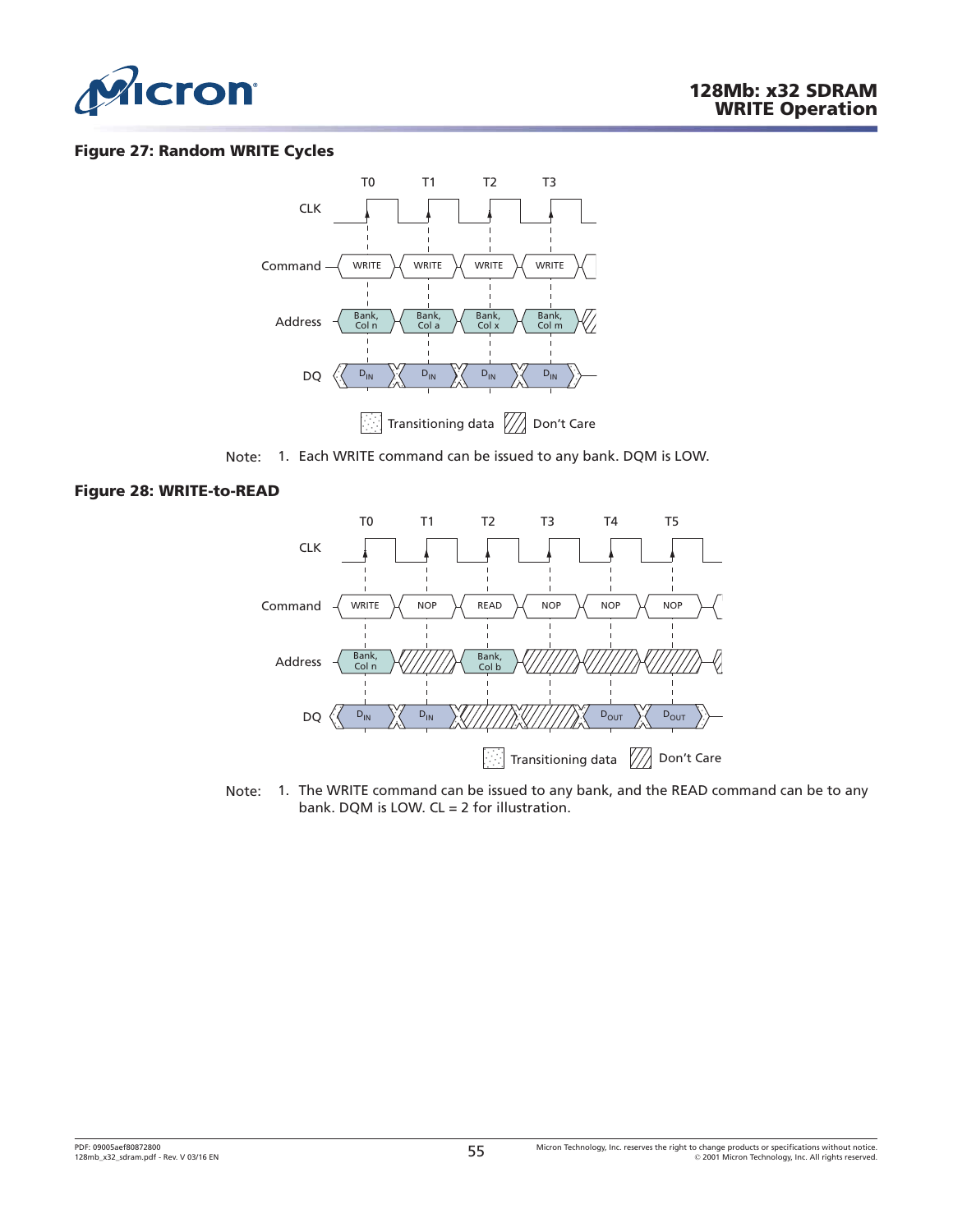**Figure 27: Random WRITE Cycles**

Note: 1. Each WRITE command can be issued to any bank. DQM is LOW.

**Figure 28: WRITE-to-READ**

Note: 1. The WRITE command can be issued to any bank, and the READ command can be to any bank. DQM is LOW. CL = 2 for illustration.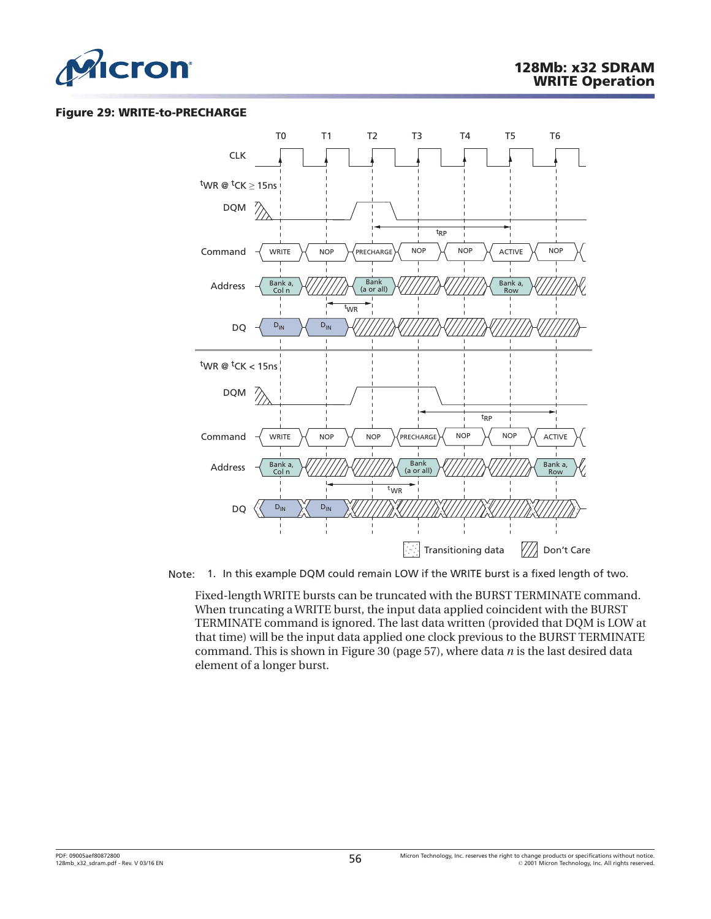**Figure 29: WRITE-to-PRECHARGE**

Note: 1. In this example DQM could remain LOW if the WRITE burst is a fixed length of two.

Fixed-length WRITE bursts can be truncated with the BURST TERMINATE command. When truncating a WRITE burst, the input data applied coincident with the BURST TERMINATE command is ignored. The last data written (provided that DQM is LOW at that time) will be the input data applied one clock previous to the BURST TERMINATE command. This is shown in Figure 30 (page 57), where data *n* is the last desired data element of a longer burst.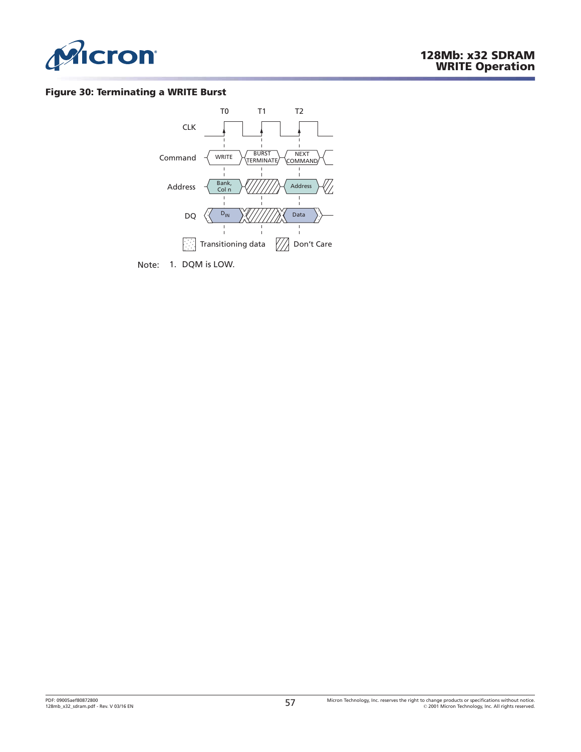**Figure 30: Terminating a WRITE Burst**

Note: 1. DQM is LOW.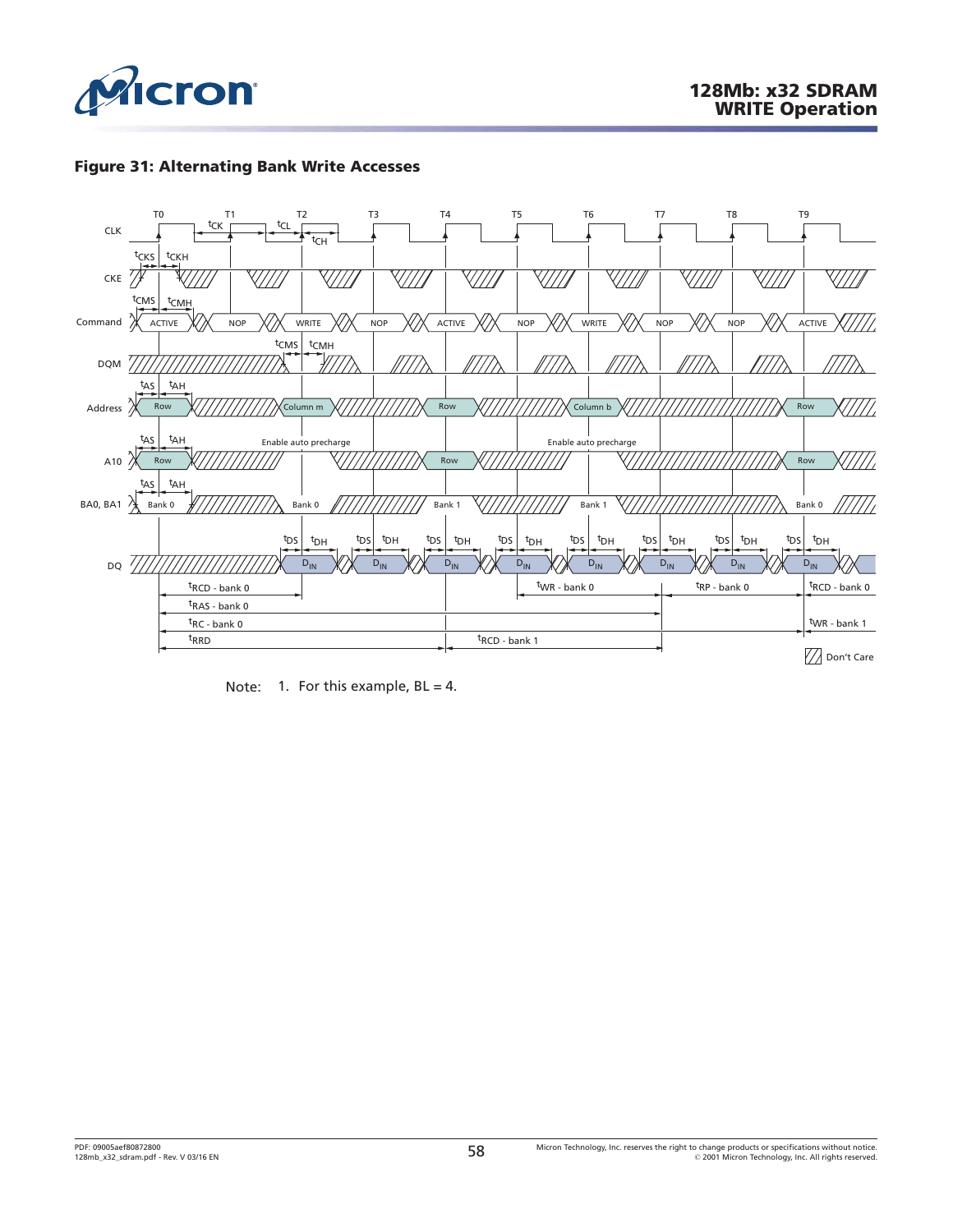## Figure 31: Alternating Bank Write Accesses

Note: 1. For this example, BL = 4.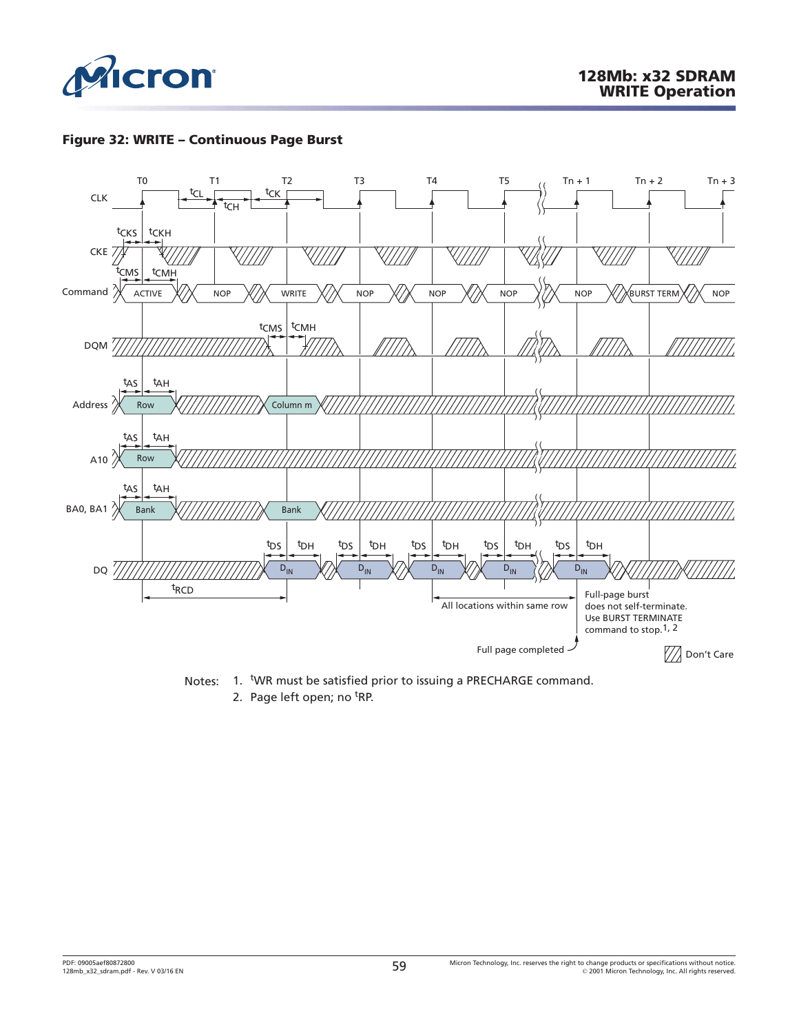**Figure 32: WRITE – Continuous Page Burst**

Notes:
1. $^{t}$WR must be satisfied prior to issuing a PRECHARGE command.
2. Page left open; no $^{t}$RP.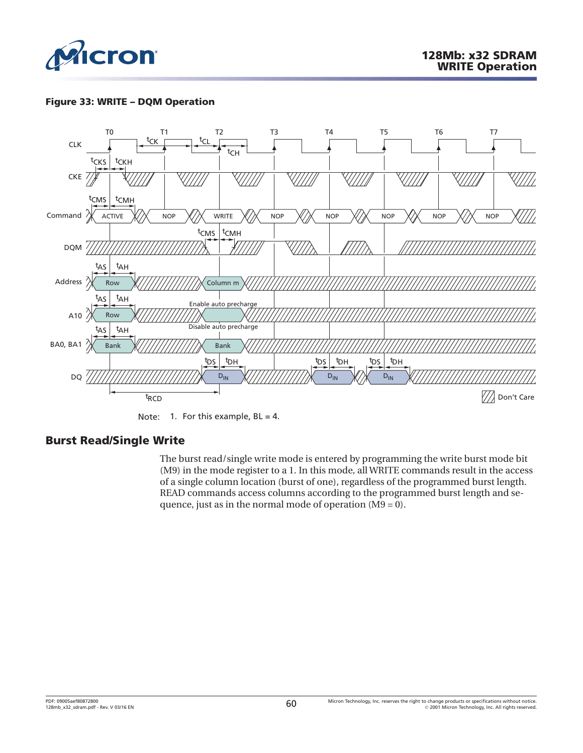**Figure 33: WRITE – DQM Operation**

Note: 1. For this example, BL = 4.

## Burst Read/Single Write

The burst read/single write mode is entered by programming the write burst mode bit (M9) in the mode register to a 1. In this mode, all WRITE commands result in the access of a single column location (burst of one), regardless of the programmed burst length. READ commands access columns according to the programmed burst length and sequence, just as in the normal mode of operation (M9 = 0).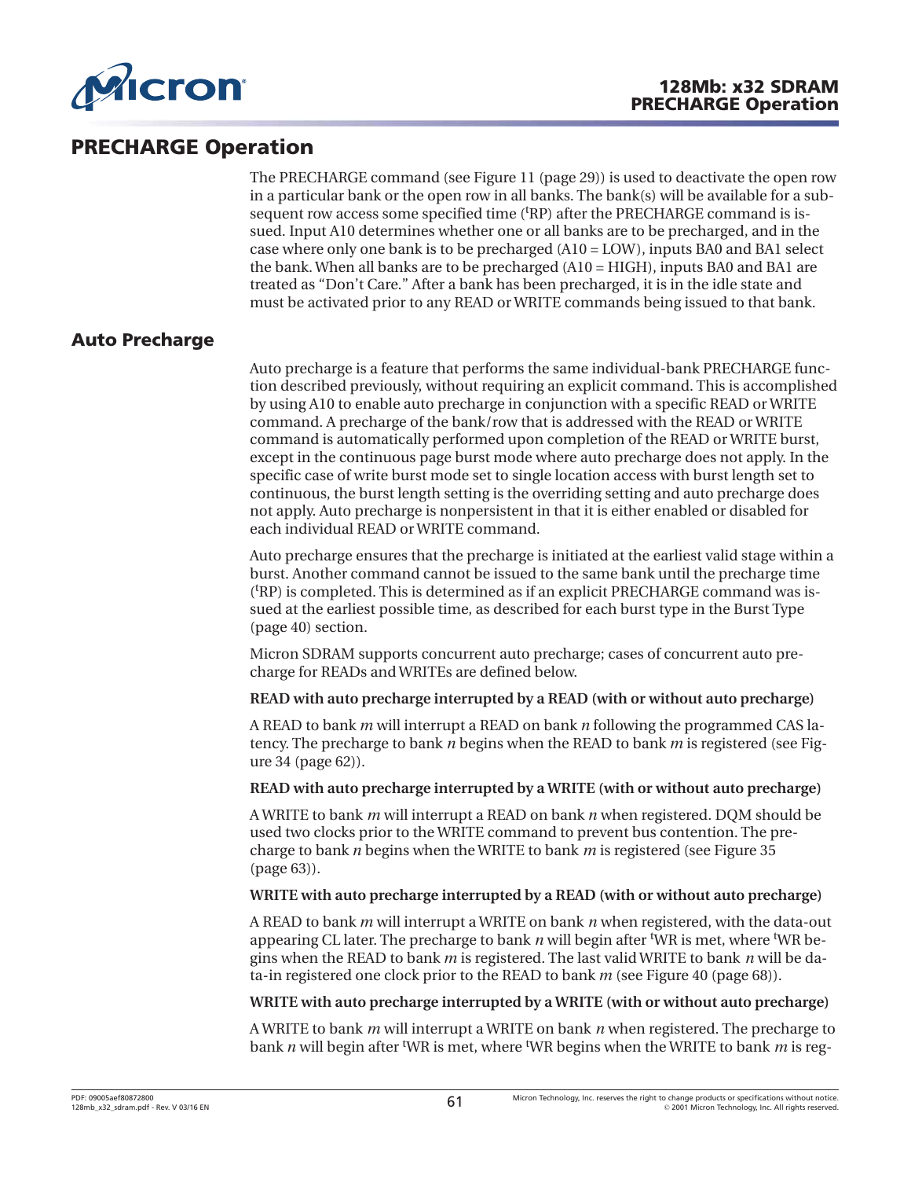## PRECHARGE Operation

The PRECHARGE command (see Figure 11 (page 29)) is used to deactivate the open row in a particular bank or the open row in all banks. The bank(s) will be available for a subsequent row access some specified time ($^tRP$) after the PRECHARGE command is issued. Input A10 determines whether one or all banks are to be precharged, and in the case where only one bank is to be precharged (A10 = LOW), inputs BA0 and BA1 select the bank. When all banks are to be precharged (A10 = HIGH), inputs BA0 and BA1 are treated as "Don't Care." After a bank has been precharged, it is in the idle state and must be activated prior to any READ or WRITE commands being issued to that bank.

## Auto Precharge

Auto precharge is a feature that performs the same individual-bank PRECHARGE function described previously, without requiring an explicit command. This is accomplished by using A10 to enable auto precharge in conjunction with a specific READ or WRITE command. A precharge of the bank/row that is addressed with the READ or WRITE command is automatically performed upon completion of the READ or WRITE burst, except in the continuous page burst mode where auto precharge does not apply. In the specific case of write burst mode set to single location access with burst length set to continuous, the burst length setting is the overriding setting and auto precharge does not apply. Auto precharge is nonpersistent in that it is either enabled or disabled for each individual READ or WRITE command.

Auto precharge ensures that the precharge is initiated at the earliest valid stage within a burst. Another command cannot be issued to the same bank until the precharge time ($^tRP$) is completed. This is determined as if an explicit PRECHARGE command was issued at the earliest possible time, as described for each burst type in the Burst Type (page 40) section.

Micron SDRAM supports concurrent auto precharge; cases of concurrent auto precharge for READs and WRITEs are defined below.

**READ with auto precharge interrupted by a READ (with or without auto precharge)**

A READ to bank *m* will interrupt a READ on bank *n* following the programmed CAS latency. The precharge to bank *n* begins when the READ to bank *m* is registered (see Figure 34 (page 62)).

**READ with auto precharge interrupted by a WRITE (with or without auto precharge)**

A WRITE to bank *m* will interrupt a READ on bank *n* when registered. DQM should be used two clocks prior to the WRITE command to prevent bus contention. The precharge to bank *n* begins when the WRITE to bank *m* is registered (see Figure 35 (page 63)).

**WRITE with auto precharge interrupted by a READ (with or without auto precharge)**

A READ to bank *m* will interrupt a WRITE on bank *n* when registered, with the data-out appearing CL later. The precharge to bank *n* will begin after $^tWR$ is met, where $^tWR$ begins when the READ to bank *m* is registered. The last valid WRITE to bank *n* will be data-in registered one clock prior to the READ to bank *m* (see Figure 40 (page 68)).

**WRITE with auto precharge interrupted by a WRITE (with or without auto precharge)**

A WRITE to bank *m* will interrupt a WRITE on bank *n* when registered. The precharge to bank *n* will begin after $^tWR$ is met, where $^tWR$ begins when the WRITE to bank *m* is reg-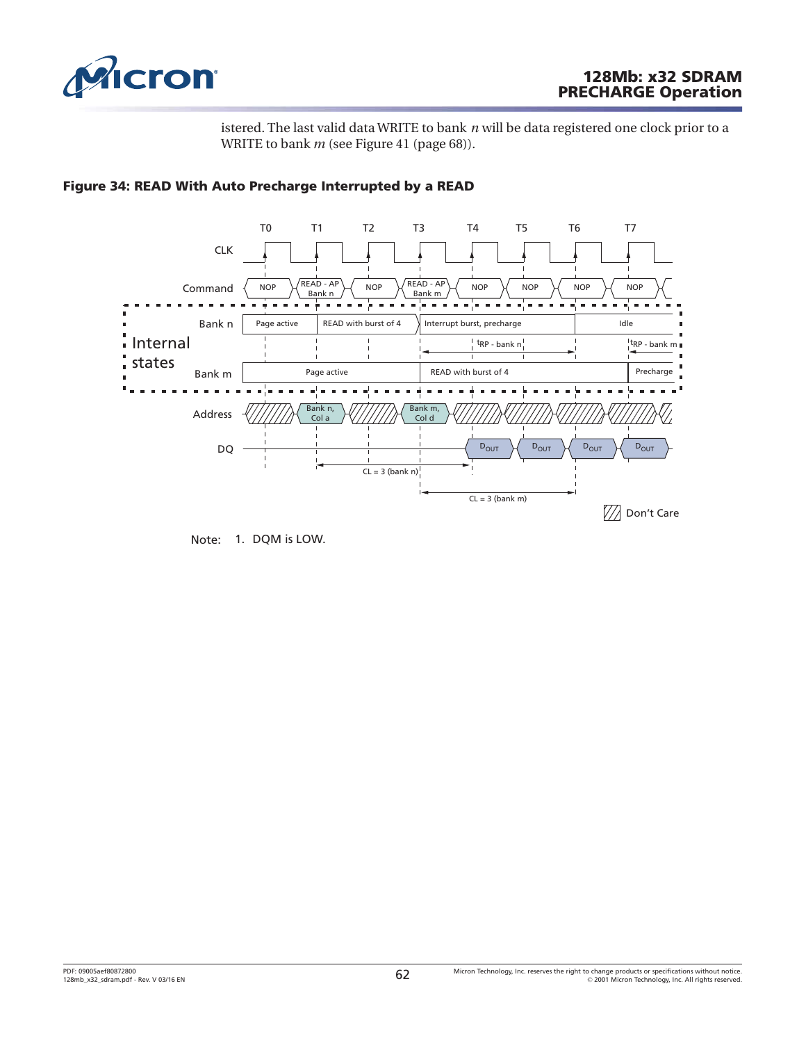istered. The last valid data WRITE to bank *n* will be data registered one clock prior to a WRITE to bank *m* (see Figure 41 (page 68)).

**Figure 34: READ With Auto Precharge Interrupted by a READ**

Note: 1. DQM is LOW.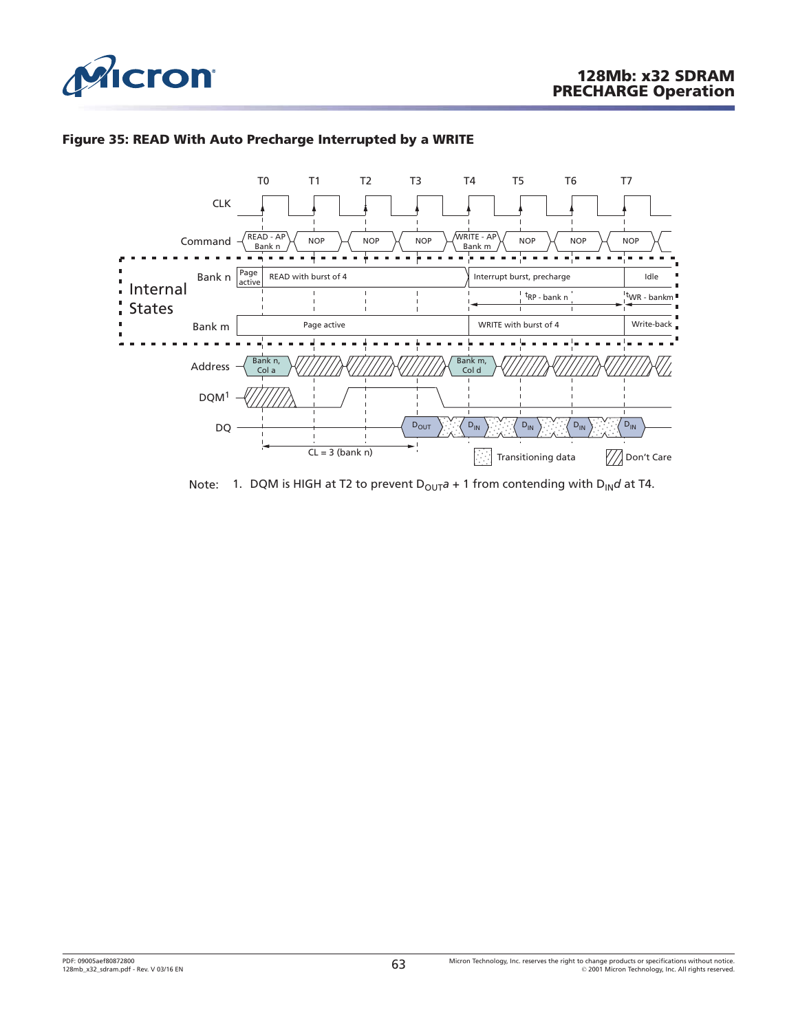## Figure 35: READ With Auto Precharge Interrupted by a WRITE

T0 T1 T2 T3 T4 T5 T6 T7

CLK

Command: READ - AP Bank n | NOP | NOP | NOP | WRITE - AP Bank m | NOP | NOP | NOP

Internal States

Bank n: Page active | READ with burst of 4 | Interrupt burst, precharge | Idle

$^tRP$ - bank n | $^tWR$ - bankm

Bank m: Page active | WRITE with burst of 4 | Write-back

Address: Bank n, Col a | Bank m, Col d

DQM[1]

DQ: $D_{OUT}$ | $D_{IN}$ | $D_{IN}$ | $D_{IN}$ | $D_{IN}$

CL = 3 (bank n)

Transitioning data | Don't Care

Note: 1. DQM is HIGH at T2 to prevent $D_{OUT}a + 1$ from contending with $D_{IN}d$ at T4.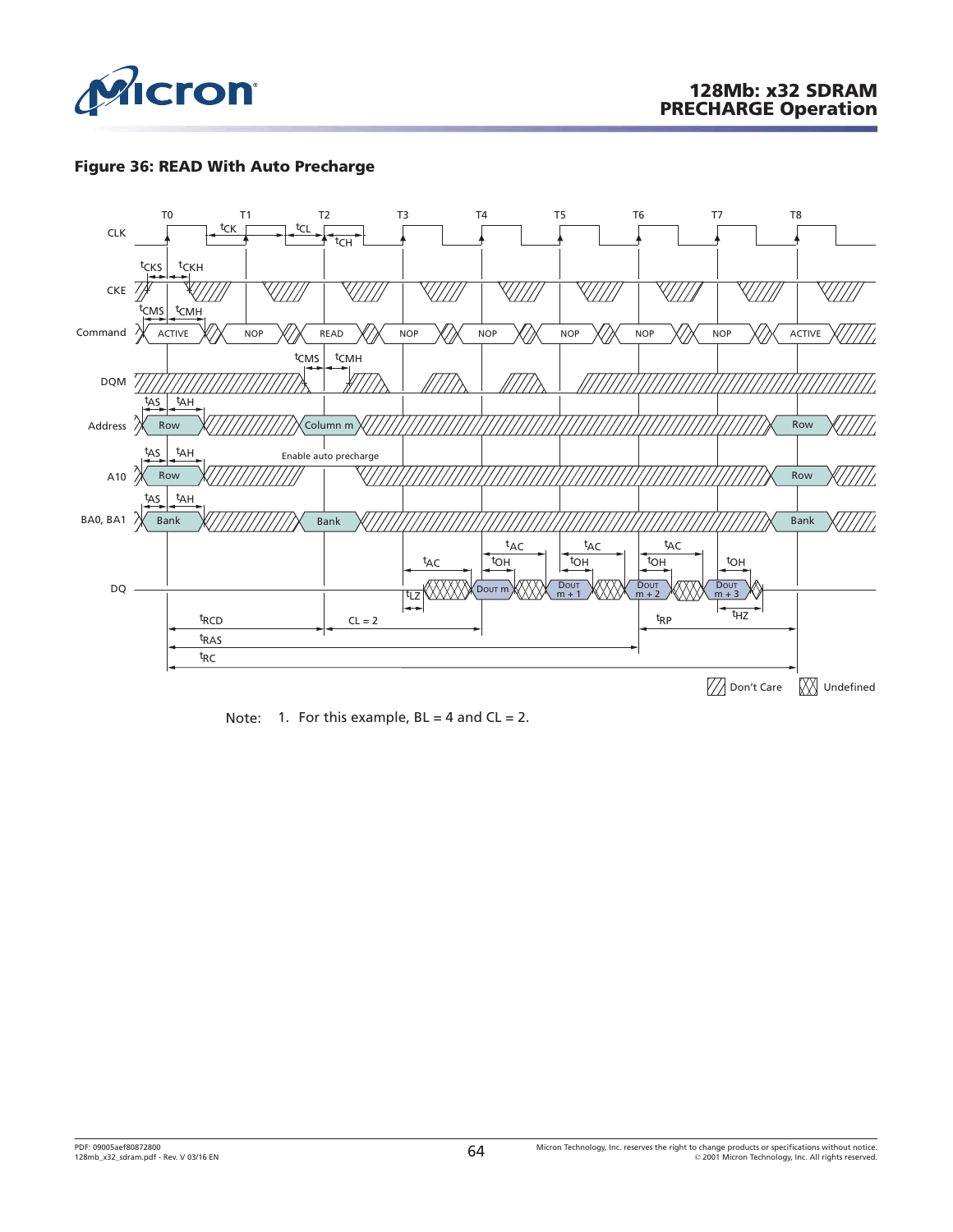**Figure 36: READ With Auto Precharge**

Note: 1. For this example, BL = 4 and CL = 2.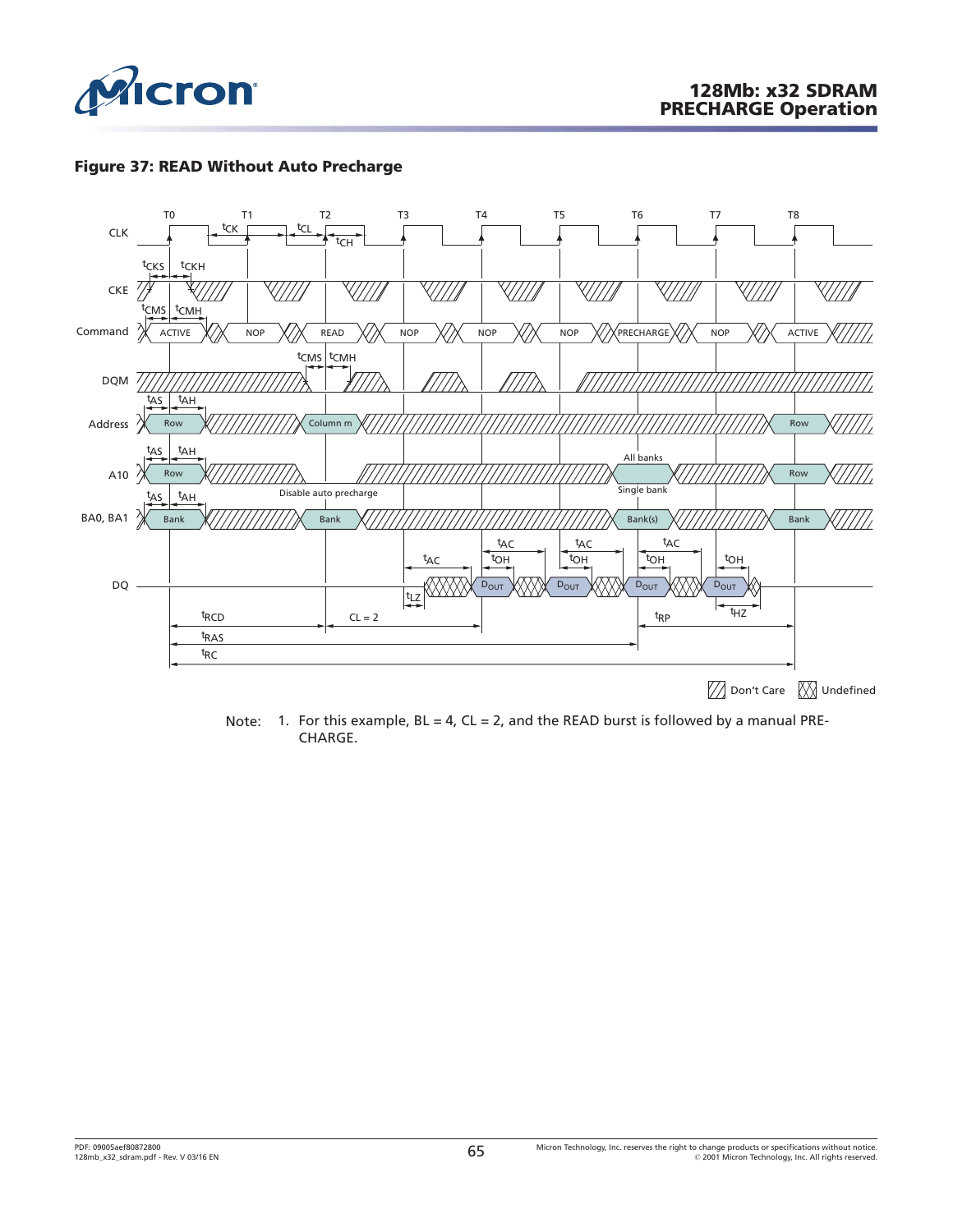**Figure 37: READ Without Auto Precharge**

Note: 1. For this example, BL = 4, CL = 2, and the READ burst is followed by a manual PRECHARGE.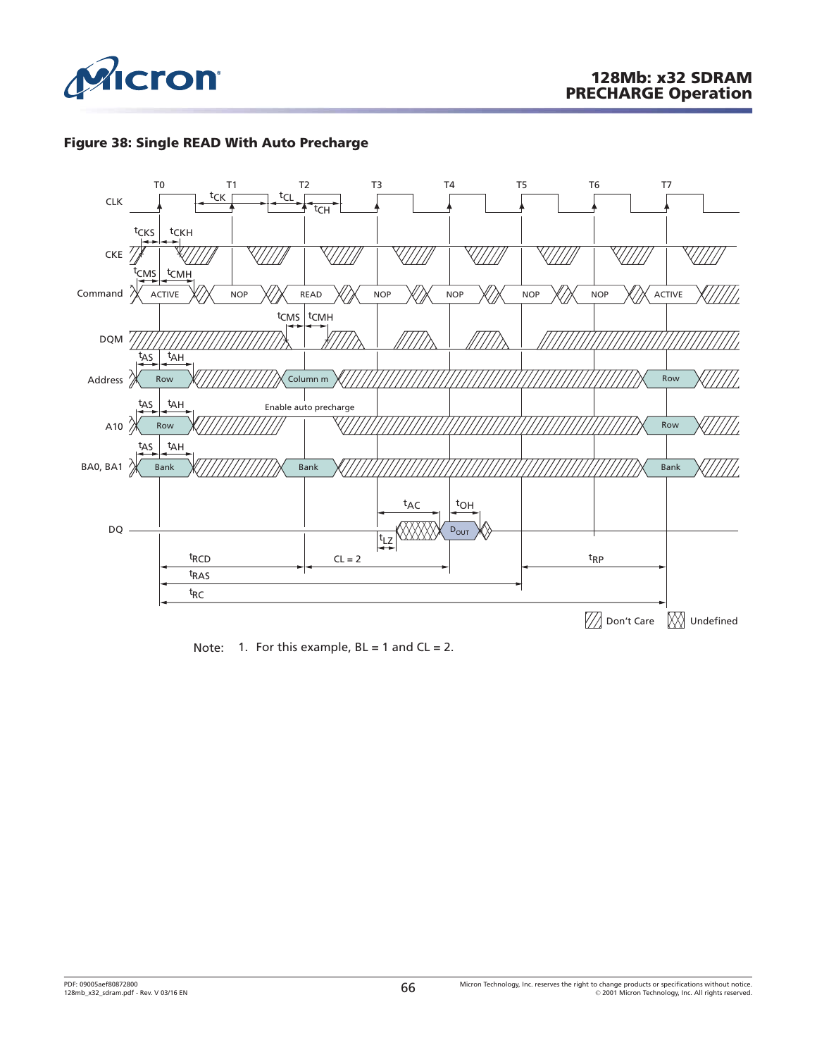**Figure 38: Single READ With Auto Precharge**

Note: 1. For this example, BL = 1 and CL = 2.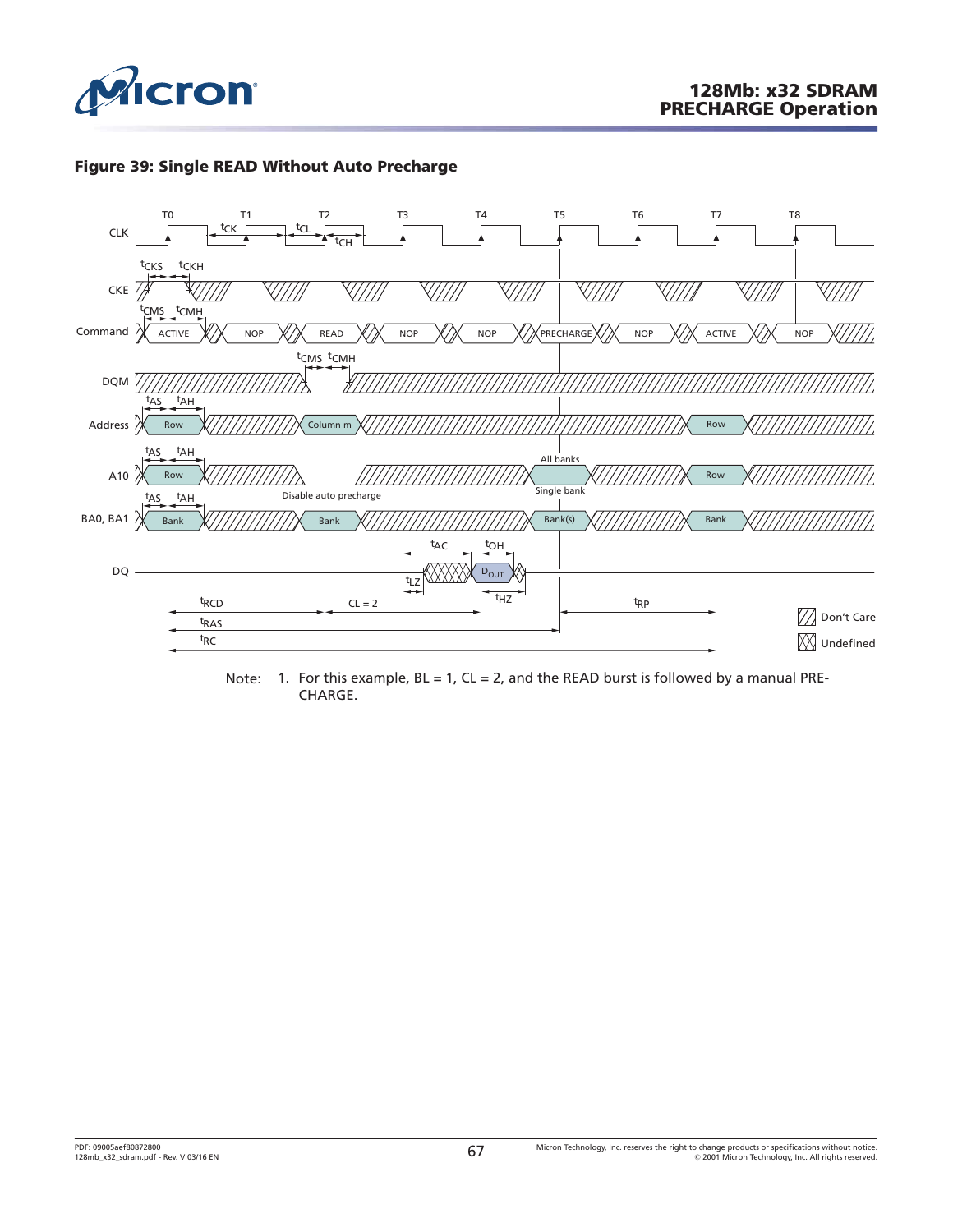**Figure 39: Single READ Without Auto Precharge**

Note: 1. For this example, BL = 1, CL = 2, and the READ burst is followed by a manual PRECHARGE.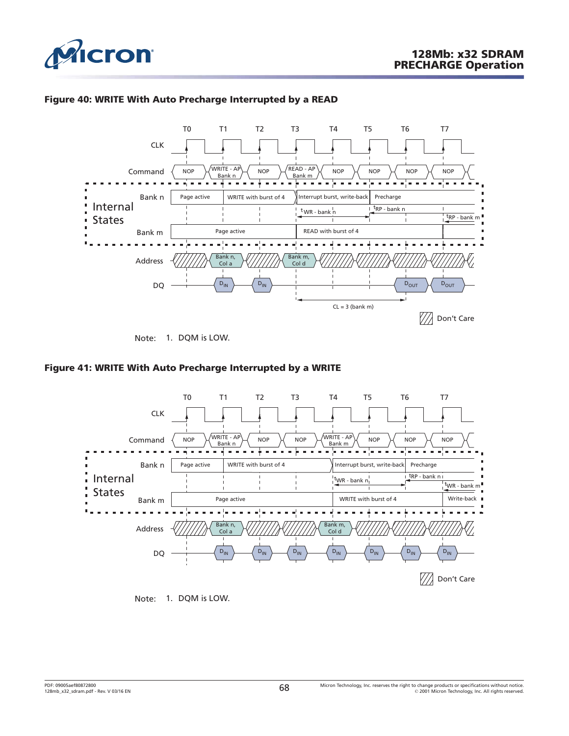**Figure 40: WRITE With Auto Precharge Interrupted by a READ**

| | T0 | T1 | T2 | T3 | T4 | T5 | T6 | T7 |
|---|---|---|---|---|---|---|---|---|
| Command | NOP | WRITE - AP Bank n | NOP | READ - AP Bank m | NOP | NOP | NOP | NOP |
| Internal States: Bank n | Page active | WRITE with burst of 4 | | Interrupt burst, write-back | | Precharge | | |
| Internal States: Bank m | Page active | | | READ with burst of 4 | | | | |
| Address | | Bank n, Col a | | Bank m, Col d | | | | |
| DQ | | $D_{IN}$ | $D_{IN}$ | | | | $D_{OUT}$ | $D_{OUT}$ |

Timing: $^tWR$ - bank n; $^tRP$ - bank n; $^tRP$ - bank m; CL = 3 (bank m)

Don't Care

Note: 1. DQM is LOW.

**Figure 41: WRITE With Auto Precharge Interrupted by a WRITE**

| | T0 | T1 | T2 | T3 | T4 | T5 | T6 | T7 |
|---|---|---|---|---|---|---|---|---|
| Command | NOP | WRITE - AP Bank n | NOP | NOP | WRITE - AP Bank m | NOP | NOP | NOP |
| Internal States: Bank n | Page active | WRITE with burst of 4 | | | Interrupt burst, write-back | | Precharge | |
| Internal States: Bank m | Page active | | | | WRITE with burst of 4 | | | Write-back |
| Address | | Bank n, Col a | | | Bank m, Col d | | | |
| DQ | | $D_{IN}$ | $D_{IN}$ | $D_{IN}$ | $D_{IN}$ | $D_{IN}$ | $D_{IN}$ | $D_{IN}$ |

Timing: $^tWR$ - bank n; $^tRP$ - bank n; $^tWR$ - bank m

Don't Care

Note: 1. DQM is LOW.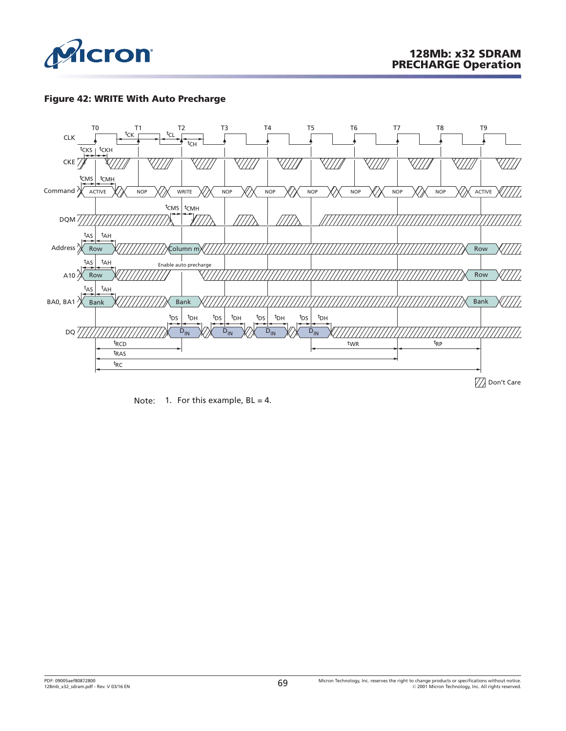**Figure 42: WRITE With Auto Precharge**

Note: 1. For this example, BL = 4.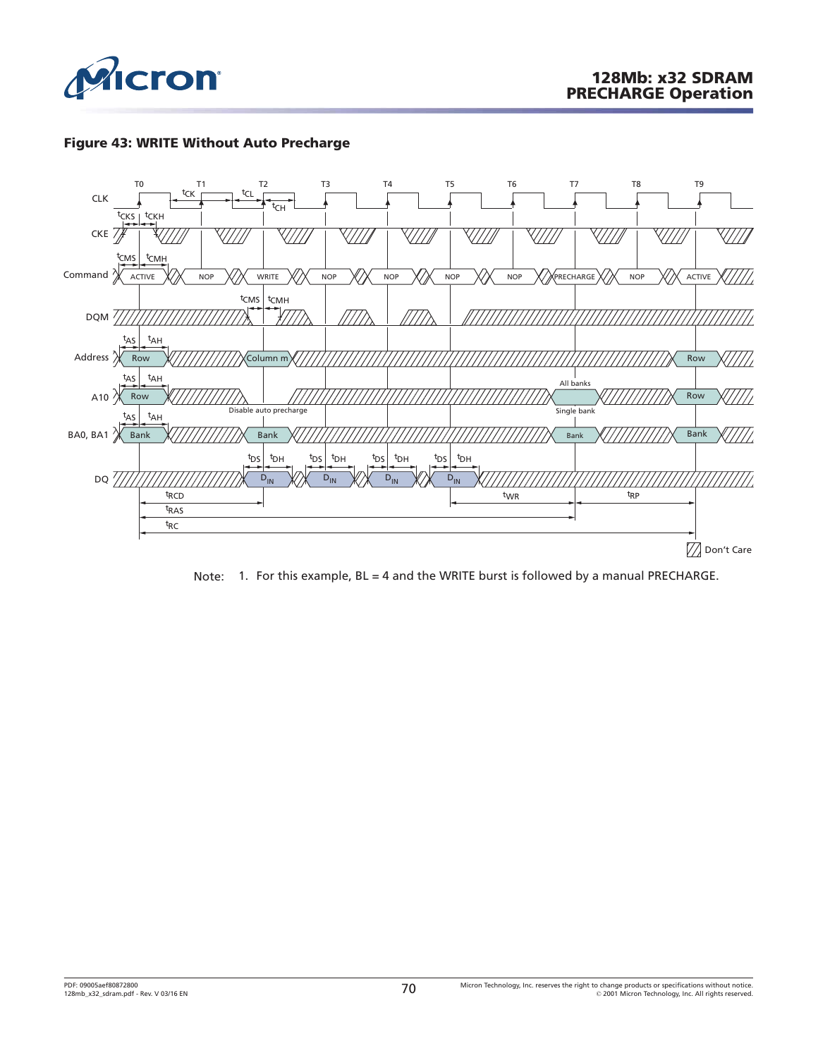## Figure 43: WRITE Without Auto Precharge

Note: 1. For this example, BL = 4 and the WRITE burst is followed by a manual PRECHARGE.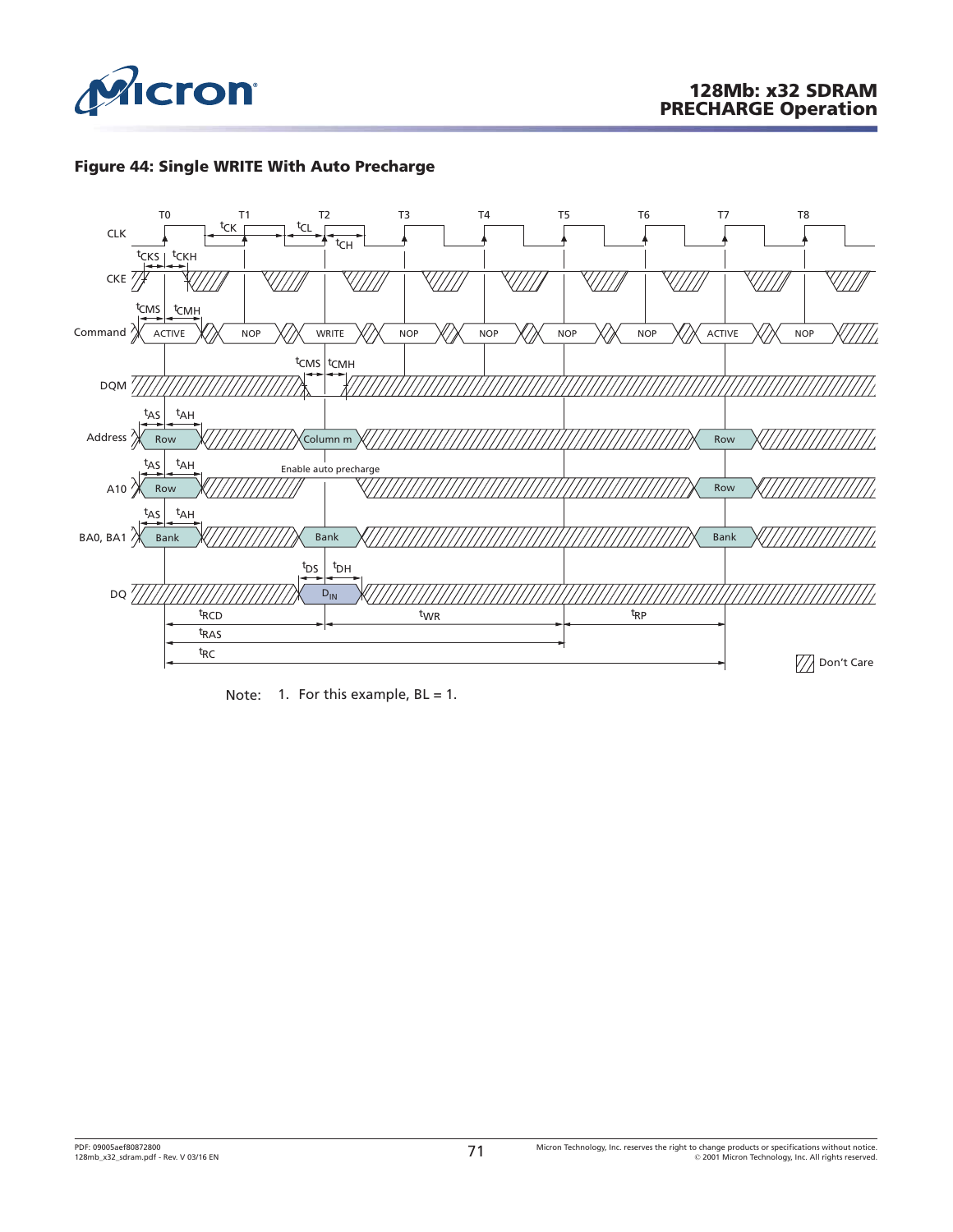# 128Mb: x32 SDRAM
## PRECHARGE Operation

**Figure 44: Single WRITE With Auto Precharge**

Note: 1. For this example, BL = 1.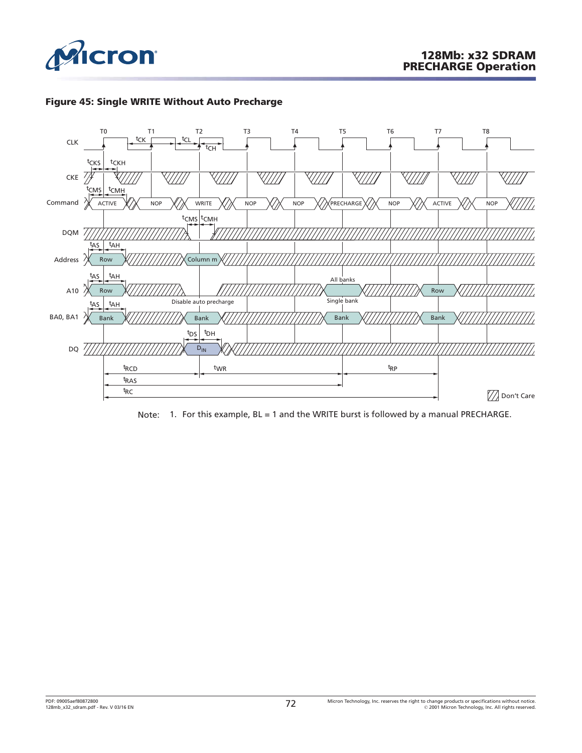**Figure 45: Single WRITE Without Auto Precharge**

Note: 1. For this example, BL = 1 and the WRITE burst is followed by a manual PRECHARGE.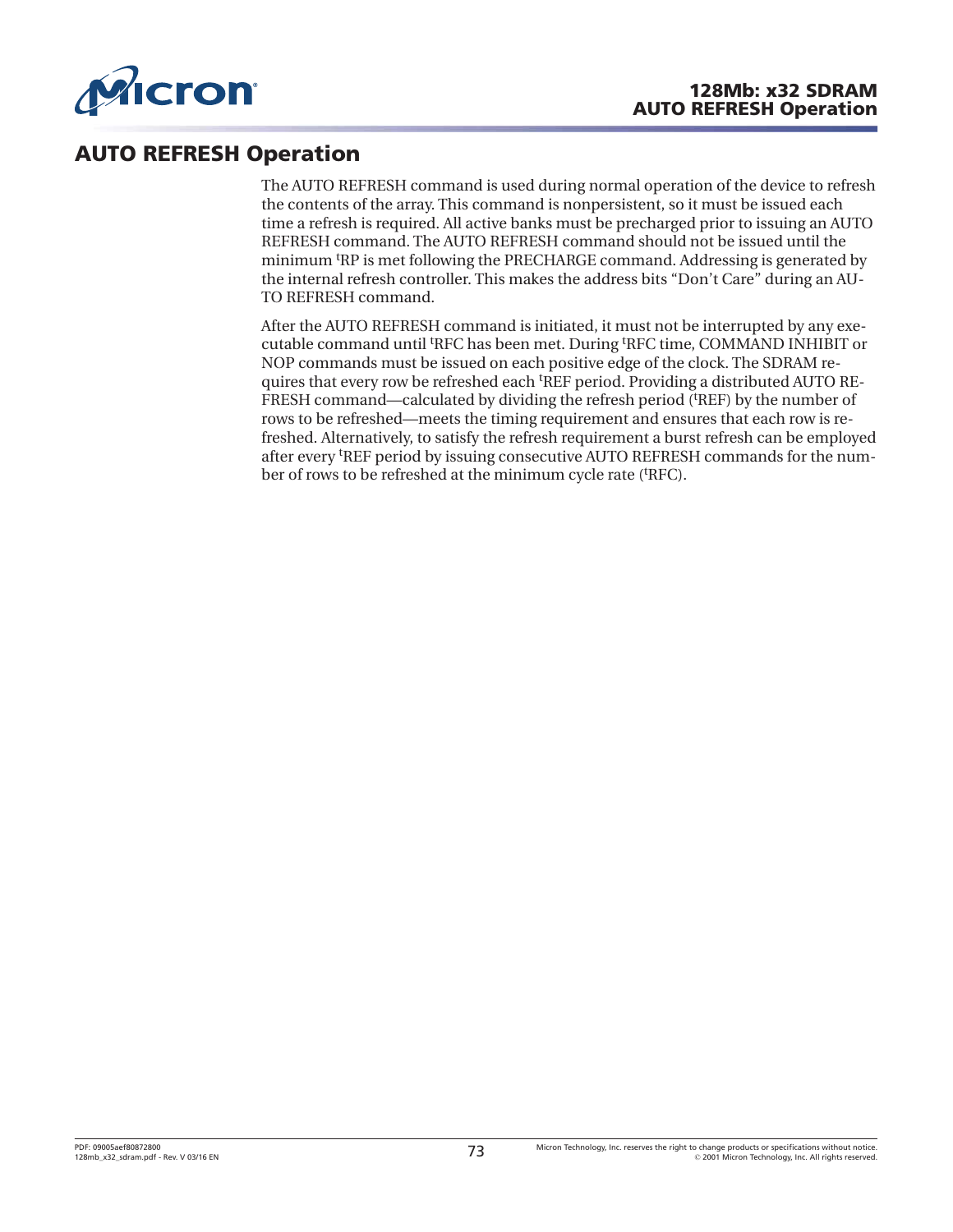## AUTO REFRESH Operation

The AUTO REFRESH command is used during normal operation of the device to refresh the contents of the array. This command is nonpersistent, so it must be issued each time a refresh is required. All active banks must be precharged prior to issuing an AUTO REFRESH command. The AUTO REFRESH command should not be issued until the minimum $^tRP$ is met following the PRECHARGE command. Addressing is generated by the internal refresh controller. This makes the address bits "Don't Care" during an AUTO REFRESH command.

After the AUTO REFRESH command is initiated, it must not be interrupted by any executable command until $^tRFC$ has been met. During $^tRFC$ time, COMMAND INHIBIT or NOP commands must be issued on each positive edge of the clock. The SDRAM requires that every row be refreshed each $^tREF$ period. Providing a distributed AUTO REFRESH command—calculated by dividing the refresh period ($^tREF$) by the number of rows to be refreshed—meets the timing requirement and ensures that each row is refreshed. Alternatively, to satisfy the refresh requirement a burst refresh can be employed after every $^tREF$ period by issuing consecutive AUTO REFRESH commands for the number of rows to be refreshed at the minimum cycle rate ($^tRFC$).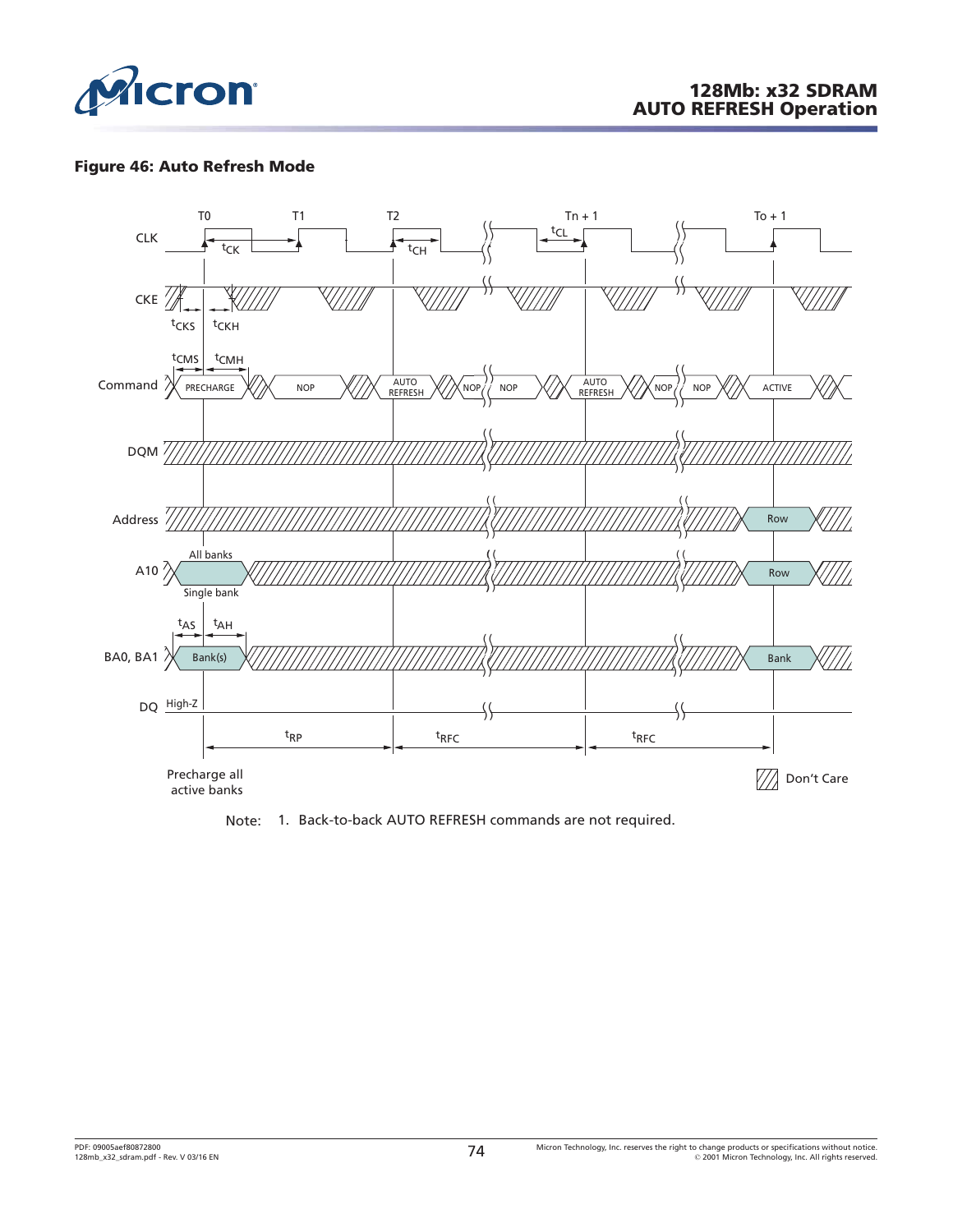## Figure 46: Auto Refresh Mode

Note: 1. Back-to-back AUTO REFRESH commands are not required.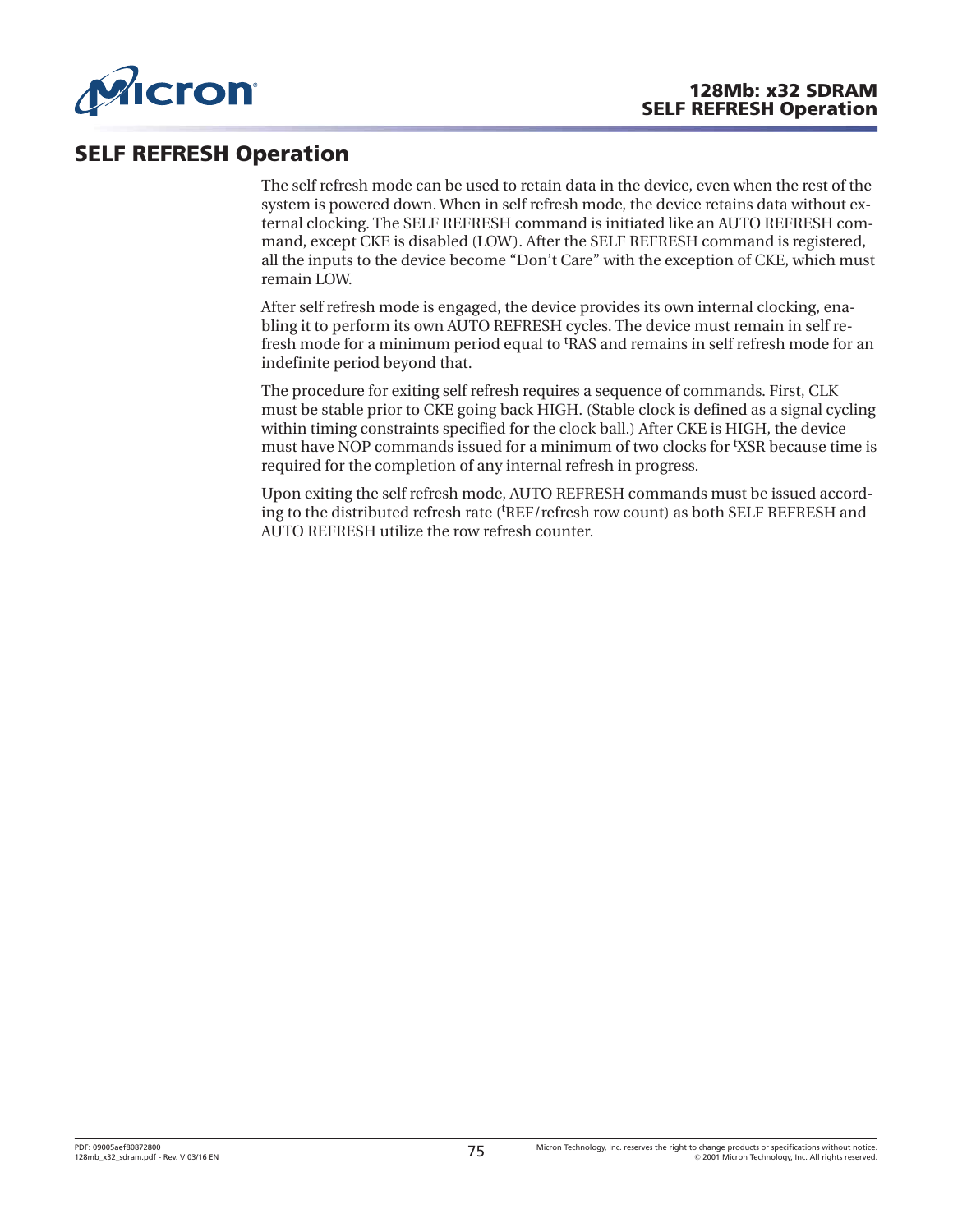# SELF REFRESH Operation

The self refresh mode can be used to retain data in the device, even when the rest of the system is powered down. When in self refresh mode, the device retains data without external clocking. The SELF REFRESH command is initiated like an AUTO REFRESH command, except CKE is disabled (LOW). After the SELF REFRESH command is registered, all the inputs to the device become "Don't Care" with the exception of CKE, which must remain LOW.

After self refresh mode is engaged, the device provides its own internal clocking, enabling it to perform its own AUTO REFRESH cycles. The device must remain in self refresh mode for a minimum period equal to $^{t}$RAS and remains in self refresh mode for an indefinite period beyond that.

The procedure for exiting self refresh requires a sequence of commands. First, CLK must be stable prior to CKE going back HIGH. (Stable clock is defined as a signal cycling within timing constraints specified for the clock ball.) After CKE is HIGH, the device must have NOP commands issued for a minimum of two clocks for $^{t}$XSR because time is required for the completion of any internal refresh in progress.

Upon exiting the self refresh mode, AUTO REFRESH commands must be issued according to the distributed refresh rate ($^{t}$REF/refresh row count) as both SELF REFRESH and AUTO REFRESH utilize the row refresh counter.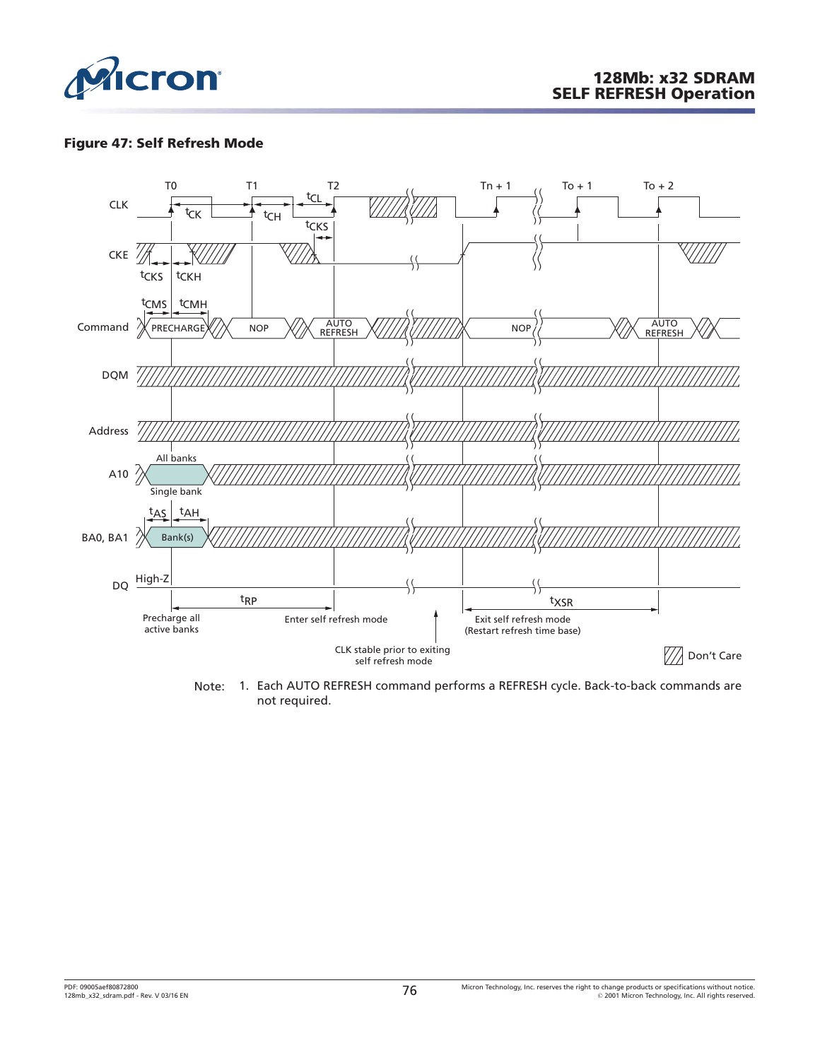**Figure 47: Self Refresh Mode**

Note: 1. Each AUTO REFRESH command performs a REFRESH cycle. Back-to-back commands are not required.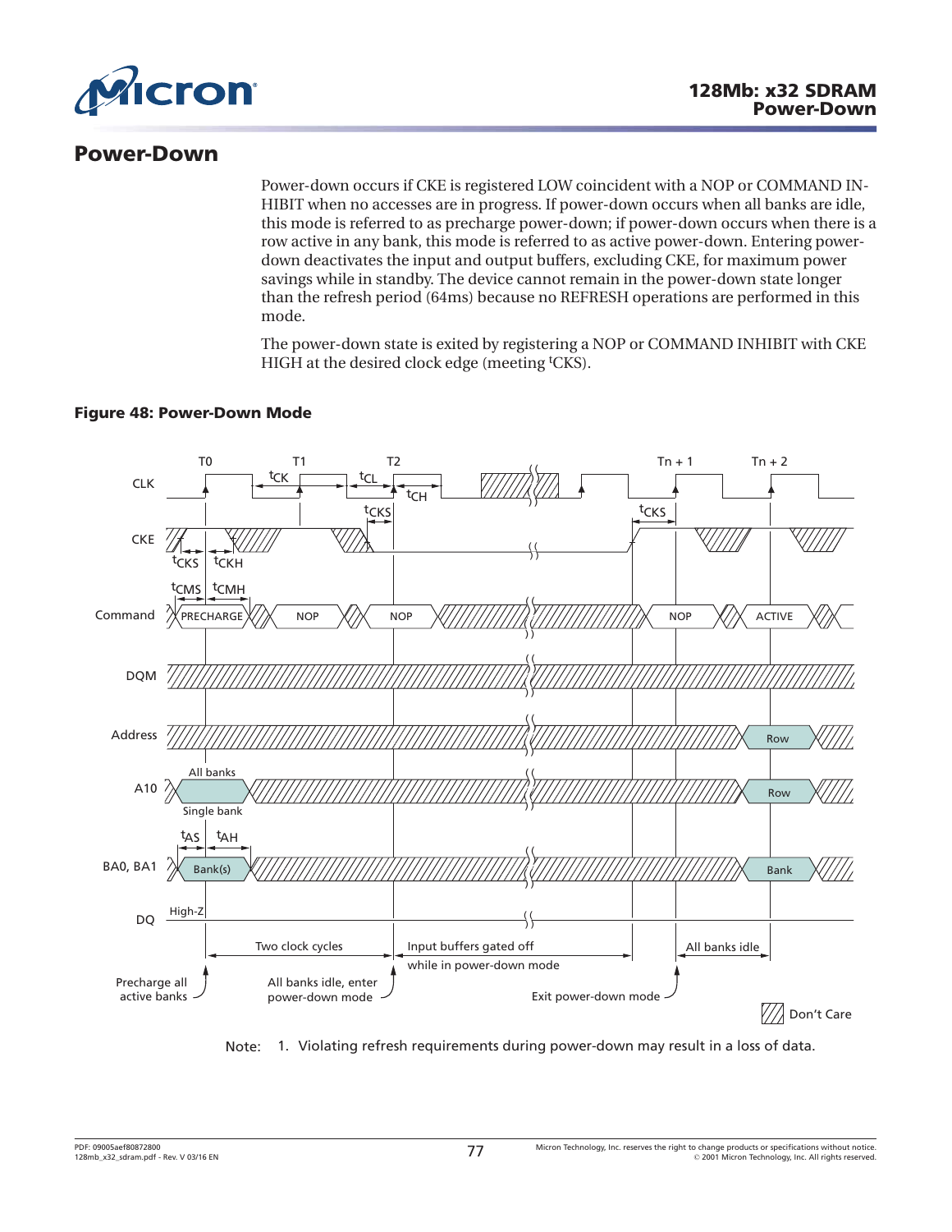## Power-Down

Power-down occurs if CKE is registered LOW coincident with a NOP or COMMAND INHIBIT when no accesses are in progress. If power-down occurs when all banks are idle, this mode is referred to as precharge power-down; if power-down occurs when there is a row active in any bank, this mode is referred to as active power-down. Entering power-down deactivates the input and output buffers, excluding CKE, for maximum power savings while in standby. The device cannot remain in the power-down state longer than the refresh period (64ms) because no REFRESH operations are performed in this mode.

The power-down state is exited by registering a NOP or COMMAND INHIBIT with CKE HIGH at the desired clock edge (meeting $^tCKS$).

**Figure 48: Power-Down Mode**

Note: 1. Violating refresh requirements during power-down may result in a loss of data.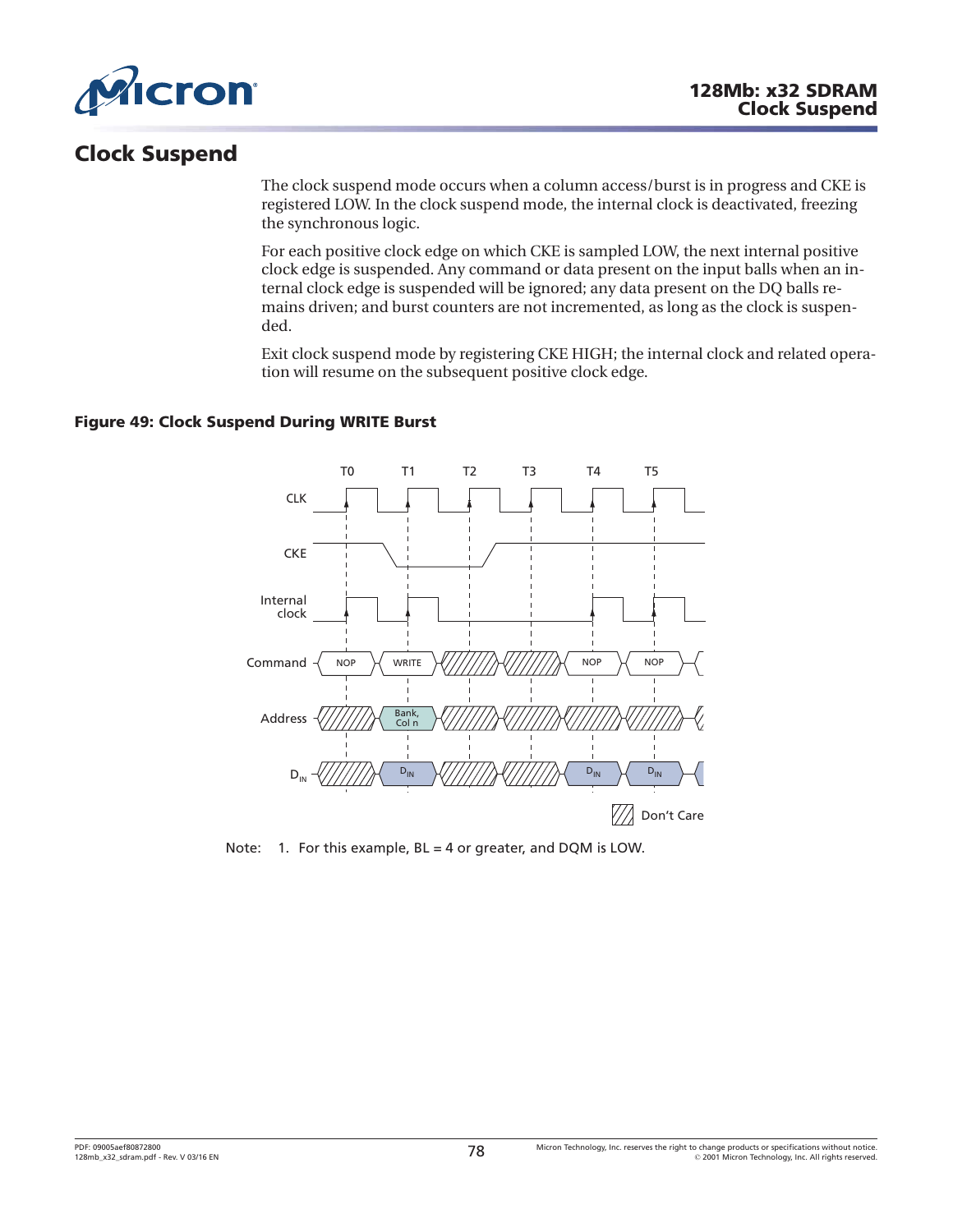# Clock Suspend

The clock suspend mode occurs when a column access/burst is in progress and CKE is registered LOW. In the clock suspend mode, the internal clock is deactivated, freezing the synchronous logic.

For each positive clock edge on which CKE is sampled LOW, the next internal positive clock edge is suspended. Any command or data present on the input balls when an internal clock edge is suspended will be ignored; any data present on the DQ balls remains driven; and burst counters are not incremented, as long as the clock is suspended.

Exit clock suspend mode by registering CKE HIGH; the internal clock and related operation will resume on the subsequent positive clock edge.

**Figure 49: Clock Suspend During WRITE Burst**

Note: 1. For this example, BL = 4 or greater, and DQM is LOW.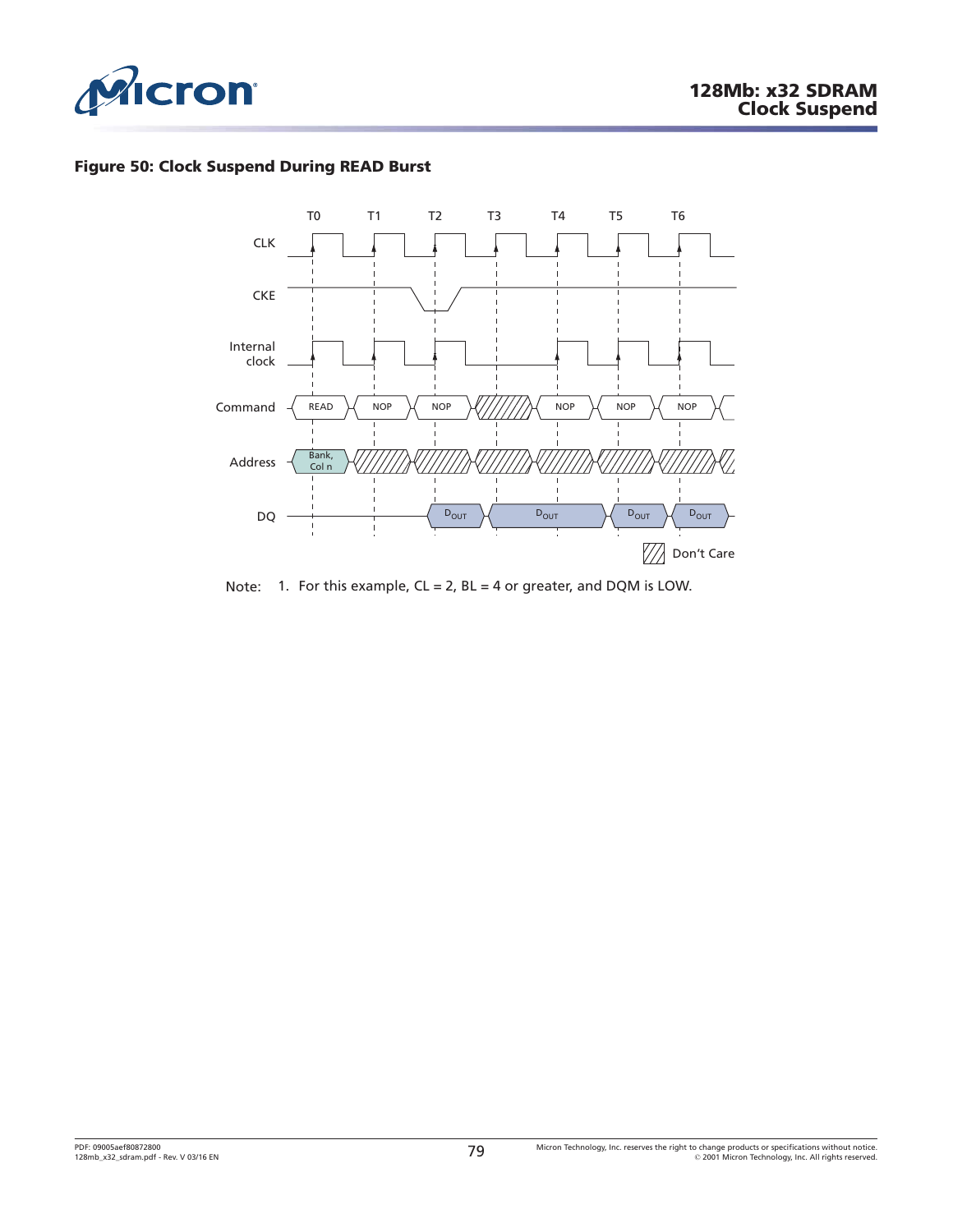**Figure 50: Clock Suspend During READ Burst**

Note: 1. For this example, CL = 2, BL = 4 or greater, and DQM is LOW.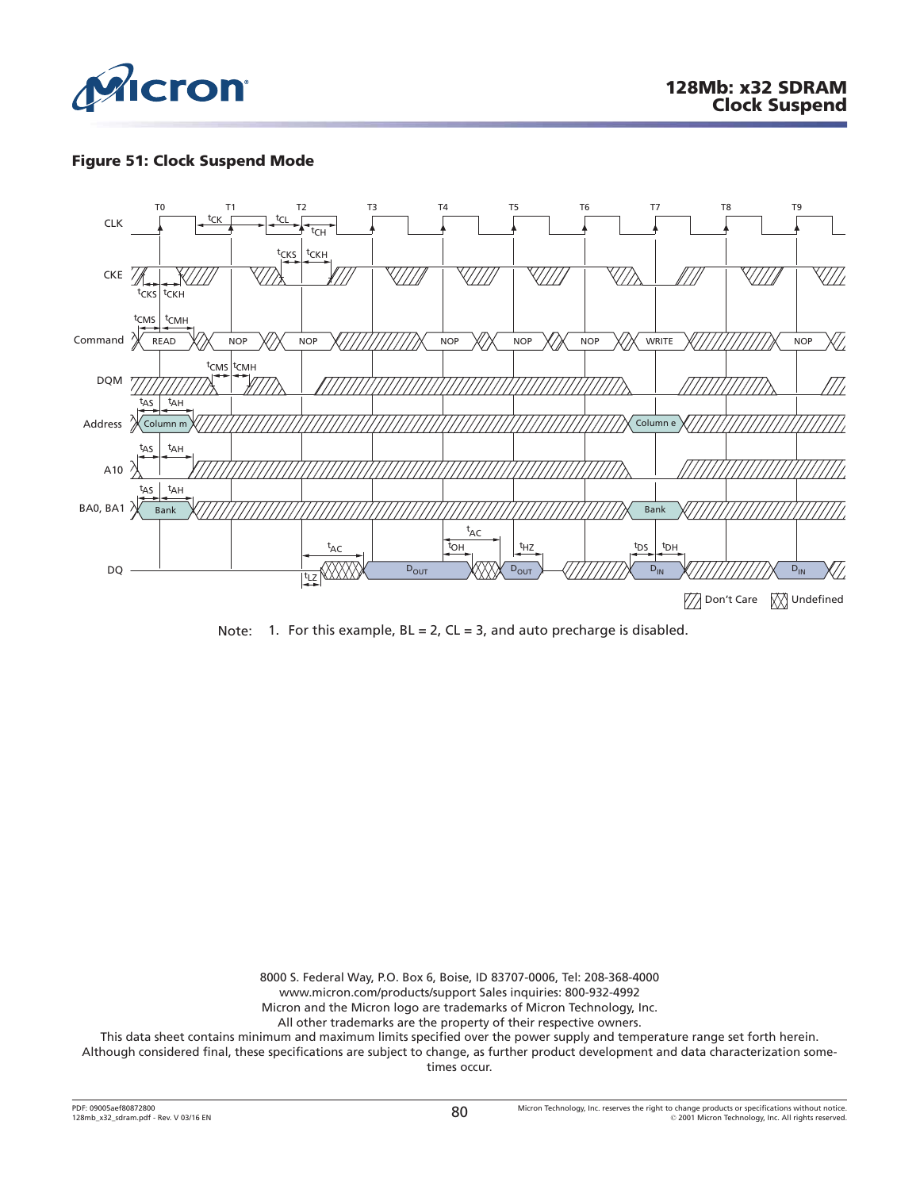**Figure 51: Clock Suspend Mode**

T0 T1 T2 T3 T4 T5 T6 T7 T8 T9

CLK

CKE

Command

DQM

Address

A10

BA0, BA1

DQ

$t_{CK}$ $t_{CL}$ $t_{CH}$

$t_{CKS}$ $t_{CKH}$

$t_{CMS}$ $t_{CMH}$

READ NOP NOP NOP NOP NOP WRITE NOP

$t_{AS}$ $t_{AH}$

Column m

Column e

Bank

Bank

$t_{AC}$ $t_{LZ}$ $t_{OH}$ $t_{HZ}$ $t_{DS}$ $t_{DH}$

$D_{OUT}$ $D_{OUT}$ $D_{IN}$ $D_{IN}$

Don't Care Undefined

Note: 1. For this example, BL = 2, CL = 3, and auto precharge is disabled.

8000 S. Federal Way, P.O. Box 6, Boise, ID 83707-0006, Tel: 208-368-4000
www.micron.com/products/support Sales inquiries: 800-932-4992
Micron and the Micron logo are trademarks of Micron Technology, Inc.
All other trademarks are the property of their respective owners.
This data sheet contains minimum and maximum limits specified over the power supply and temperature range set forth herein.
Although considered final, these specifications are subject to change, as further product development and data characterization sometimes occur.